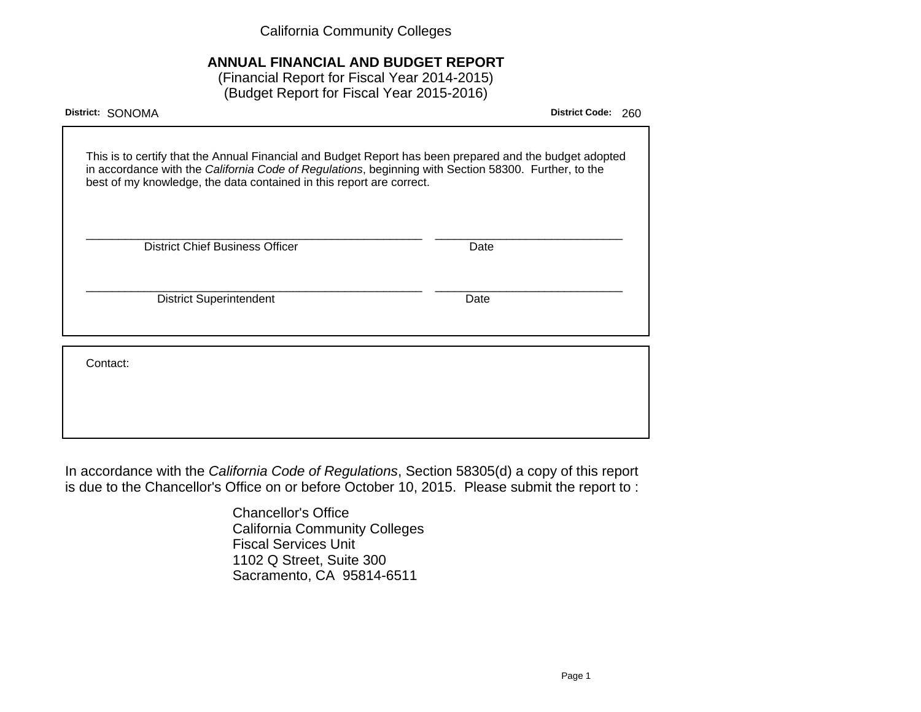California Community Colleges

# ANNUAL FINANCIAL AND BUDGET REPORT

(Financial Report for Fiscal Year 2014-2015)
(Budget Report for Fiscal Year 2015-2016)

**District:** SONOMA **District Code:** 260

This is to certify that the Annual Financial and Budget Report has been prepared and the budget adopted in accordance with the *California Code of Regulations*, beginning with Section 58300. Further, to the best of my knowledge, the data contained in this report are correct.

_____________________________________________ ____________________________
District Chief Business Officer Date

_____________________________________________ ____________________________
District Superintendent Date

Contact:

In accordance with the *California Code of Regulations*, Section 58305(d) a copy of this report is due to the Chancellor's Office on or before October 10, 2015. Please submit the report to :

Chancellor's Office
California Community Colleges
Fiscal Services Unit
1102 Q Street, Suite 300
Sacramento, CA 95814-6511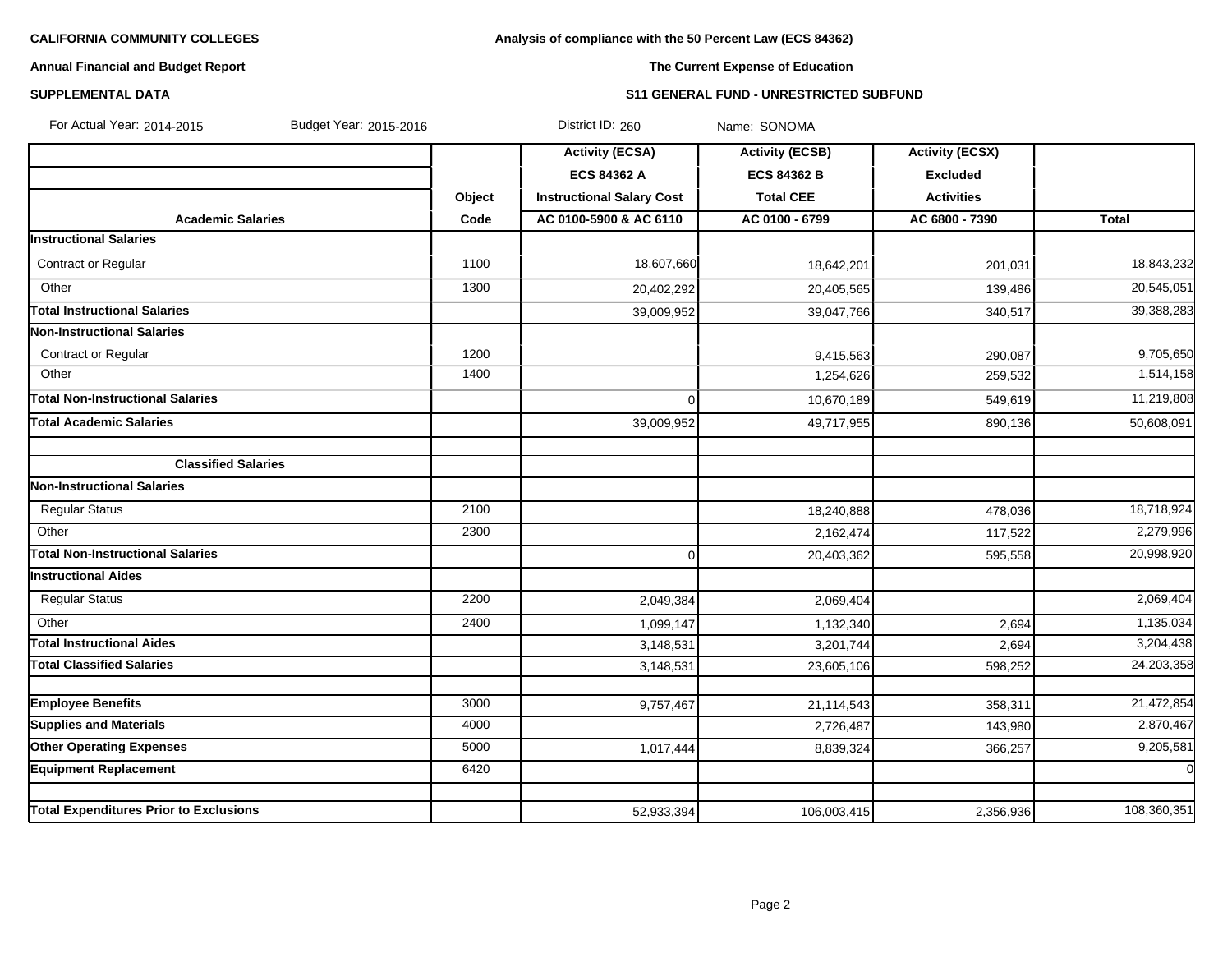**CALIFORNIA COMMUNITY COLLEGES**

**Annual Financial and Budget Report**

**SUPPLEMENTAL DATA**

**Analysis of compliance with the 50 Percent Law (ECS 84362)**

**The Current Expense of Education**

**S11 GENERAL FUND - UNRESTRICTED SUBFUND**

For Actual Year: 2014-2015 Budget Year: 2015-2016 District ID: 260 Name: SONOMA

| | | Activity (ECSA) | Activity (ECSB) | Activity (ECSX) | |
|---|---|---|---|---|---|
| | | ECS 84362 A | ECS 84362 B | Excluded | |
| | Object | Instructional Salary Cost | Total CEE | Activities | |
| **Academic Salaries** | Code | AC 0100-5900 & AC 6110 | AC 0100 - 6799 | AC 6800 - 7390 | Total |
| **Instructional Salaries** | | | | | |
| Contract or Regular | 1100 | 18,607,660 | 18,642,201 | 201,031 | 18,843,232 |
| Other | 1300 | 20,402,292 | 20,405,565 | 139,486 | 20,545,051 |
| **Total Instructional Salaries** | | 39,009,952 | 39,047,766 | 340,517 | 39,388,283 |
| **Non-Instructional Salaries** | | | | | |
| Contract or Regular | 1200 | | 9,415,563 | 290,087 | 9,705,650 |
| Other | 1400 | | 1,254,626 | 259,532 | 1,514,158 |
| **Total Non-Instructional Salaries** | | 0 | 10,670,189 | 549,619 | 11,219,808 |
| **Total Academic Salaries** | | 39,009,952 | 49,717,955 | 890,136 | 50,608,091 |
| | | | | | |
| **Classified Salaries** | | | | | |
| **Non-Instructional Salaries** | | | | | |
| Regular Status | 2100 | | 18,240,888 | 478,036 | 18,718,924 |
| Other | 2300 | | 2,162,474 | 117,522 | 2,279,996 |
| **Total Non-Instructional Salaries** | | 0 | 20,403,362 | 595,558 | 20,998,920 |
| **Instructional Aides** | | | | | |
| Regular Status | 2200 | 2,049,384 | 2,069,404 | | 2,069,404 |
| Other | 2400 | 1,099,147 | 1,132,340 | 2,694 | 1,135,034 |
| **Total Instructional Aides** | | 3,148,531 | 3,201,744 | 2,694 | 3,204,438 |
| **Total Classified Salaries** | | 3,148,531 | 23,605,106 | 598,252 | 24,203,358 |
| | | | | | |
| **Employee Benefits** | 3000 | 9,757,467 | 21,114,543 | 358,311 | 21,472,854 |
| **Supplies and Materials** | 4000 | | 2,726,487 | 143,980 | 2,870,467 |
| **Other Operating Expenses** | 5000 | 1,017,444 | 8,839,324 | 366,257 | 9,205,581 |
| **Equipment Replacement** | 6420 | | | | 0 |
| | | | | | |
| **Total Expenditures Prior to Exclusions** | | 52,933,394 | 106,003,415 | 2,356,936 | 108,360,351 |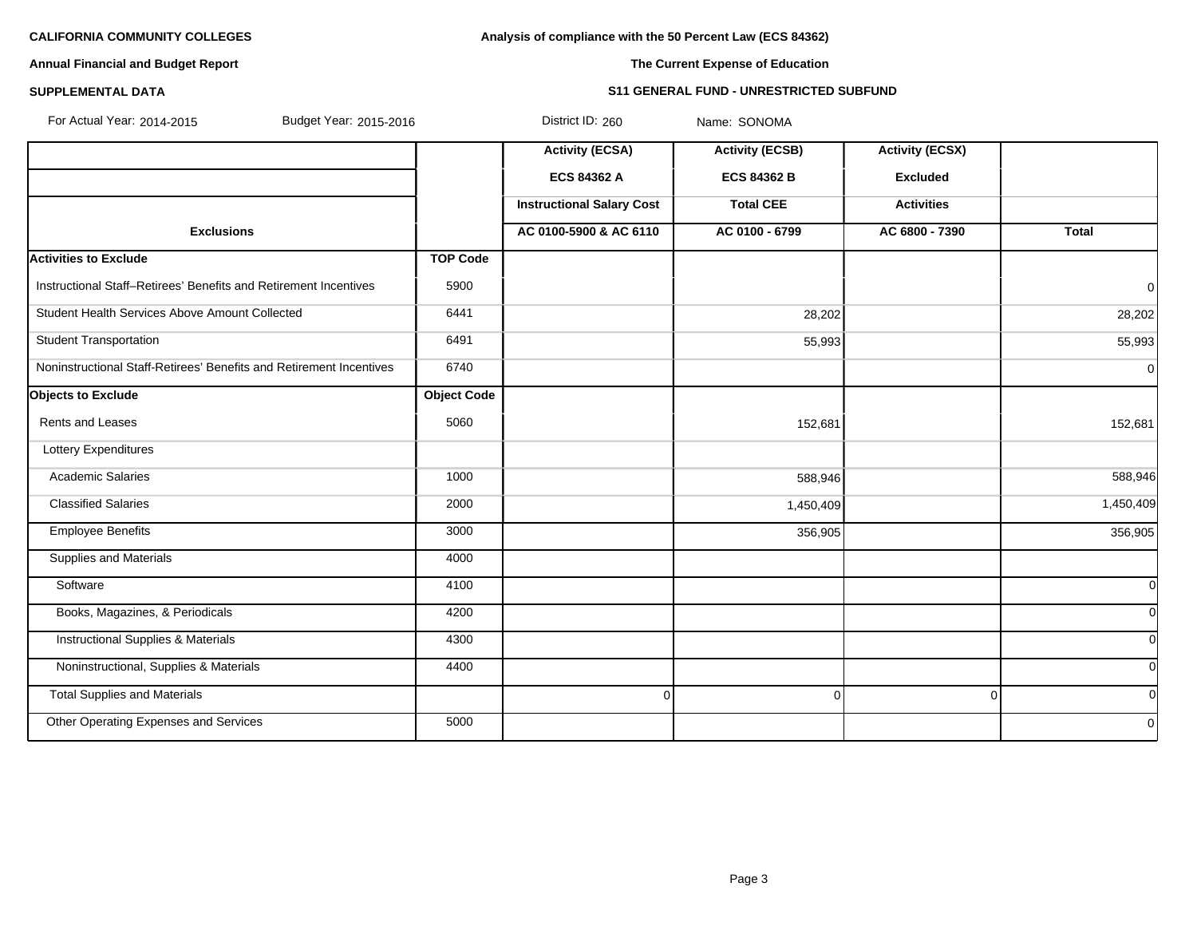**CALIFORNIA COMMUNITY COLLEGES**

**Annual Financial and Budget Report**

**SUPPLEMENTAL DATA**

**Analysis of compliance with the 50 Percent Law (ECS 84362)**

**The Current Expense of Education**

**S11 GENERAL FUND - UNRESTRICTED SUBFUND**

For Actual Year: 2014-2015 Budget Year: 2015-2016 District ID: 260 Name: SONOMA

| | | Activity (ECSA) | Activity (ECSB) | Activity (ECSX) | |
|---|---|---|---|---|---|
| | | ECS 84362 A | ECS 84362 B | Excluded | |
| | | Instructional Salary Cost | Total CEE | Activities | |
| **Exclusions** | | AC 0100-5900 & AC 6110 | AC 0100 - 6799 | AC 6800 - 7390 | **Total** |
| **Activities to Exclude** | **TOP Code** | | | | |
| Instructional Staff–Retirees' Benefits and Retirement Incentives | 5900 | | | | 0 |
| Student Health Services Above Amount Collected | 6441 | | 28,202 | | 28,202 |
| Student Transportation | 6491 | | 55,993 | | 55,993 |
| Noninstructional Staff-Retirees' Benefits and Retirement Incentives | 6740 | | | | 0 |
| **Objects to Exclude** | **Object Code** | | | | |
| Rents and Leases | 5060 | | 152,681 | | 152,681 |
| Lottery Expenditures | | | | | |
| Academic Salaries | 1000 | | 588,946 | | 588,946 |
| Classified Salaries | 2000 | | 1,450,409 | | 1,450,409 |
| Employee Benefits | 3000 | | 356,905 | | 356,905 |
| Supplies and Materials | 4000 | | | | |
| Software | 4100 | | | | 0 |
| Books, Magazines, & Periodicals | 4200 | | | | 0 |
| Instructional Supplies & Materials | 4300 | | | | 0 |
| Noninstructional, Supplies & Materials | 4400 | | | | 0 |
| Total Supplies and Materials | | 0 | 0 | 0 | 0 |
| Other Operating Expenses and Services | 5000 | | | | 0 |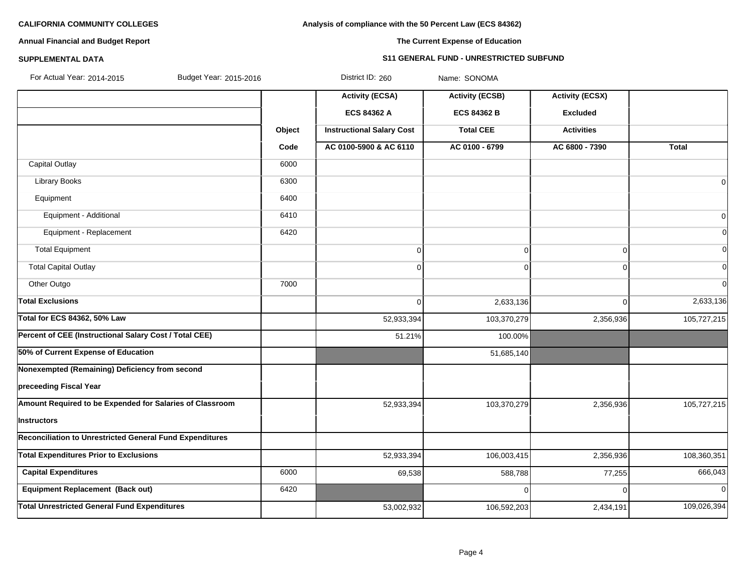**CALIFORNIA COMMUNITY COLLEGES**

**Annual Financial and Budget Report**

**SUPPLEMENTAL DATA**

**Analysis of compliance with the 50 Percent Law (ECS 84362)**

**The Current Expense of Education**

**S11 GENERAL FUND - UNRESTRICTED SUBFUND**

For Actual Year: 2014-2015 Budget Year: 2015-2016 District ID: 260 Name: SONOMA

| | Object Code | Activity (ECSA) ECS 84362 A Instructional Salary Cost AC 0100-5900 & AC 6110 | Activity (ECSB) ECS 84362 B Total CEE AC 0100 - 6799 | Activity (ECSX) Excluded Activities AC 6800 - 7390 | Total |
|---|---|---|---|---|---|
| Capital Outlay | 6000 | | | | |
| Library Books | 6300 | | | | 0 |
| Equipment | 6400 | | | | |
| Equipment - Additional | 6410 | | | | 0 |
| Equipment - Replacement | 6420 | | | | 0 |
| Total Equipment | | 0 | 0 | 0 | 0 |
| Total Capital Outlay | | 0 | 0 | 0 | 0 |
| Other Outgo | 7000 | | | | 0 |
| **Total Exclusions** | | 0 | 2,633,136 | 0 | 2,633,136 |
| **Total for ECS 84362, 50% Law** | | 52,933,394 | 103,370,279 | 2,356,936 | 105,727,215 |
| **Percent of CEE (Instructional Salary Cost / Total CEE)** | | 51.21% | 100.00% | | |
| **50% of Current Expense of Education** | | | 51,685,140 | | |
| **Nonexempted (Remaining) Deficiency from second preceeding Fiscal Year** | | | | | |
| **Amount Required to be Expended for Salaries of Classroom Instructors** | | 52,933,394 | 103,370,279 | 2,356,936 | 105,727,215 |
| **Reconciliation to Unrestricted General Fund Expenditures** | | | | | |
| **Total Expenditures Prior to Exclusions** | | 52,933,394 | 106,003,415 | 2,356,936 | 108,360,351 |
| **Capital Expenditures** | 6000 | 69,538 | 588,788 | 77,255 | 666,043 |
| **Equipment Replacement (Back out)** | 6420 | | 0 | 0 | 0 |
| **Total Unrestricted General Fund Expenditures** | | 53,002,932 | 106,592,203 | 2,434,191 | 109,026,394 |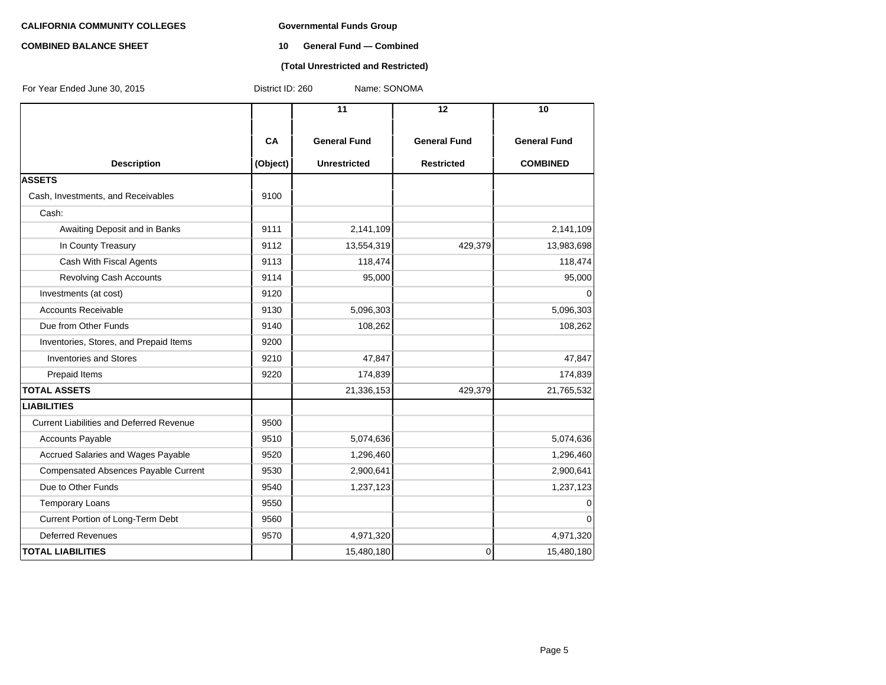**CALIFORNIA COMMUNITY COLLEGES**

**COMBINED BALANCE SHEET**

**Governmental Funds Group**

**10 General Fund — Combined**

**(Total Unrestricted and Restricted)**

For Year Ended June 30, 2015 District ID: 260 Name: SONOMA

| Description | CA (Object) | 11 General Fund Unrestricted | 12 General Fund Restricted | 10 General Fund COMBINED |
|---|---|---|---|---|
| **ASSETS** | | | | |
| Cash, Investments, and Receivables | 9100 | | | |
| Cash: | | | | |
| Awaiting Deposit and in Banks | 9111 | 2,141,109 | | 2,141,109 |
| In County Treasury | 9112 | 13,554,319 | 429,379 | 13,983,698 |
| Cash With Fiscal Agents | 9113 | 118,474 | | 118,474 |
| Revolving Cash Accounts | 9114 | 95,000 | | 95,000 |
| Investments (at cost) | 9120 | | | 0 |
| Accounts Receivable | 9130 | 5,096,303 | | 5,096,303 |
| Due from Other Funds | 9140 | 108,262 | | 108,262 |
| Inventories, Stores, and Prepaid Items | 9200 | | | |
| Inventories and Stores | 9210 | 47,847 | | 47,847 |
| Prepaid Items | 9220 | 174,839 | | 174,839 |
| **TOTAL ASSETS** | | 21,336,153 | 429,379 | 21,765,532 |
| **LIABILITIES** | | | | |
| Current Liabilities and Deferred Revenue | 9500 | | | |
| Accounts Payable | 9510 | 5,074,636 | | 5,074,636 |
| Accrued Salaries and Wages Payable | 9520 | 1,296,460 | | 1,296,460 |
| Compensated Absences Payable Current | 9530 | 2,900,641 | | 2,900,641 |
| Due to Other Funds | 9540 | 1,237,123 | | 1,237,123 |
| Temporary Loans | 9550 | | | 0 |
| Current Portion of Long-Term Debt | 9560 | | | 0 |
| Deferred Revenues | 9570 | 4,971,320 | | 4,971,320 |
| **TOTAL LIABILITIES** | | 15,480,180 | 0 | 15,480,180 |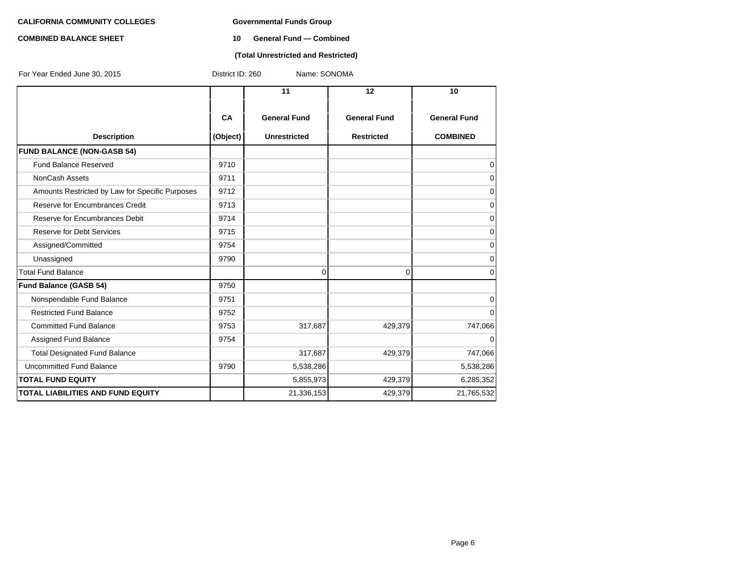**CALIFORNIA COMMUNITY COLLEGES**

**COMBINED BALANCE SHEET**

**Governmental Funds Group**

**10 General Fund — Combined**

**(Total Unrestricted and Restricted)**

For Year Ended June 30, 2015 District ID: 260 Name: SONOMA

| Description | CA (Object) | 11 General Fund Unrestricted | 12 General Fund Restricted | 10 General Fund COMBINED |
|---|---|---|---|---|
| **FUND BALANCE (NON-GASB 54)** | | | | |
| Fund Balance Reserved | 9710 | | | 0 |
| NonCash Assets | 9711 | | | 0 |
| Amounts Restricted by Law for Specific Purposes | 9712 | | | 0 |
| Reserve for Encumbrances Credit | 9713 | | | 0 |
| Reserve for Encumbrances Debit | 9714 | | | 0 |
| Reserve for Debt Services | 9715 | | | 0 |
| Assigned/Committed | 9754 | | | 0 |
| Unassigned | 9790 | | | 0 |
| Total Fund Balance | | 0 | 0 | 0 |
| **Fund Balance (GASB 54)** | 9750 | | | |
| Nonspendable Fund Balance | 9751 | | | 0 |
| Restricted Fund Balance | 9752 | | | 0 |
| Committed Fund Balance | 9753 | 317,687 | 429,379 | 747,066 |
| Assigned Fund Balance | 9754 | | | 0 |
| Total Designated Fund Balance | | 317,687 | 429,379 | 747,066 |
| Uncommitted Fund Balance | 9790 | 5,538,286 | | 5,538,286 |
| **TOTAL FUND EQUITY** | | 5,855,973 | 429,379 | 6,285,352 |
| **TOTAL LIABILITIES AND FUND EQUITY** | | 21,336,153 | 429,379 | 21,765,532 |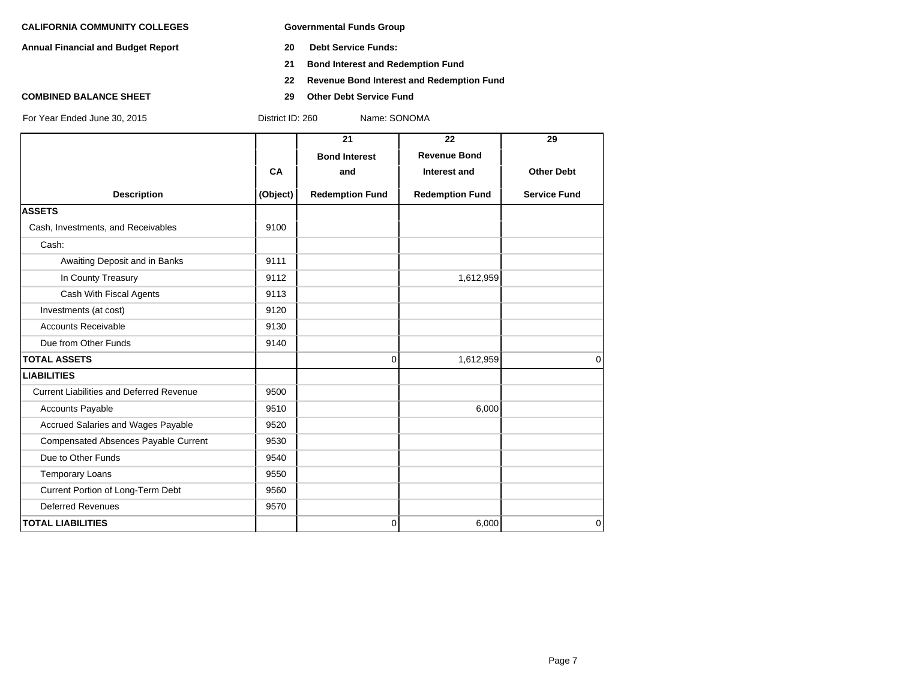**CALIFORNIA COMMUNITY COLLEGES**

**Annual Financial and Budget Report**

**COMBINED BALANCE SHEET**

For Year Ended June 30, 2015

**Governmental Funds Group**

**20 Debt Service Funds:**

**21 Bond Interest and Redemption Fund**

**22 Revenue Bond Interest and Redemption Fund**

**29 Other Debt Service Fund**

District ID: 260 Name: SONOMA

| Description | CA (Object) | 21 Bond Interest and Redemption Fund | 22 Revenue Bond Interest and Redemption Fund | 29 Other Debt Service Fund |
|---|---|---|---|---|
| **ASSETS** | | | | |
| Cash, Investments, and Receivables | 9100 | | | |
| Cash: | | | | |
| Awaiting Deposit and in Banks | 9111 | | | |
| In County Treasury | 9112 | | 1,612,959 | |
| Cash With Fiscal Agents | 9113 | | | |
| Investments (at cost) | 9120 | | | |
| Accounts Receivable | 9130 | | | |
| Due from Other Funds | 9140 | | | |
| **TOTAL ASSETS** | | 0 | 1,612,959 | 0 |
| **LIABILITIES** | | | | |
| Current Liabilities and Deferred Revenue | 9500 | | | |
| Accounts Payable | 9510 | | 6,000 | |
| Accrued Salaries and Wages Payable | 9520 | | | |
| Compensated Absences Payable Current | 9530 | | | |
| Due to Other Funds | 9540 | | | |
| Temporary Loans | 9550 | | | |
| Current Portion of Long-Term Debt | 9560 | | | |
| Deferred Revenues | 9570 | | | |
| **TOTAL LIABILITIES** | | 0 | 6,000 | 0 |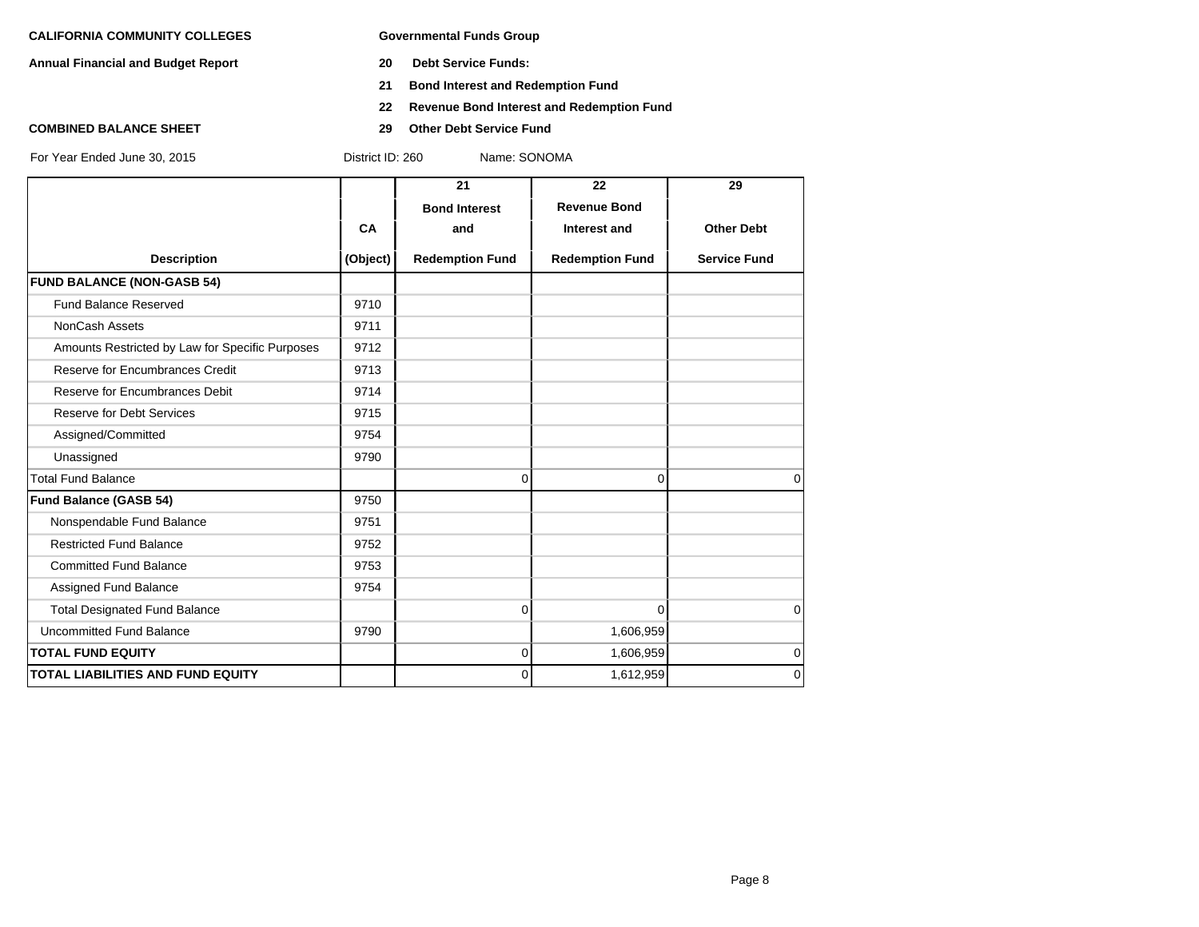**CALIFORNIA COMMUNITY COLLEGES**

**Annual Financial and Budget Report**

**COMBINED BALANCE SHEET**

**Governmental Funds Group**

**20 Debt Service Funds:**

**21 Bond Interest and Redemption Fund**

**22 Revenue Bond Interest and Redemption Fund**

**29 Other Debt Service Fund**

For Year Ended June 30, 2015 District ID: 260 Name: SONOMA

| Description | CA (Object) | 21 Bond Interest and Redemption Fund | 22 Revenue Bond Interest and Redemption Fund | 29 Other Debt Service Fund |
|---|---|---|---|---|
| **FUND BALANCE (NON-GASB 54)** | | | | |
| Fund Balance Reserved | 9710 | | | |
| NonCash Assets | 9711 | | | |
| Amounts Restricted by Law for Specific Purposes | 9712 | | | |
| Reserve for Encumbrances Credit | 9713 | | | |
| Reserve for Encumbrances Debit | 9714 | | | |
| Reserve for Debt Services | 9715 | | | |
| Assigned/Committed | 9754 | | | |
| Unassigned | 9790 | | | |
| Total Fund Balance | | 0 | 0 | 0 |
| **Fund Balance (GASB 54)** | 9750 | | | |
| Nonspendable Fund Balance | 9751 | | | |
| Restricted Fund Balance | 9752 | | | |
| Committed Fund Balance | 9753 | | | |
| Assigned Fund Balance | 9754 | | | |
| Total Designated Fund Balance | | 0 | 0 | 0 |
| Uncommitted Fund Balance | 9790 | | 1,606,959 | |
| **TOTAL FUND EQUITY** | | 0 | 1,606,959 | 0 |
| **TOTAL LIABILITIES AND FUND EQUITY** | | 0 | 1,612,959 | 0 |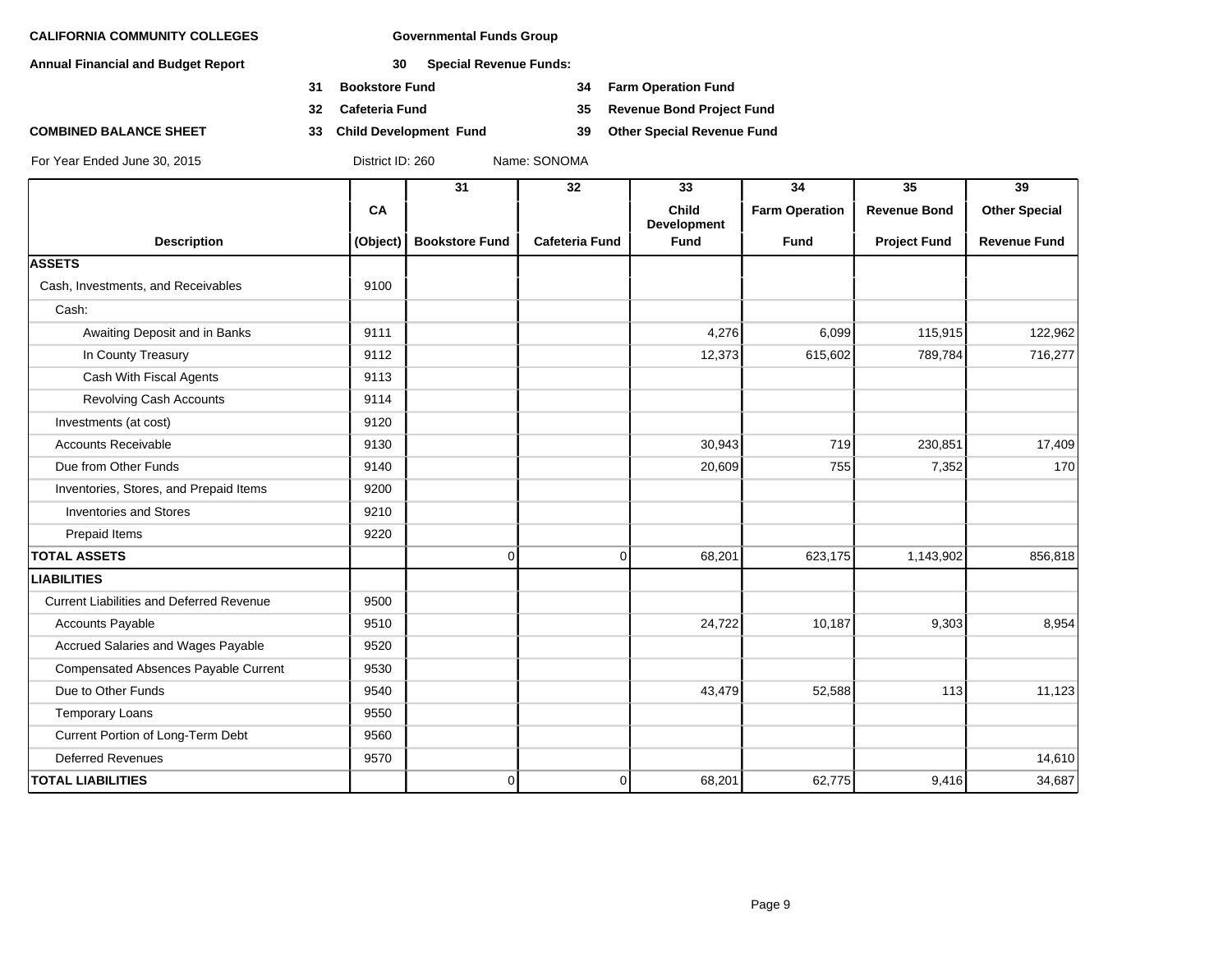**CALIFORNIA COMMUNITY COLLEGES**

**Annual Financial and Budget Report**

**COMBINED BALANCE SHEET**

**Governmental Funds Group**

**30 Special Revenue Funds:**

**31 Bookstore Fund** | **34 Farm Operation Fund**

**32 Cafeteria Fund** | **35 Revenue Bond Project Fund**

**33 Child Development Fund** | **39 Other Special Revenue Fund**

For Year Ended June 30, 2015 District ID: 260 Name: SONOMA

| Description | CA (Object) | 31 Bookstore Fund | 32 Cafeteria Fund | 33 Child Development Fund | 34 Farm Operation Fund | 35 Revenue Bond Project Fund | 39 Other Special Revenue Fund |
|---|---|---|---|---|---|---|---|
| **ASSETS** | | | | | | | |
| Cash, Investments, and Receivables | 9100 | | | | | | |
| Cash: | | | | | | | |
| Awaiting Deposit and in Banks | 9111 | | | 4,276 | 6,099 | 115,915 | 122,962 |
| In County Treasury | 9112 | | | 12,373 | 615,602 | 789,784 | 716,277 |
| Cash With Fiscal Agents | 9113 | | | | | | |
| Revolving Cash Accounts | 9114 | | | | | | |
| Investments (at cost) | 9120 | | | | | | |
| Accounts Receivable | 9130 | | | 30,943 | 719 | 230,851 | 17,409 |
| Due from Other Funds | 9140 | | | 20,609 | 755 | 7,352 | 170 |
| Inventories, Stores, and Prepaid Items | 9200 | | | | | | |
| Inventories and Stores | 9210 | | | | | | |
| Prepaid Items | 9220 | | | | | | |
| **TOTAL ASSETS** | | 0 | 0 | 68,201 | 623,175 | 1,143,902 | 856,818 |
| **LIABILITIES** | | | | | | | |
| Current Liabilities and Deferred Revenue | 9500 | | | | | | |
| Accounts Payable | 9510 | | | 24,722 | 10,187 | 9,303 | 8,954 |
| Accrued Salaries and Wages Payable | 9520 | | | | | | |
| Compensated Absences Payable Current | 9530 | | | | | | |
| Due to Other Funds | 9540 | | | 43,479 | 52,588 | 113 | 11,123 |
| Temporary Loans | 9550 | | | | | | |
| Current Portion of Long-Term Debt | 9560 | | | | | | |
| Deferred Revenues | 9570 | | | | | | 14,610 |
| **TOTAL LIABILITIES** | | 0 | 0 | 68,201 | 62,775 | 9,416 | 34,687 |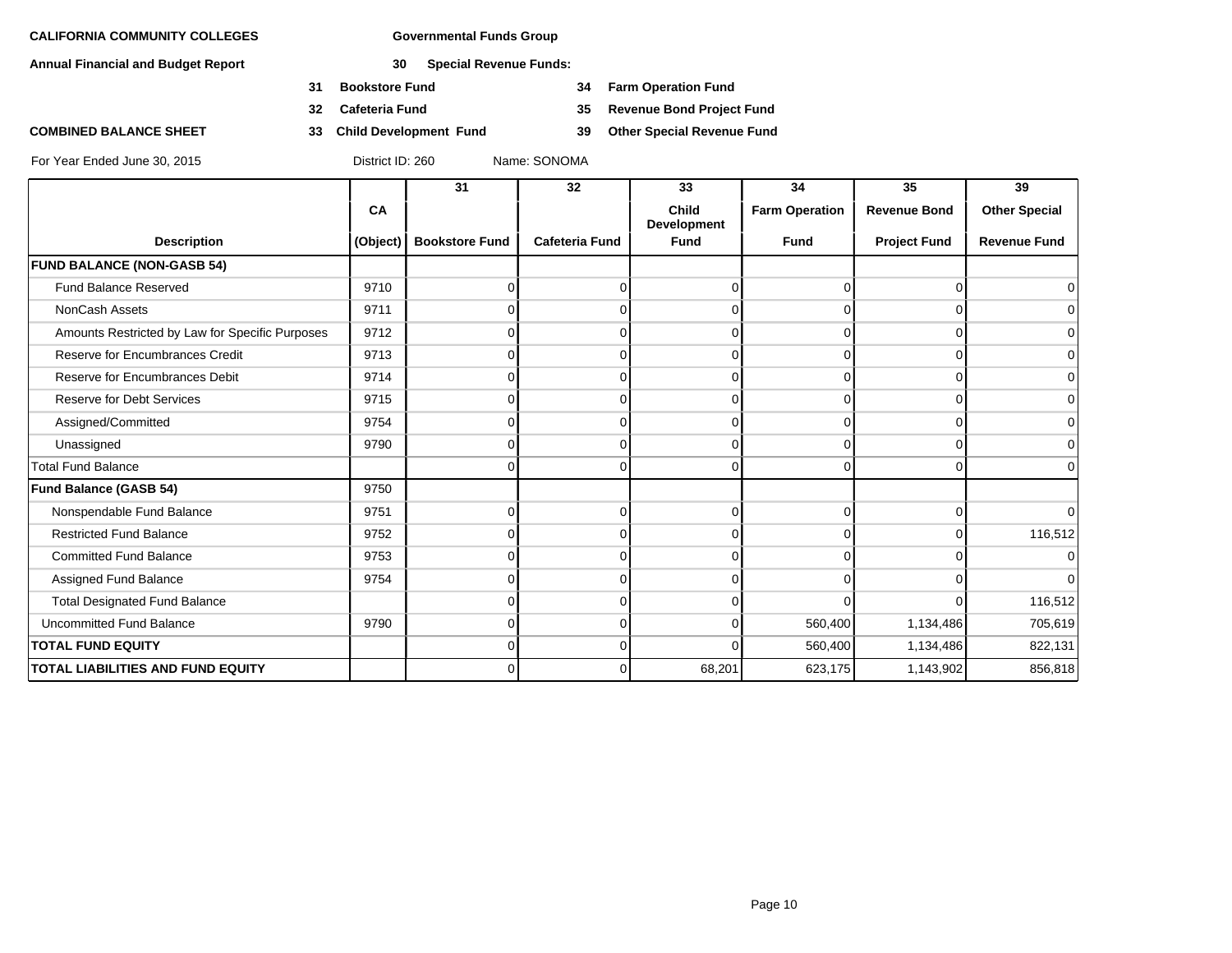**CALIFORNIA COMMUNITY COLLEGES**

**Annual Financial and Budget Report**

**COMBINED BALANCE SHEET**

**Governmental Funds Group**

**30 Special Revenue Funds:**

**31 Bookstore Fund**
**32 Cafeteria Fund**
**33 Child Development Fund**
**34 Farm Operation Fund**
**35 Revenue Bond Project Fund**
**39 Other Special Revenue Fund**

For Year Ended June 30, 2015 District ID: 260 Name: SONOMA

| Description | CA (Object) | 31 Bookstore Fund | 32 Cafeteria Fund | 33 Child Development Fund | 34 Farm Operation Fund | 35 Revenue Bond Project Fund | 39 Other Special Revenue Fund |
|---|---|---|---|---|---|---|---|
| **FUND BALANCE (NON-GASB 54)** | | | | | | | |
| Fund Balance Reserved | 9710 | 0 | 0 | 0 | 0 | 0 | 0 |
| NonCash Assets | 9711 | 0 | 0 | 0 | 0 | 0 | 0 |
| Amounts Restricted by Law for Specific Purposes | 9712 | 0 | 0 | 0 | 0 | 0 | 0 |
| Reserve for Encumbrances Credit | 9713 | 0 | 0 | 0 | 0 | 0 | 0 |
| Reserve for Encumbrances Debit | 9714 | 0 | 0 | 0 | 0 | 0 | 0 |
| Reserve for Debt Services | 9715 | 0 | 0 | 0 | 0 | 0 | 0 |
| Assigned/Committed | 9754 | 0 | 0 | 0 | 0 | 0 | 0 |
| Unassigned | 9790 | 0 | 0 | 0 | 0 | 0 | 0 |
| Total Fund Balance | | 0 | 0 | 0 | 0 | 0 | 0 |
| **Fund Balance (GASB 54)** | 9750 | | | | | | |
| Nonspendable Fund Balance | 9751 | 0 | 0 | 0 | 0 | 0 | 0 |
| Restricted Fund Balance | 9752 | 0 | 0 | 0 | 0 | 0 | 116,512 |
| Committed Fund Balance | 9753 | 0 | 0 | 0 | 0 | 0 | 0 |
| Assigned Fund Balance | 9754 | 0 | 0 | 0 | 0 | 0 | 0 |
| Total Designated Fund Balance | | 0 | 0 | 0 | 0 | 0 | 116,512 |
| Uncommitted Fund Balance | 9790 | 0 | 0 | 0 | 560,400 | 1,134,486 | 705,619 |
| **TOTAL FUND EQUITY** | | 0 | 0 | 0 | 560,400 | 1,134,486 | 822,131 |
| **TOTAL LIABILITIES AND FUND EQUITY** | | 0 | 0 | 68,201 | 623,175 | 1,143,902 | 856,818 |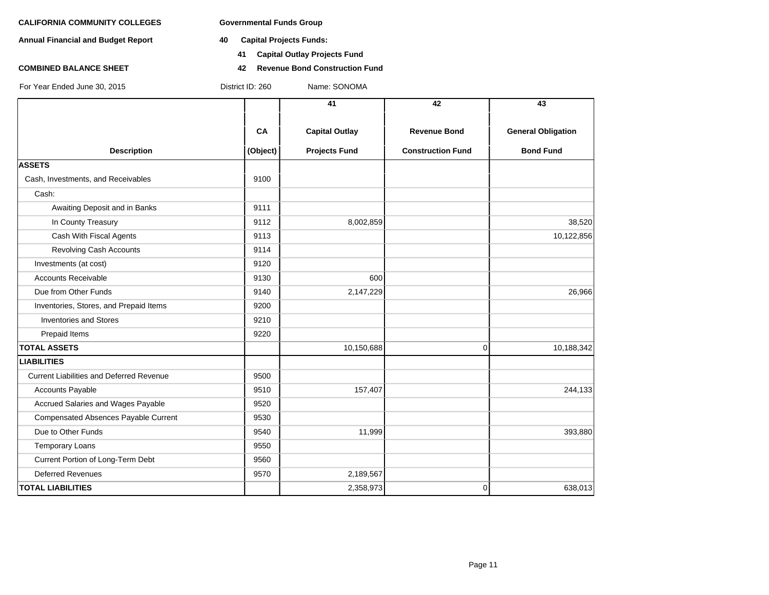**CALIFORNIA COMMUNITY COLLEGES** **Governmental Funds Group**

**Annual Financial and Budget Report** **40 Capital Projects Funds:**

**41 Capital Outlay Projects Fund**

**COMBINED BALANCE SHEET** **42 Revenue Bond Construction Fund**

For Year Ended June 30, 2015 District ID: 260 Name: SONOMA

| Description | CA (Object) | 41 Capital Outlay Projects Fund | 42 Revenue Bond Construction Fund | 43 General Obligation Bond Fund |
|---|---|---|---|---|
| **ASSETS** | | | | |
| Cash, Investments, and Receivables | 9100 | | | |
| Cash: | | | | |
| Awaiting Deposit and in Banks | 9111 | | | |
| In County Treasury | 9112 | 8,002,859 | | 38,520 |
| Cash With Fiscal Agents | 9113 | | | 10,122,856 |
| Revolving Cash Accounts | 9114 | | | |
| Investments (at cost) | 9120 | | | |
| Accounts Receivable | 9130 | 600 | | |
| Due from Other Funds | 9140 | 2,147,229 | | 26,966 |
| Inventories, Stores, and Prepaid Items | 9200 | | | |
| Inventories and Stores | 9210 | | | |
| Prepaid Items | 9220 | | | |
| **TOTAL ASSETS** | | 10,150,688 | 0 | 10,188,342 |
| **LIABILITIES** | | | | |
| Current Liabilities and Deferred Revenue | 9500 | | | |
| Accounts Payable | 9510 | 157,407 | | 244,133 |
| Accrued Salaries and Wages Payable | 9520 | | | |
| Compensated Absences Payable Current | 9530 | | | |
| Due to Other Funds | 9540 | 11,999 | | 393,880 |
| Temporary Loans | 9550 | | | |
| Current Portion of Long-Term Debt | 9560 | | | |
| Deferred Revenues | 9570 | 2,189,567 | | |
| **TOTAL LIABILITIES** | | 2,358,973 | 0 | 638,013 |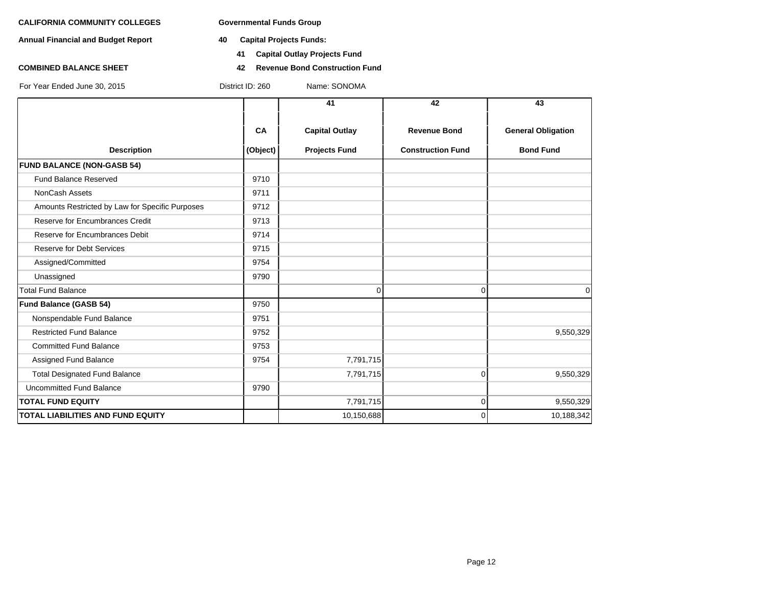**CALIFORNIA COMMUNITY COLLEGES** **Governmental Funds Group**

**Annual Financial and Budget Report** **40 Capital Projects Funds:**

**41 Capital Outlay Projects Fund**

**COMBINED BALANCE SHEET** **42 Revenue Bond Construction Fund**

For Year Ended June 30, 2015 District ID: 260 Name: SONOMA

| Description | CA (Object) | 41 Capital Outlay Projects Fund | 42 Revenue Bond Construction Fund | 43 General Obligation Bond Fund |
|---|---|---|---|---|
| **FUND BALANCE (NON-GASB 54)** | | | | |
| Fund Balance Reserved | 9710 | | | |
| NonCash Assets | 9711 | | | |
| Amounts Restricted by Law for Specific Purposes | 9712 | | | |
| Reserve for Encumbrances Credit | 9713 | | | |
| Reserve for Encumbrances Debit | 9714 | | | |
| Reserve for Debt Services | 9715 | | | |
| Assigned/Committed | 9754 | | | |
| Unassigned | 9790 | | | |
| Total Fund Balance | | 0 | 0 | 0 |
| **Fund Balance (GASB 54)** | 9750 | | | |
| Nonspendable Fund Balance | 9751 | | | |
| Restricted Fund Balance | 9752 | | | 9,550,329 |
| Committed Fund Balance | 9753 | | | |
| Assigned Fund Balance | 9754 | 7,791,715 | | |
| Total Designated Fund Balance | | 7,791,715 | 0 | 9,550,329 |
| Uncommitted Fund Balance | 9790 | | | |
| **TOTAL FUND EQUITY** | | 7,791,715 | 0 | 9,550,329 |
| **TOTAL LIABILITIES AND FUND EQUITY** | | 10,150,688 | 0 | 10,188,342 |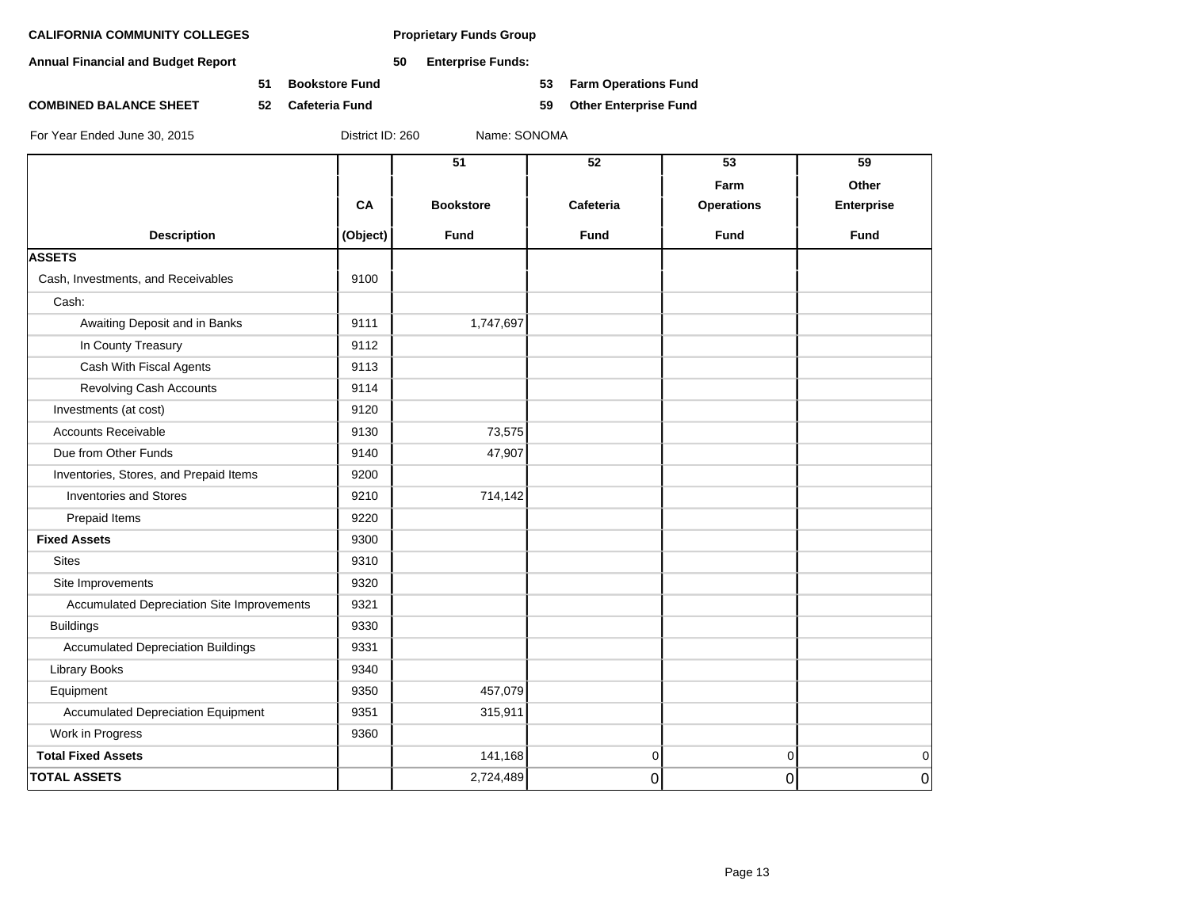**CALIFORNIA COMMUNITY COLLEGES** **Proprietary Funds Group**

**Annual Financial and Budget Report** **50 Enterprise Funds:**

**51 Bookstore Fund** **53 Farm Operations Fund**

**COMBINED BALANCE SHEET** **52 Cafeteria Fund** **59 Other Enterprise Fund**

For Year Ended June 30, 2015 District ID: 260 Name: SONOMA

| Description | CA (Object) | 51 Bookstore Fund | 52 Cafeteria Fund | 53 Farm Operations Fund | 59 Other Enterprise Fund |
|---|---|---|---|---|---|
| **ASSETS** | | | | | |
| Cash, Investments, and Receivables | 9100 | | | | |
| Cash: | | | | | |
| Awaiting Deposit and in Banks | 9111 | 1,747,697 | | | |
| In County Treasury | 9112 | | | | |
| Cash With Fiscal Agents | 9113 | | | | |
| Revolving Cash Accounts | 9114 | | | | |
| Investments (at cost) | 9120 | | | | |
| Accounts Receivable | 9130 | 73,575 | | | |
| Due from Other Funds | 9140 | 47,907 | | | |
| Inventories, Stores, and Prepaid Items | 9200 | | | | |
| Inventories and Stores | 9210 | 714,142 | | | |
| Prepaid Items | 9220 | | | | |
| **Fixed Assets** | 9300 | | | | |
| Sites | 9310 | | | | |
| Site Improvements | 9320 | | | | |
| Accumulated Depreciation Site Improvements | 9321 | | | | |
| Buildings | 9330 | | | | |
| Accumulated Depreciation Buildings | 9331 | | | | |
| Library Books | 9340 | | | | |
| Equipment | 9350 | 457,079 | | | |
| Accumulated Depreciation Equipment | 9351 | 315,911 | | | |
| Work in Progress | 9360 | | | | |
| **Total Fixed Assets** | | 141,168 | 0 | 0 | 0 |
| **TOTAL ASSETS** | | 2,724,489 | 0 | 0 | 0 |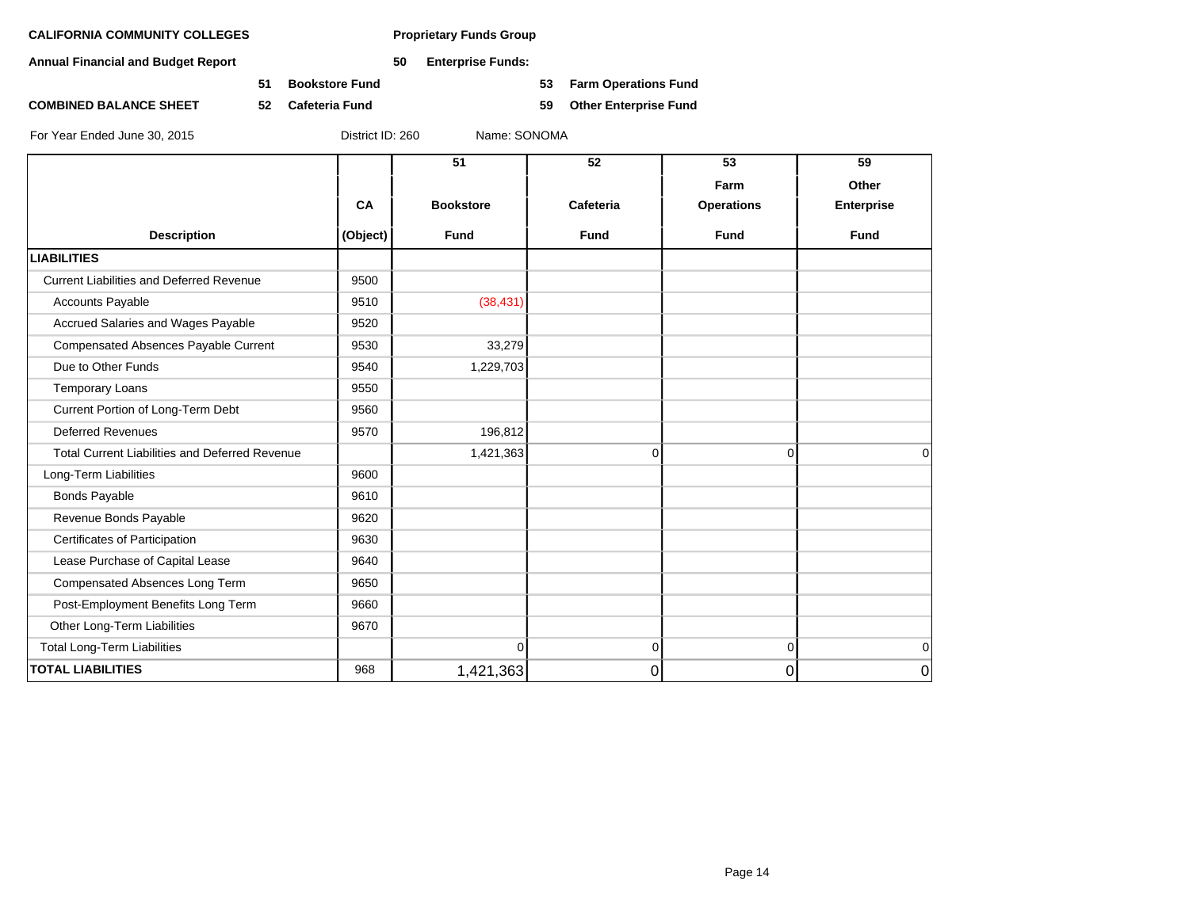**CALIFORNIA COMMUNITY COLLEGES** **Proprietary Funds Group**

**Annual Financial and Budget Report** **50 Enterprise Funds:**

**51 Bookstore Fund** **53 Farm Operations Fund**

**COMBINED BALANCE SHEET** **52 Cafeteria Fund** **59 Other Enterprise Fund**

For Year Ended June 30, 2015 District ID: 260 Name: SONOMA

| Description | CA (Object) | 51 Bookstore Fund | 52 Cafeteria Fund | 53 Farm Operations Fund | 59 Other Enterprise Fund |
|---|---|---|---|---|---|
| **LIABILITIES** | | | | | |
| Current Liabilities and Deferred Revenue | 9500 | | | | |
| Accounts Payable | 9510 | (38,431) | | | |
| Accrued Salaries and Wages Payable | 9520 | | | | |
| Compensated Absences Payable Current | 9530 | 33,279 | | | |
| Due to Other Funds | 9540 | 1,229,703 | | | |
| Temporary Loans | 9550 | | | | |
| Current Portion of Long-Term Debt | 9560 | | | | |
| Deferred Revenues | 9570 | 196,812 | | | |
| Total Current Liabilities and Deferred Revenue | | 1,421,363 | 0 | 0 | 0 |
| Long-Term Liabilities | 9600 | | | | |
| Bonds Payable | 9610 | | | | |
| Revenue Bonds Payable | 9620 | | | | |
| Certificates of Participation | 9630 | | | | |
| Lease Purchase of Capital Lease | 9640 | | | | |
| Compensated Absences Long Term | 9650 | | | | |
| Post-Employment Benefits Long Term | 9660 | | | | |
| Other Long-Term Liabilities | 9670 | | | | |
| Total Long-Term Liabilities | | 0 | 0 | 0 | 0 |
| **TOTAL LIABILITIES** | 968 | 1,421,363 | 0 | 0 | 0 |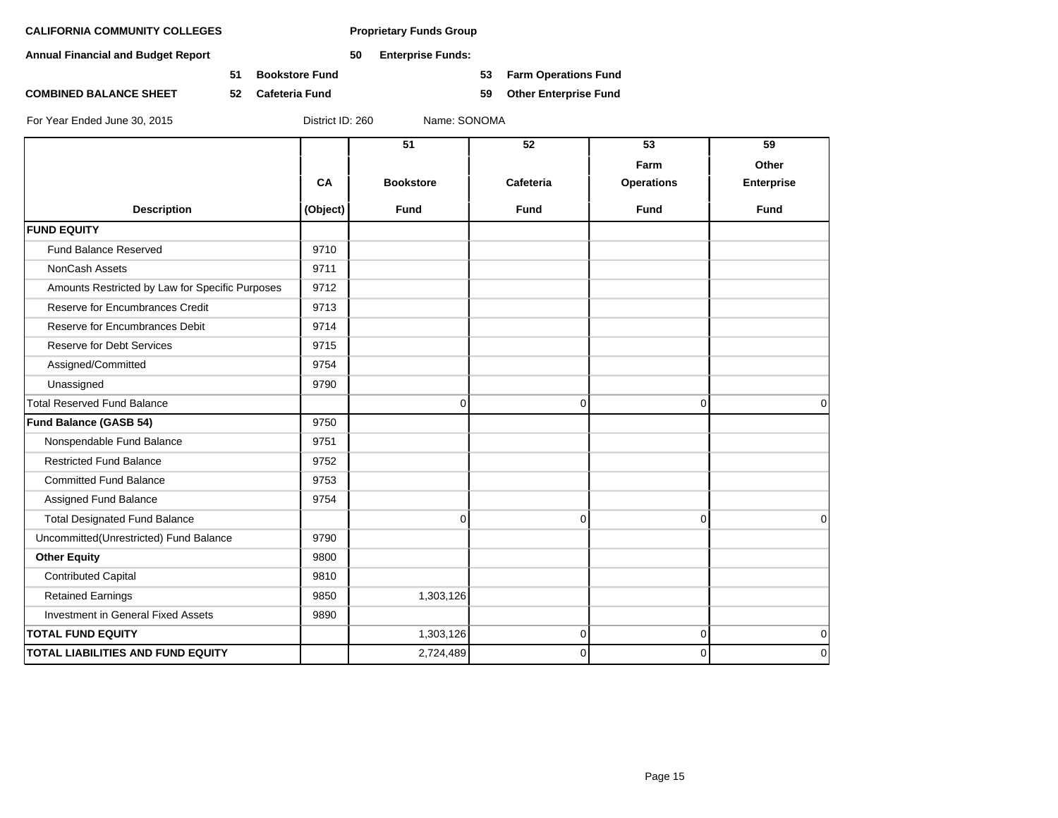**CALIFORNIA COMMUNITY COLLEGES** **Proprietary Funds Group**

**Annual Financial and Budget Report** **50 Enterprise Funds:**

**51 Bookstore Fund** **53 Farm Operations Fund**

**COMBINED BALANCE SHEET** **52 Cafeteria Fund** **59 Other Enterprise Fund**

For Year Ended June 30, 2015 District ID: 260 Name: SONOMA

| Description | CA (Object) | 51 Bookstore Fund | 52 Cafeteria Fund | 53 Farm Operations Fund | 59 Other Enterprise Fund |
|---|---|---|---|---|---|
| **FUND EQUITY** | | | | | |
| Fund Balance Reserved | 9710 | | | | |
| NonCash Assets | 9711 | | | | |
| Amounts Restricted by Law for Specific Purposes | 9712 | | | | |
| Reserve for Encumbrances Credit | 9713 | | | | |
| Reserve for Encumbrances Debit | 9714 | | | | |
| Reserve for Debt Services | 9715 | | | | |
| Assigned/Committed | 9754 | | | | |
| Unassigned | 9790 | | | | |
| Total Reserved Fund Balance | | 0 | 0 | 0 | 0 |
| **Fund Balance (GASB 54)** | 9750 | | | | |
| Nonspendable Fund Balance | 9751 | | | | |
| Restricted Fund Balance | 9752 | | | | |
| Committed Fund Balance | 9753 | | | | |
| Assigned Fund Balance | 9754 | | | | |
| Total Designated Fund Balance | | 0 | 0 | 0 | 0 |
| Uncommitted(Unrestricted) Fund Balance | 9790 | | | | |
| **Other Equity** | 9800 | | | | |
| Contributed Capital | 9810 | | | | |
| Retained Earnings | 9850 | 1,303,126 | | | |
| Investment in General Fixed Assets | 9890 | | | | |
| **TOTAL FUND EQUITY** | | 1,303,126 | 0 | 0 | 0 |
| **TOTAL LIABILITIES AND FUND EQUITY** | | 2,724,489 | 0 | 0 | 0 |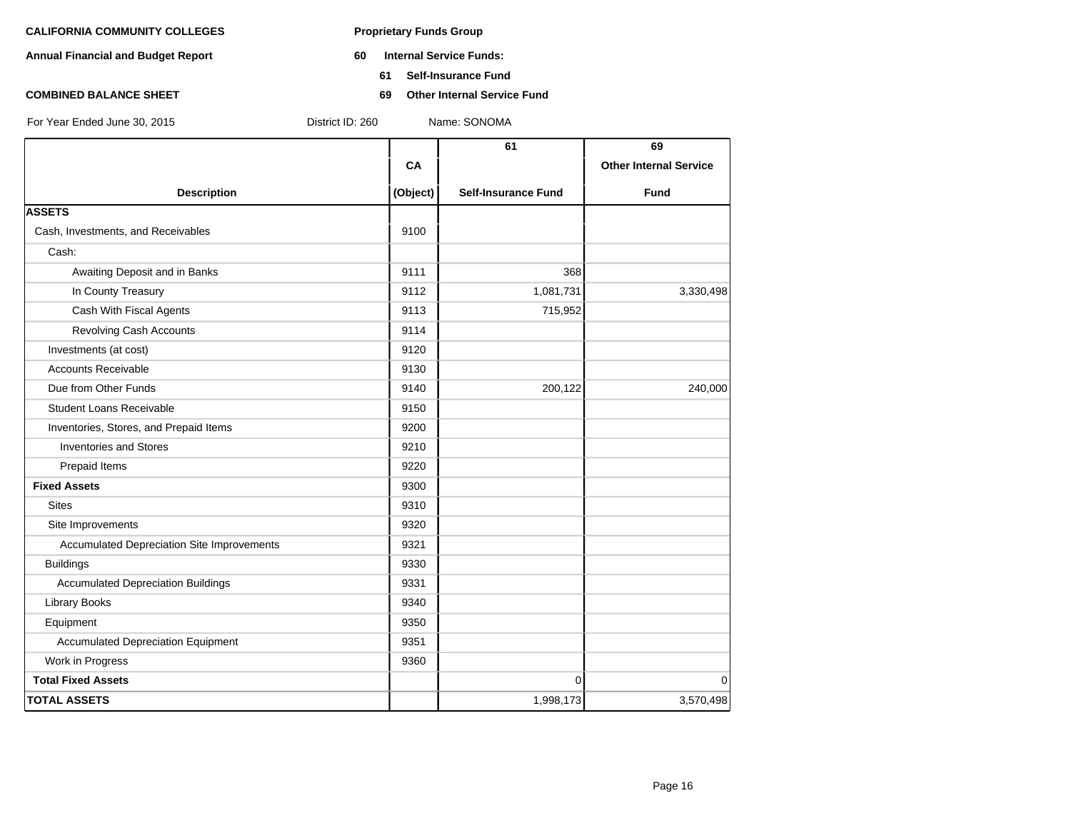**CALIFORNIA COMMUNITY COLLEGES**

**Annual Financial and Budget Report**

**COMBINED BALANCE SHEET**

**Proprietary Funds Group**

**60 Internal Service Funds:**

**61 Self-Insurance Fund**

**69 Other Internal Service Fund**

For Year Ended June 30, 2015 | District ID: 260 | Name: SONOMA

| Description | CA (Object) | 61 Self-Insurance Fund | 69 Other Internal Service Fund |
|---|---|---|---|
| **ASSETS** | | | |
| Cash, Investments, and Receivables | 9100 | | |
| Cash: | | | |
| Awaiting Deposit and in Banks | 9111 | 368 | |
| In County Treasury | 9112 | 1,081,731 | 3,330,498 |
| Cash With Fiscal Agents | 9113 | 715,952 | |
| Revolving Cash Accounts | 9114 | | |
| Investments (at cost) | 9120 | | |
| Accounts Receivable | 9130 | | |
| Due from Other Funds | 9140 | 200,122 | 240,000 |
| Student Loans Receivable | 9150 | | |
| Inventories, Stores, and Prepaid Items | 9200 | | |
| Inventories and Stores | 9210 | | |
| Prepaid Items | 9220 | | |
| **Fixed Assets** | 9300 | | |
| Sites | 9310 | | |
| Site Improvements | 9320 | | |
| Accumulated Depreciation Site Improvements | 9321 | | |
| Buildings | 9330 | | |
| Accumulated Depreciation Buildings | 9331 | | |
| Library Books | 9340 | | |
| Equipment | 9350 | | |
| Accumulated Depreciation Equipment | 9351 | | |
| Work in Progress | 9360 | | |
| **Total Fixed Assets** | | 0 | 0 |
| **TOTAL ASSETS** | | 1,998,173 | 3,570,498 |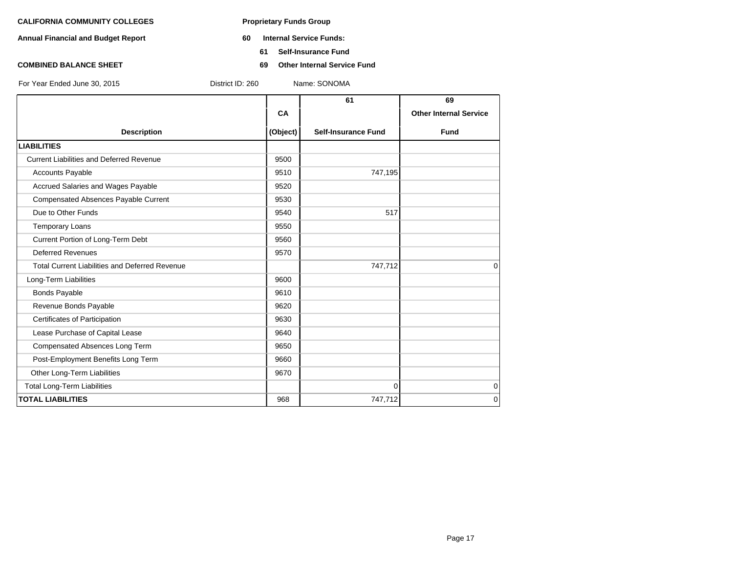**CALIFORNIA COMMUNITY COLLEGES**

**Annual Financial and Budget Report**

**COMBINED BALANCE SHEET**

**Proprietary Funds Group**

**60 Internal Service Funds:**

**61 Self-Insurance Fund**

**69 Other Internal Service Fund**

For Year Ended June 30, 2015 District ID: 260 Name: SONOMA

| Description | CA (Object) | 61 Self-Insurance Fund | 69 Other Internal Service Fund |
|---|---|---|---|
| **LIABILITIES** | | | |
| Current Liabilities and Deferred Revenue | 9500 | | |
| Accounts Payable | 9510 | 747,195 | |
| Accrued Salaries and Wages Payable | 9520 | | |
| Compensated Absences Payable Current | 9530 | | |
| Due to Other Funds | 9540 | 517 | |
| Temporary Loans | 9550 | | |
| Current Portion of Long-Term Debt | 9560 | | |
| Deferred Revenues | 9570 | | |
| Total Current Liabilities and Deferred Revenue | | 747,712 | 0 |
| Long-Term Liabilities | 9600 | | |
| Bonds Payable | 9610 | | |
| Revenue Bonds Payable | 9620 | | |
| Certificates of Participation | 9630 | | |
| Lease Purchase of Capital Lease | 9640 | | |
| Compensated Absences Long Term | 9650 | | |
| Post-Employment Benefits Long Term | 9660 | | |
| Other Long-Term Liabilities | 9670 | | |
| Total Long-Term Liabilities | | 0 | 0 |
| **TOTAL LIABILITIES** | 968 | 747,712 | 0 |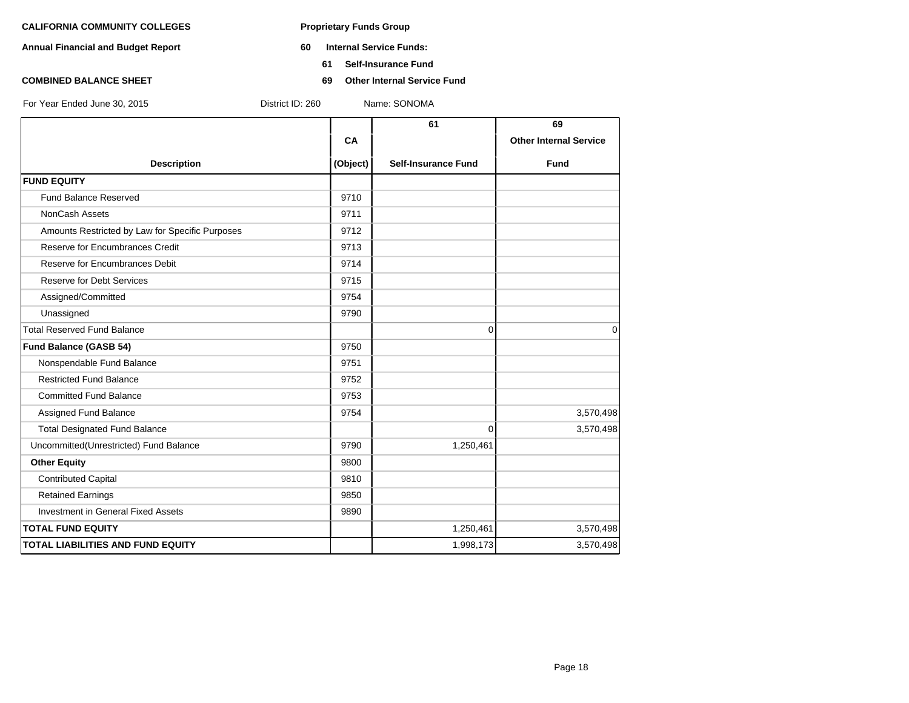**CALIFORNIA COMMUNITY COLLEGES** — **Proprietary Funds Group**

**Annual Financial and Budget Report** — **60 Internal Service Funds:**

**61 Self-Insurance Fund**

**COMBINED BALANCE SHEET** — **69 Other Internal Service Fund**

For Year Ended June 30, 2015 — District ID: 260 — Name: SONOMA

| Description | CA (Object) | 61 Self-Insurance Fund | 69 Other Internal Service Fund |
|---|---|---|---|
| **FUND EQUITY** | | | |
| Fund Balance Reserved | 9710 | | |
| NonCash Assets | 9711 | | |
| Amounts Restricted by Law for Specific Purposes | 9712 | | |
| Reserve for Encumbrances Credit | 9713 | | |
| Reserve for Encumbrances Debit | 9714 | | |
| Reserve for Debt Services | 9715 | | |
| Assigned/Committed | 9754 | | |
| Unassigned | 9790 | | |
| Total Reserved Fund Balance | | 0 | 0 |
| **Fund Balance (GASB 54)** | 9750 | | |
| Nonspendable Fund Balance | 9751 | | |
| Restricted Fund Balance | 9752 | | |
| Committed Fund Balance | 9753 | | |
| Assigned Fund Balance | 9754 | | 3,570,498 |
| Total Designated Fund Balance | | 0 | 3,570,498 |
| Uncommitted(Unrestricted) Fund Balance | 9790 | 1,250,461 | |
| **Other Equity** | 9800 | | |
| Contributed Capital | 9810 | | |
| Retained Earnings | 9850 | | |
| Investment in General Fixed Assets | 9890 | | |
| **TOTAL FUND EQUITY** | | 1,250,461 | 3,570,498 |
| **TOTAL LIABILITIES AND FUND EQUITY** | | 1,998,173 | 3,570,498 |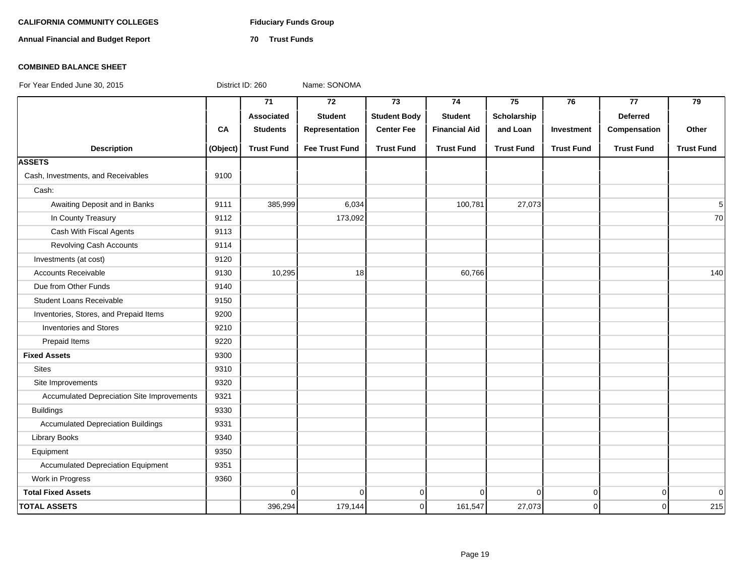**CALIFORNIA COMMUNITY COLLEGES** **Fiduciary Funds Group**

**Annual Financial and Budget Report** **70 Trust Funds**

**COMBINED BALANCE SHEET**

For Year Ended June 30, 2015 District ID: 260 Name: SONOMA

| Description | CA (Object) | 71 Associated Students Trust Fund | 72 Student Representation Fee Trust Fund | 73 Student Body Center Fee Trust Fund | 74 Student Financial Aid Trust Fund | 75 Scholarship and Loan Trust Fund | 76 Investment Trust Fund | 77 Deferred Compensation Trust Fund | 79 Other Trust Fund |
|---|---|---|---|---|---|---|---|---|---|
| **ASSETS** | | | | | | | | | |
| Cash, Investments, and Receivables | 9100 | | | | | | | | |
| Cash: | | | | | | | | | |
| Awaiting Deposit and in Banks | 9111 | 385,999 | 6,034 | | 100,781 | 27,073 | | | 5 |
| In County Treasury | 9112 | | 173,092 | | | | | | 70 |
| Cash With Fiscal Agents | 9113 | | | | | | | | |
| Revolving Cash Accounts | 9114 | | | | | | | | |
| Investments (at cost) | 9120 | | | | | | | | |
| Accounts Receivable | 9130 | 10,295 | 18 | | 60,766 | | | | 140 |
| Due from Other Funds | 9140 | | | | | | | | |
| Student Loans Receivable | 9150 | | | | | | | | |
| Inventories, Stores, and Prepaid Items | 9200 | | | | | | | | |
| Inventories and Stores | 9210 | | | | | | | | |
| Prepaid Items | 9220 | | | | | | | | |
| **Fixed Assets** | 9300 | | | | | | | | |
| Sites | 9310 | | | | | | | | |
| Site Improvements | 9320 | | | | | | | | |
| Accumulated Depreciation Site Improvements | 9321 | | | | | | | | |
| Buildings | 9330 | | | | | | | | |
| Accumulated Depreciation Buildings | 9331 | | | | | | | | |
| Library Books | 9340 | | | | | | | | |
| Equipment | 9350 | | | | | | | | |
| Accumulated Depreciation Equipment | 9351 | | | | | | | | |
| Work in Progress | 9360 | | | | | | | | |
| **Total Fixed Assets** | | 0 | 0 | 0 | 0 | 0 | 0 | 0 | 0 |
| **TOTAL ASSETS** | | 396,294 | 179,144 | 0 | 161,547 | 27,073 | 0 | 0 | 215 |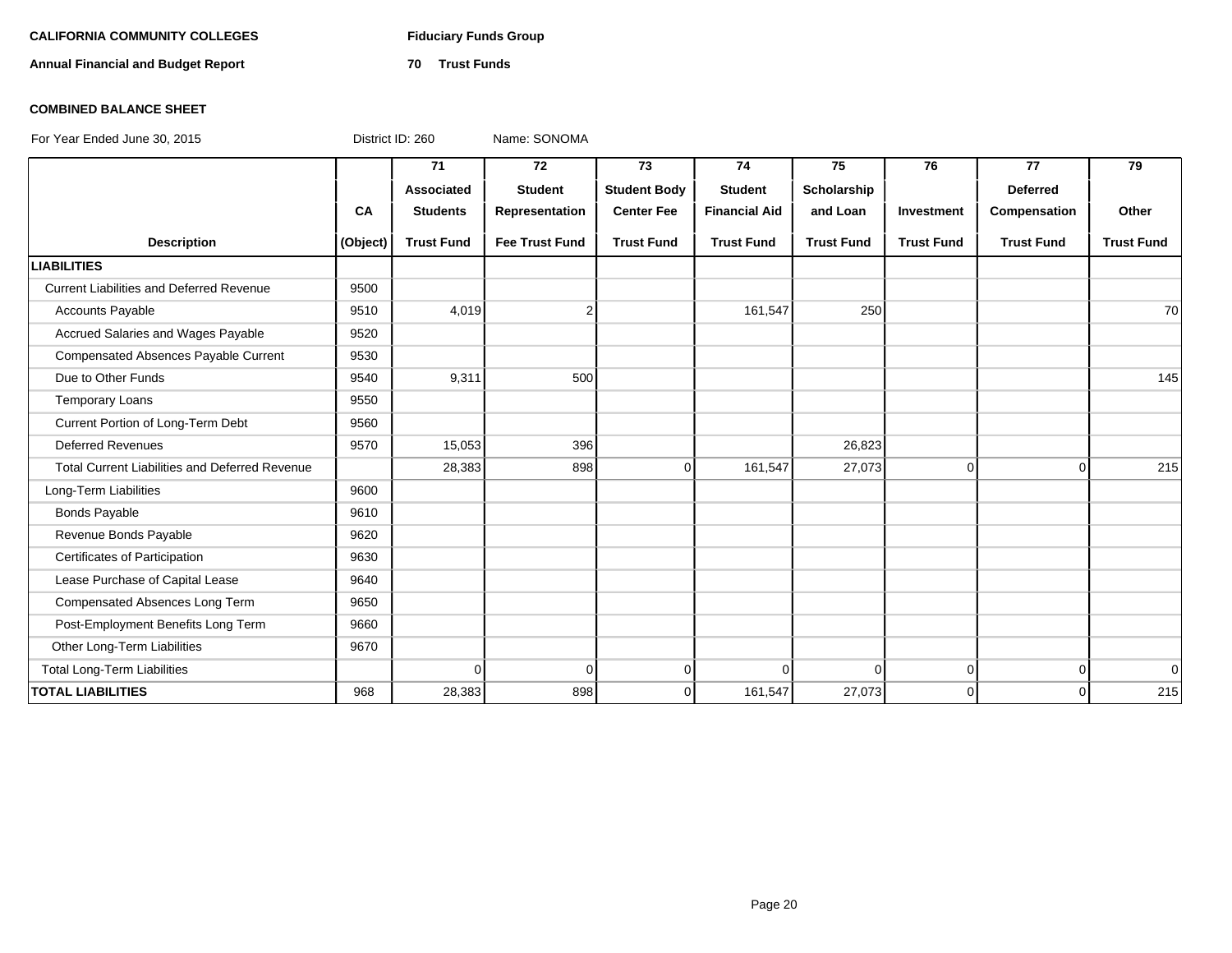**CALIFORNIA COMMUNITY COLLEGES** **Fiduciary Funds Group**

**Annual Financial and Budget Report** **70 Trust Funds**

**COMBINED BALANCE SHEET**

For Year Ended June 30, 2015 District ID: 260 Name: SONOMA

| Description | CA (Object) | 71 Associated Students Trust Fund | 72 Student Representation Fee Trust Fund | 73 Student Body Center Fee Trust Fund | 74 Student Financial Aid Trust Fund | 75 Scholarship and Loan Trust Fund | 76 Investment Trust Fund | 77 Deferred Compensation Trust Fund | 79 Other Trust Fund |
|---|---|---|---|---|---|---|---|---|---|
| **LIABILITIES** | | | | | | | | | |
| Current Liabilities and Deferred Revenue | 9500 | | | | | | | | |
| Accounts Payable | 9510 | 4,019 | 2 | | 161,547 | 250 | | | 70 |
| Accrued Salaries and Wages Payable | 9520 | | | | | | | | |
| Compensated Absences Payable Current | 9530 | | | | | | | | |
| Due to Other Funds | 9540 | 9,311 | 500 | | | | | | 145 |
| Temporary Loans | 9550 | | | | | | | | |
| Current Portion of Long-Term Debt | 9560 | | | | | | | | |
| Deferred Revenues | 9570 | 15,053 | 396 | | | 26,823 | | | |
| Total Current Liabilities and Deferred Revenue | | 28,383 | 898 | 0 | 161,547 | 27,073 | 0 | 0 | 215 |
| Long-Term Liabilities | 9600 | | | | | | | | |
| Bonds Payable | 9610 | | | | | | | | |
| Revenue Bonds Payable | 9620 | | | | | | | | |
| Certificates of Participation | 9630 | | | | | | | | |
| Lease Purchase of Capital Lease | 9640 | | | | | | | | |
| Compensated Absences Long Term | 9650 | | | | | | | | |
| Post-Employment Benefits Long Term | 9660 | | | | | | | | |
| Other Long-Term Liabilities | 9670 | | | | | | | | |
| Total Long-Term Liabilities | | 0 | 0 | 0 | 0 | 0 | 0 | 0 | 0 |
| **TOTAL LIABILITIES** | 968 | 28,383 | 898 | 0 | 161,547 | 27,073 | 0 | 0 | 215 |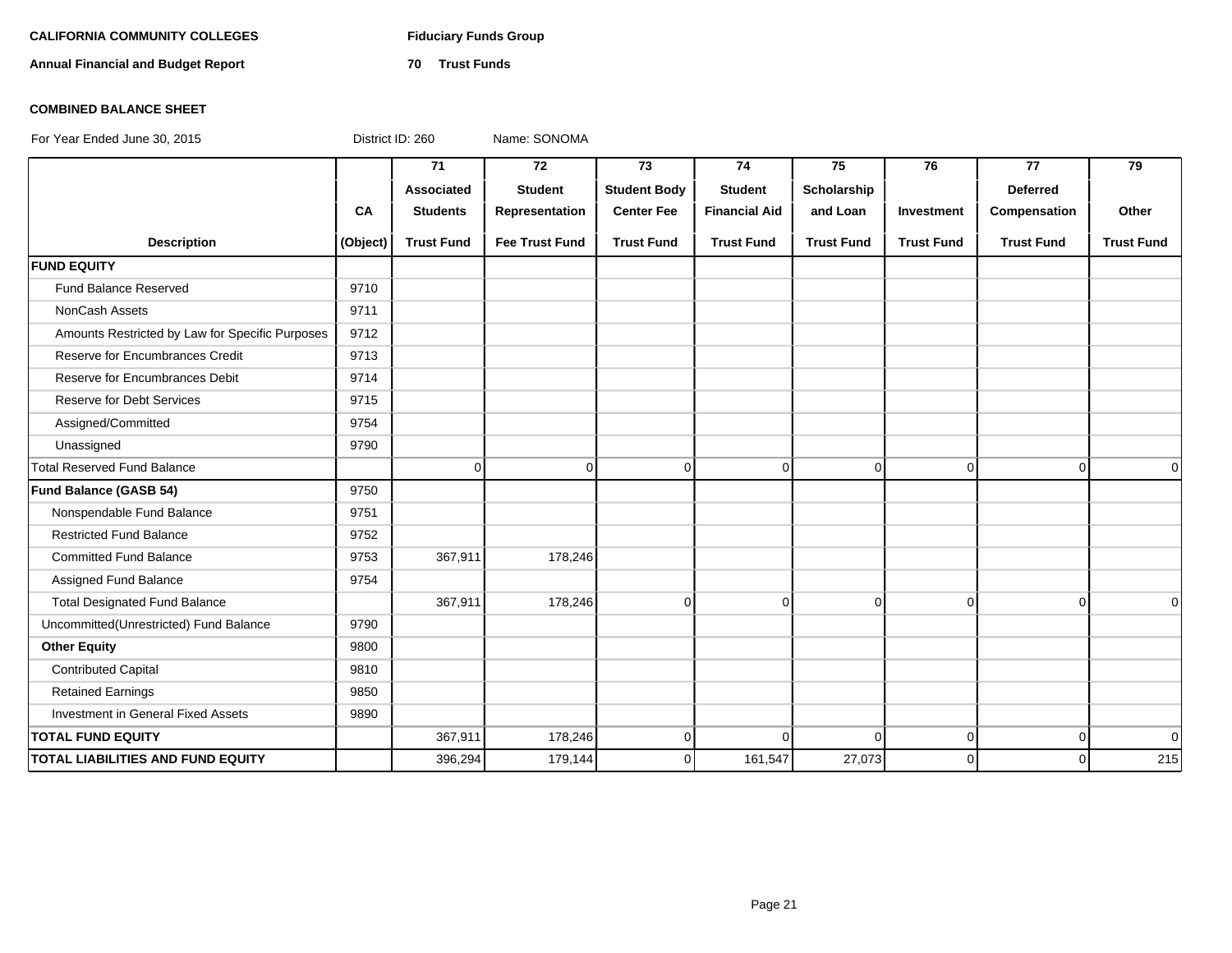**CALIFORNIA COMMUNITY COLLEGES** **Fiduciary Funds Group**

**Annual Financial and Budget Report** **70 Trust Funds**

**COMBINED BALANCE SHEET**

For Year Ended June 30, 2015 District ID: 260 Name: SONOMA

| Description | CA (Object) | 71 Associated Students Trust Fund | 72 Student Representation Fee Trust Fund | 73 Student Body Center Fee Trust Fund | 74 Student Financial Aid Trust Fund | 75 Scholarship and Loan Trust Fund | 76 Investment Trust Fund | 77 Deferred Compensation Trust Fund | 79 Other Trust Fund |
|---|---|---|---|---|---|---|---|---|---|
| **FUND EQUITY** | | | | | | | | | |
| Fund Balance Reserved | 9710 | | | | | | | | |
| NonCash Assets | 9711 | | | | | | | | |
| Amounts Restricted by Law for Specific Purposes | 9712 | | | | | | | | |
| Reserve for Encumbrances Credit | 9713 | | | | | | | | |
| Reserve for Encumbrances Debit | 9714 | | | | | | | | |
| Reserve for Debt Services | 9715 | | | | | | | | |
| Assigned/Committed | 9754 | | | | | | | | |
| Unassigned | 9790 | | | | | | | | |
| Total Reserved Fund Balance | | 0 | 0 | 0 | 0 | 0 | 0 | 0 | 0 |
| **Fund Balance (GASB 54)** | 9750 | | | | | | | | |
| Nonspendable Fund Balance | 9751 | | | | | | | | |
| Restricted Fund Balance | 9752 | | | | | | | | |
| Committed Fund Balance | 9753 | 367,911 | 178,246 | | | | | | |
| Assigned Fund Balance | 9754 | | | | | | | | |
| Total Designated Fund Balance | | 367,911 | 178,246 | 0 | 0 | 0 | 0 | 0 | 0 |
| Uncommitted(Unrestricted) Fund Balance | 9790 | | | | | | | | |
| **Other Equity** | 9800 | | | | | | | | |
| Contributed Capital | 9810 | | | | | | | | |
| Retained Earnings | 9850 | | | | | | | | |
| Investment in General Fixed Assets | 9890 | | | | | | | | |
| **TOTAL FUND EQUITY** | | 367,911 | 178,246 | 0 | 0 | 0 | 0 | 0 | 0 |
| **TOTAL LIABILITIES AND FUND EQUITY** | | 396,294 | 179,144 | 0 | 161,547 | 27,073 | 0 | 0 | 215 |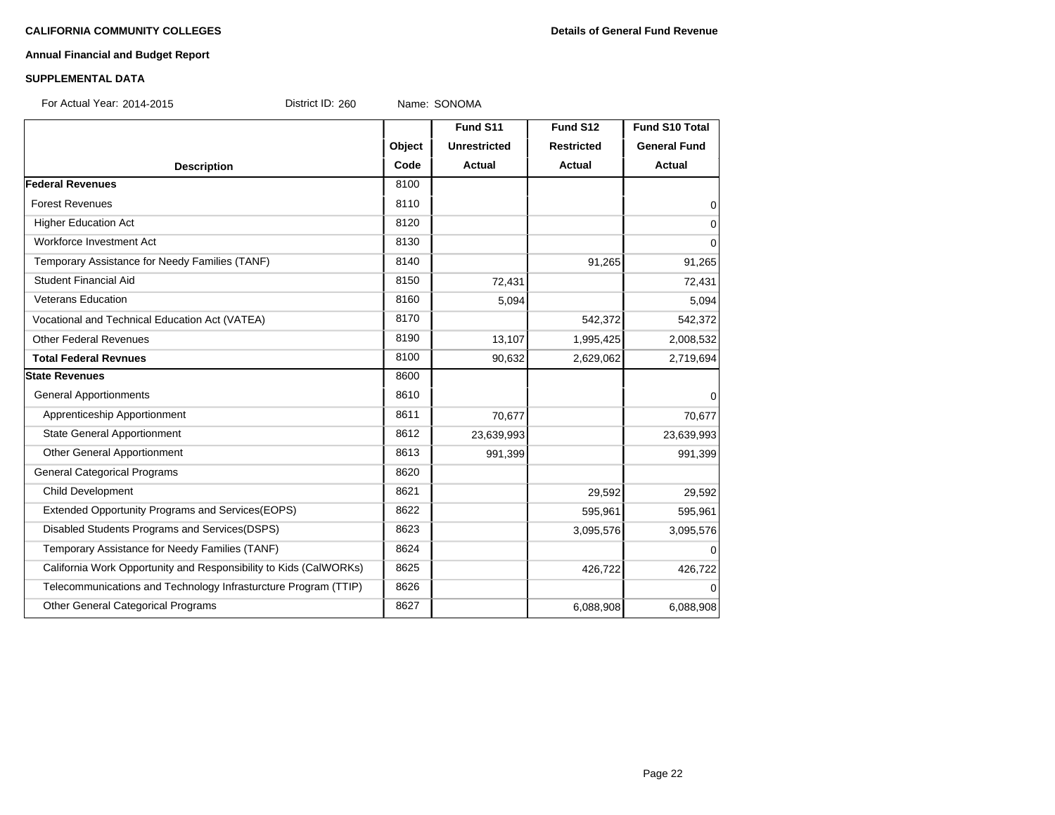**CALIFORNIA COMMUNITY COLLEGES**

**Details of General Fund Revenue**

**Annual Financial and Budget Report**

**SUPPLEMENTAL DATA**

For Actual Year: 2014-2015 District ID: 260 Name: SONOMA

| Description | Object Code | Fund S11 Unrestricted Actual | Fund S12 Restricted Actual | Fund S10 Total General Fund Actual |
|---|---|---|---|---|
| **Federal Revenues** | 8100 | | | |
| Forest Revenues | 8110 | | | 0 |
| Higher Education Act | 8120 | | | 0 |
| Workforce Investment Act | 8130 | | | 0 |
| Temporary Assistance for Needy Families (TANF) | 8140 | | 91,265 | 91,265 |
| Student Financial Aid | 8150 | 72,431 | | 72,431 |
| Veterans Education | 8160 | 5,094 | | 5,094 |
| Vocational and Technical Education Act (VATEA) | 8170 | | 542,372 | 542,372 |
| Other Federal Revenues | 8190 | 13,107 | 1,995,425 | 2,008,532 |
| **Total Federal Revnues** | 8100 | 90,632 | 2,629,062 | 2,719,694 |
| **State Revenues** | 8600 | | | |
| General Apportionments | 8610 | | | 0 |
| Apprenticeship Apportionment | 8611 | 70,677 | | 70,677 |
| State General Apportionment | 8612 | 23,639,993 | | 23,639,993 |
| Other General Apportionment | 8613 | 991,399 | | 991,399 |
| General Categorical Programs | 8620 | | | |
| Child Development | 8621 | | 29,592 | 29,592 |
| Extended Opportunity Programs and Services(EOPS) | 8622 | | 595,961 | 595,961 |
| Disabled Students Programs and Services(DSPS) | 8623 | | 3,095,576 | 3,095,576 |
| Temporary Assistance for Needy Families (TANF) | 8624 | | | 0 |
| California Work Opportunity and Responsibility to Kids (CalWORKs) | 8625 | | 426,722 | 426,722 |
| Telecommunications and Technology Infrasturcture Program (TTIP) | 8626 | | | 0 |
| Other General Categorical Programs | 8627 | | 6,088,908 | 6,088,908 |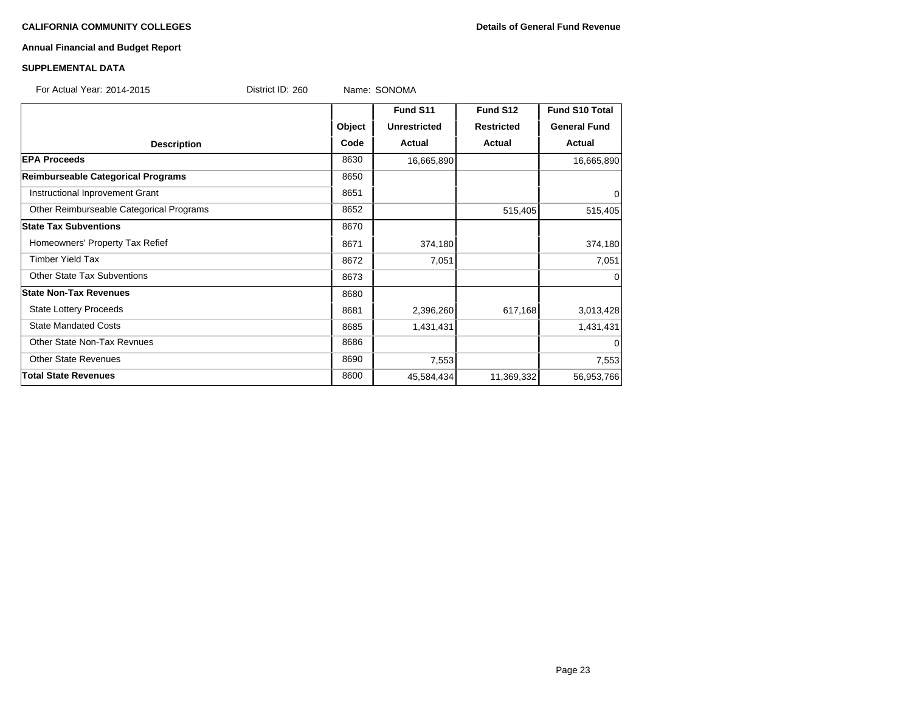**CALIFORNIA COMMUNITY COLLEGES** | **Details of General Fund Revenue**

**Annual Financial and Budget Report**

**SUPPLEMENTAL DATA**

For Actual Year: 2014-2015 District ID: 260 Name: SONOMA

| Description | Object Code | Fund S11 Unrestricted Actual | Fund S12 Restricted Actual | Fund S10 Total General Fund Actual |
|---|---|---|---|---|
| **EPA Proceeds** | 8630 | 16,665,890 | | 16,665,890 |
| **Reimburseable Categorical Programs** | 8650 | | | |
| Instructional Inprovement Grant | 8651 | | | 0 |
| Other Reimburseable Categorical Programs | 8652 | | 515,405 | 515,405 |
| **State Tax Subventions** | 8670 | | | |
| Homeowners' Property Tax Refief | 8671 | 374,180 | | 374,180 |
| Timber Yield Tax | 8672 | 7,051 | | 7,051 |
| Other State Tax Subventions | 8673 | | | 0 |
| **State Non-Tax Revenues** | 8680 | | | |
| State Lottery Proceeds | 8681 | 2,396,260 | 617,168 | 3,013,428 |
| State Mandated Costs | 8685 | 1,431,431 | | 1,431,431 |
| Other State Non-Tax Revnues | 8686 | | | 0 |
| Other State Revenues | 8690 | 7,553 | | 7,553 |
| **Total State Revenues** | 8600 | 45,584,434 | 11,369,332 | 56,953,766 |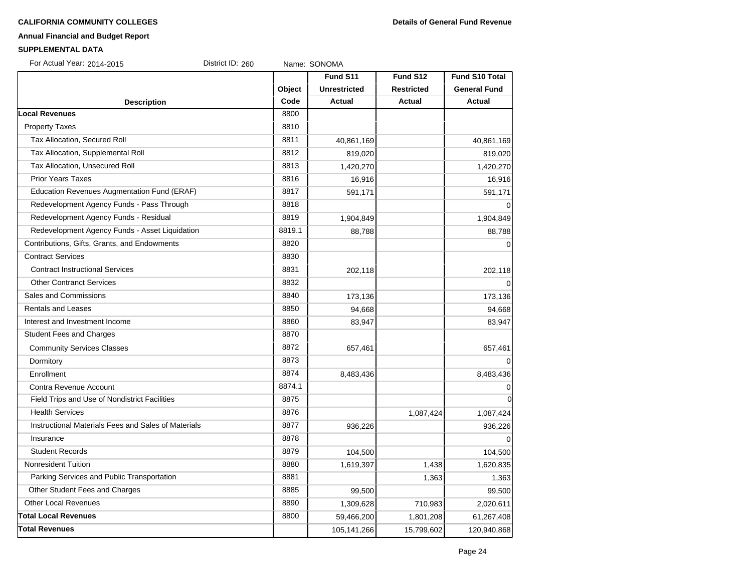**CALIFORNIA COMMUNITY COLLEGES** **Details of General Fund Revenue**

**Annual Financial and Budget Report**

**SUPPLEMENTAL DATA**

For Actual Year: 2014-2015 District ID: 260 Name: SONOMA

| Description | Object Code | Fund S11 Unrestricted Actual | Fund S12 Restricted Actual | Fund S10 Total General Fund Actual |
|---|---|---|---|---|
| **Local Revenues** | 8800 | | | |
| Property Taxes | 8810 | | | |
| Tax Allocation, Secured Roll | 8811 | 40,861,169 | | 40,861,169 |
| Tax Allocation, Supplemental Roll | 8812 | 819,020 | | 819,020 |
| Tax Allocation, Unsecured Roll | 8813 | 1,420,270 | | 1,420,270 |
| Prior Years Taxes | 8816 | 16,916 | | 16,916 |
| Education Revenues Augmentation Fund (ERAF) | 8817 | 591,171 | | 591,171 |
| Redevelopment Agency Funds - Pass Through | 8818 | | | 0 |
| Redevelopment Agency Funds - Residual | 8819 | 1,904,849 | | 1,904,849 |
| Redevelopment Agency Funds - Asset Liquidation | 8819.1 | 88,788 | | 88,788 |
| Contributions, Gifts, Grants, and Endowments | 8820 | | | 0 |
| Contract Services | 8830 | | | |
| Contract Instructional Services | 8831 | 202,118 | | 202,118 |
| Other Contranct Services | 8832 | | | 0 |
| Sales and Commissions | 8840 | 173,136 | | 173,136 |
| Rentals and Leases | 8850 | 94,668 | | 94,668 |
| Interest and Investment Income | 8860 | 83,947 | | 83,947 |
| Student Fees and Charges | 8870 | | | |
| Community Services Classes | 8872 | 657,461 | | 657,461 |
| Dormitory | 8873 | | | 0 |
| Enrollment | 8874 | 8,483,436 | | 8,483,436 |
| Contra Revenue Account | 8874.1 | | | 0 |
| Field Trips and Use of Nondistrict Facilities | 8875 | | | 0 |
| Health Services | 8876 | | 1,087,424 | 1,087,424 |
| Instructional Materials Fees and Sales of Materials | 8877 | 936,226 | | 936,226 |
| Insurance | 8878 | | | 0 |
| Student Records | 8879 | 104,500 | | 104,500 |
| Nonresident Tuition | 8880 | 1,619,397 | 1,438 | 1,620,835 |
| Parking Services and Public Transportation | 8881 | | 1,363 | 1,363 |
| Other Student Fees and Charges | 8885 | 99,500 | | 99,500 |
| Other Local Revenues | 8890 | 1,309,628 | 710,983 | 2,020,611 |
| **Total Local Revenues** | 8800 | 59,466,200 | 1,801,208 | 61,267,408 |
| **Total Revenues** | | 105,141,266 | 15,799,602 | 120,940,868 |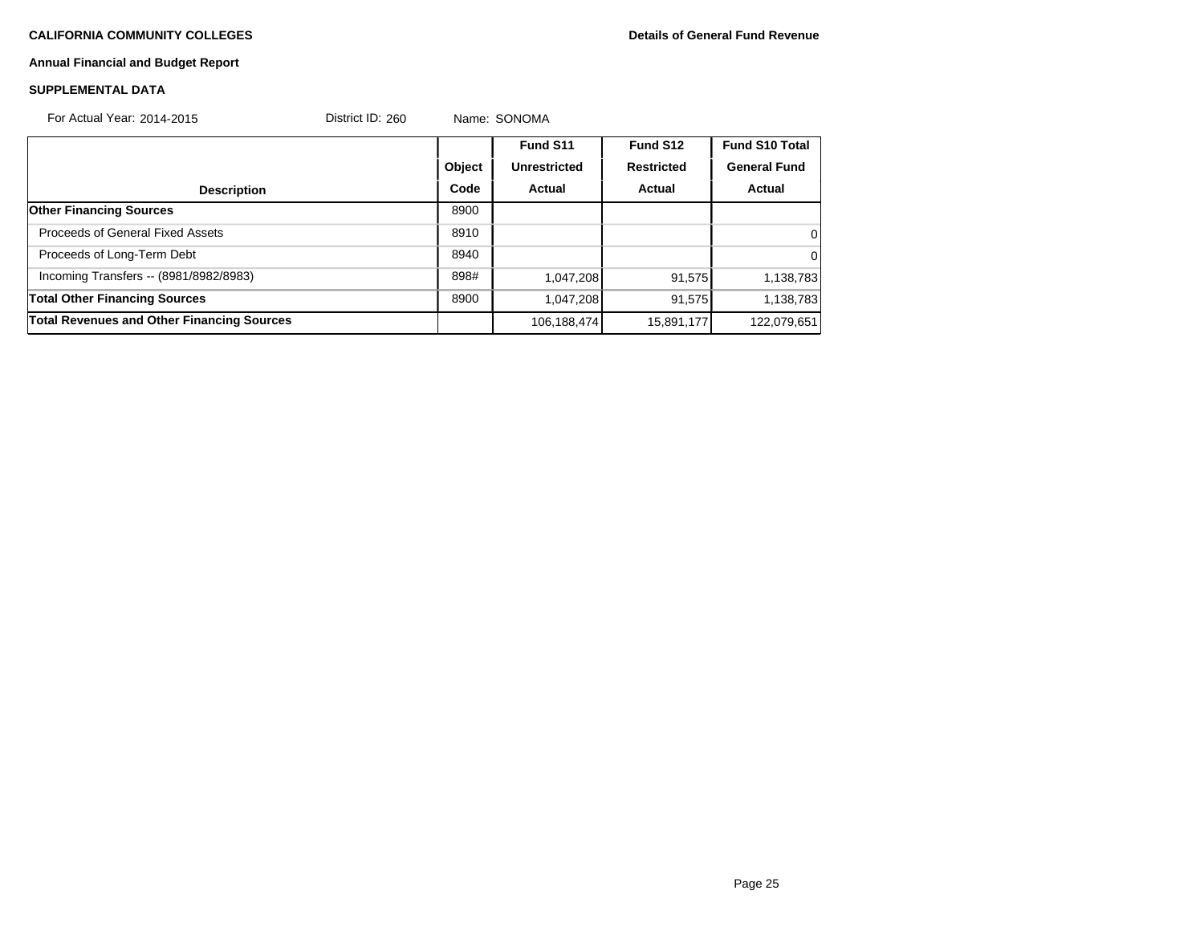**CALIFORNIA COMMUNITY COLLEGES**

**Details of General Fund Revenue**

**Annual Financial and Budget Report**

**SUPPLEMENTAL DATA**

For Actual Year: 2014-2015 District ID: 260 Name: SONOMA

| Description | Object Code | Fund S11 Unrestricted Actual | Fund S12 Restricted Actual | Fund S10 Total General Fund Actual |
|---|---|---|---|---|
| **Other Financing Sources** | 8900 | | | |
| Proceeds of General Fixed Assets | 8910 | | | 0 |
| Proceeds of Long-Term Debt | 8940 | | | 0 |
| Incoming Transfers -- (8981/8982/8983) | 898# | 1,047,208 | 91,575 | 1,138,783 |
| **Total Other Financing Sources** | 8900 | 1,047,208 | 91,575 | 1,138,783 |
| **Total Revenues and Other Financing Sources** | | 106,188,474 | 15,891,177 | 122,079,651 |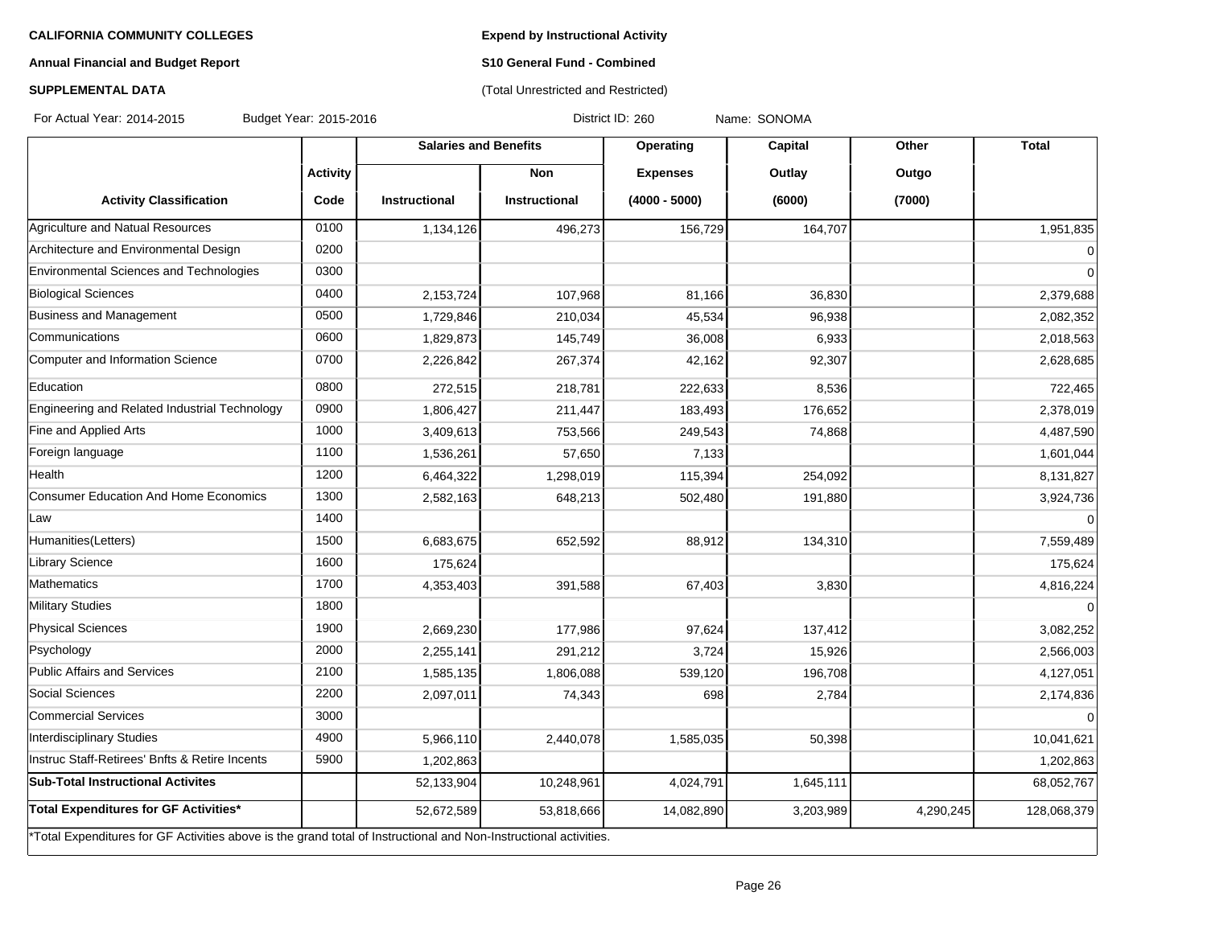**CALIFORNIA COMMUNITY COLLEGES**

**Annual Financial and Budget Report**

**SUPPLEMENTAL DATA**

**Expend by Instructional Activity**

**S10 General Fund - Combined**

(Total Unrestricted and Restricted)

For Actual Year: 2014-2015 Budget Year: 2015-2016 District ID: 260 Name: SONOMA

| | | Salaries and Benefits | | Operating | Capital | Other | Total |
|---|---|---|---|---|---|---|---|
| | Activity | | Non | Expenses | Outlay | Outgo | |
| Activity Classification | Code | Instructional | Instructional | (4000 - 5000) | (6000) | (7000) | |
| Agriculture and Natual Resources | 0100 | 1,134,126 | 496,273 | 156,729 | 164,707 | | 1,951,835 |
| Architecture and Environmental Design | 0200 | | | | | | 0 |
| Environmental Sciences and Technologies | 0300 | | | | | | 0 |
| Biological Sciences | 0400 | 2,153,724 | 107,968 | 81,166 | 36,830 | | 2,379,688 |
| Business and Management | 0500 | 1,729,846 | 210,034 | 45,534 | 96,938 | | 2,082,352 |
| Communications | 0600 | 1,829,873 | 145,749 | 36,008 | 6,933 | | 2,018,563 |
| Computer and Information Science | 0700 | 2,226,842 | 267,374 | 42,162 | 92,307 | | 2,628,685 |
| Education | 0800 | 272,515 | 218,781 | 222,633 | 8,536 | | 722,465 |
| Engineering and Related Industrial Technology | 0900 | 1,806,427 | 211,447 | 183,493 | 176,652 | | 2,378,019 |
| Fine and Applied Arts | 1000 | 3,409,613 | 753,566 | 249,543 | 74,868 | | 4,487,590 |
| Foreign language | 1100 | 1,536,261 | 57,650 | 7,133 | | | 1,601,044 |
| Health | 1200 | 6,464,322 | 1,298,019 | 115,394 | 254,092 | | 8,131,827 |
| Consumer Education And Home Economics | 1300 | 2,582,163 | 648,213 | 502,480 | 191,880 | | 3,924,736 |
| Law | 1400 | | | | | | 0 |
| Humanities(Letters) | 1500 | 6,683,675 | 652,592 | 88,912 | 134,310 | | 7,559,489 |
| Library Science | 1600 | 175,624 | | | | | 175,624 |
| Mathematics | 1700 | 4,353,403 | 391,588 | 67,403 | 3,830 | | 4,816,224 |
| Military Studies | 1800 | | | | | | 0 |
| Physical Sciences | 1900 | 2,669,230 | 177,986 | 97,624 | 137,412 | | 3,082,252 |
| Psychology | 2000 | 2,255,141 | 291,212 | 3,724 | 15,926 | | 2,566,003 |
| Public Affairs and Services | 2100 | 1,585,135 | 1,806,088 | 539,120 | 196,708 | | 4,127,051 |
| Social Sciences | 2200 | 2,097,011 | 74,343 | 698 | 2,784 | | 2,174,836 |
| Commercial Services | 3000 | | | | | | 0 |
| Interdisciplinary Studies | 4900 | 5,966,110 | 2,440,078 | 1,585,035 | 50,398 | | 10,041,621 |
| Instruc Staff-Retirees' Bnfts & Retire Incents | 5900 | 1,202,863 | | | | | 1,202,863 |
| **Sub-Total Instructional Activites** | | 52,133,904 | 10,248,961 | 4,024,791 | 1,645,111 | | 68,052,767 |
| **Total Expenditures for GF Activities*** | | 52,672,589 | 53,818,666 | 14,082,890 | 3,203,989 | 4,290,245 | 128,068,379 |

*Total Expenditures for GF Activities above is the grand total of Instructional and Non-Instructional activities.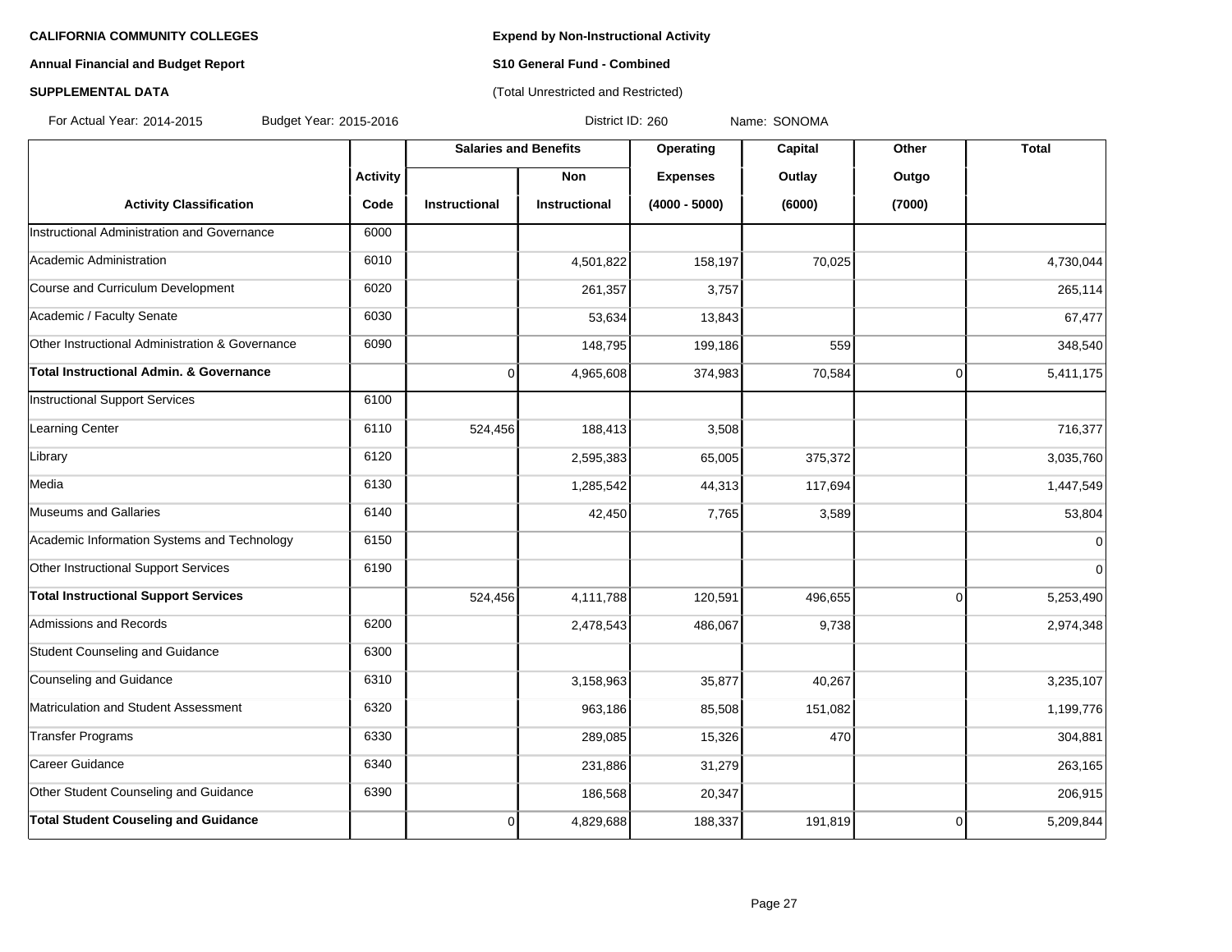**CALIFORNIA COMMUNITY COLLEGES**

**Annual Financial and Budget Report**

**SUPPLEMENTAL DATA**

**Expend by Non-Instructional Activity**

**S10 General Fund - Combined**

(Total Unrestricted and Restricted)

For Actual Year: 2014-2015 Budget Year: 2015-2016 District ID: 260 Name: SONOMA

| | | Salaries and Benefits | | Operating | Capital | Other | Total |
|---|---|---|---|---|---|---|---|
| | Activity | | Non | Expenses | Outlay | Outgo | |
| Activity Classification | Code | Instructional | Instructional | (4000 - 5000) | (6000) | (7000) | |
| Instructional Administration and Governance | 6000 | | | | | | |
| Academic Administration | 6010 | | 4,501,822 | 158,197 | 70,025 | | 4,730,044 |
| Course and Curriculum Development | 6020 | | 261,357 | 3,757 | | | 265,114 |
| Academic / Faculty Senate | 6030 | | 53,634 | 13,843 | | | 67,477 |
| Other Instructional Administration & Governance | 6090 | | 148,795 | 199,186 | 559 | | 348,540 |
| **Total Instructional Admin. & Governance** | | 0 | 4,965,608 | 374,983 | 70,584 | 0 | 5,411,175 |
| Instructional Support Services | 6100 | | | | | | |
| Learning Center | 6110 | 524,456 | 188,413 | 3,508 | | | 716,377 |
| Library | 6120 | | 2,595,383 | 65,005 | 375,372 | | 3,035,760 |
| Media | 6130 | | 1,285,542 | 44,313 | 117,694 | | 1,447,549 |
| Museums and Gallaries | 6140 | | 42,450 | 7,765 | 3,589 | | 53,804 |
| Academic Information Systems and Technology | 6150 | | | | | | 0 |
| Other Instructional Support Services | 6190 | | | | | | 0 |
| **Total Instructional Support Services** | | 524,456 | 4,111,788 | 120,591 | 496,655 | 0 | 5,253,490 |
| Admissions and Records | 6200 | | 2,478,543 | 486,067 | 9,738 | | 2,974,348 |
| Student Counseling and Guidance | 6300 | | | | | | |
| Counseling and Guidance | 6310 | | 3,158,963 | 35,877 | 40,267 | | 3,235,107 |
| Matriculation and Student Assessment | 6320 | | 963,186 | 85,508 | 151,082 | | 1,199,776 |
| Transfer Programs | 6330 | | 289,085 | 15,326 | 470 | | 304,881 |
| Career Guidance | 6340 | | 231,886 | 31,279 | | | 263,165 |
| Other Student Counseling and Guidance | 6390 | | 186,568 | 20,347 | | | 206,915 |
| **Total Student Couseling and Guidance** | | 0 | 4,829,688 | 188,337 | 191,819 | 0 | 5,209,844 |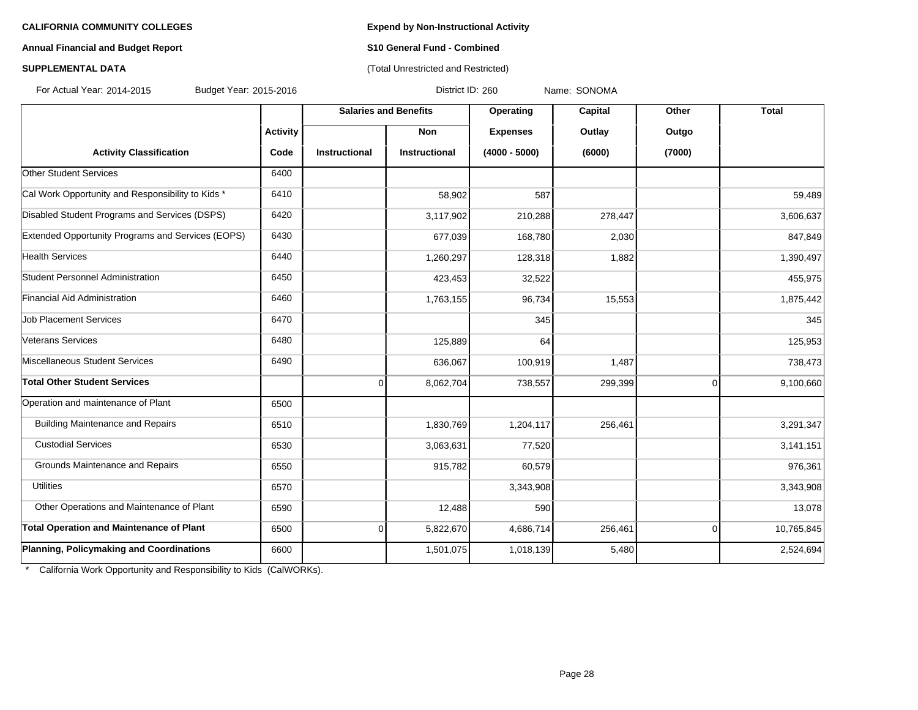**CALIFORNIA COMMUNITY COLLEGES**

**Annual Financial and Budget Report**

**SUPPLEMENTAL DATA**

**Expend by Non-Instructional Activity**

**S10 General Fund - Combined**

(Total Unrestricted and Restricted)

For Actual Year: 2014-2015 Budget Year: 2015-2016 District ID: 260 Name: SONOMA

| | | Salaries and Benefits | | Operating | Capital | Other | Total |
|---|---|---|---|---|---|---|---|
| | Activity | | Non | Expenses | Outlay | Outgo | |
| Activity Classification | Code | Instructional | Instructional | (4000 - 5000) | (6000) | (7000) | |
| Other Student Services | 6400 | | | | | | |
| Cal Work Opportunity and Responsibility to Kids * | 6410 | | 58,902 | 587 | | | 59,489 |
| Disabled Student Programs and Services (DSPS) | 6420 | | 3,117,902 | 210,288 | 278,447 | | 3,606,637 |
| Extended Opportunity Programs and Services (EOPS) | 6430 | | 677,039 | 168,780 | 2,030 | | 847,849 |
| Health Services | 6440 | | 1,260,297 | 128,318 | 1,882 | | 1,390,497 |
| Student Personnel Administration | 6450 | | 423,453 | 32,522 | | | 455,975 |
| Financial Aid Administration | 6460 | | 1,763,155 | 96,734 | 15,553 | | 1,875,442 |
| Job Placement Services | 6470 | | | 345 | | | 345 |
| Veterans Services | 6480 | | 125,889 | 64 | | | 125,953 |
| Miscellaneous Student Services | 6490 | | 636,067 | 100,919 | 1,487 | | 738,473 |
| **Total Other Student Services** | | 0 | 8,062,704 | 738,557 | 299,399 | 0 | 9,100,660 |
| Operation and maintenance of Plant | 6500 | | | | | | |
| Building Maintenance and Repairs | 6510 | | 1,830,769 | 1,204,117 | 256,461 | | 3,291,347 |
| Custodial Services | 6530 | | 3,063,631 | 77,520 | | | 3,141,151 |
| Grounds Maintenance and Repairs | 6550 | | 915,782 | 60,579 | | | 976,361 |
| Utilities | 6570 | | | 3,343,908 | | | 3,343,908 |
| Other Operations and Maintenance of Plant | 6590 | | 12,488 | 590 | | | 13,078 |
| **Total Operation and Maintenance of Plant** | 6500 | 0 | 5,822,670 | 4,686,714 | 256,461 | 0 | 10,765,845 |
| **Planning, Policymaking and Coordinations** | 6600 | | 1,501,075 | 1,018,139 | 5,480 | | 2,524,694 |

\* California Work Opportunity and Responsibility to Kids (CalWORKs).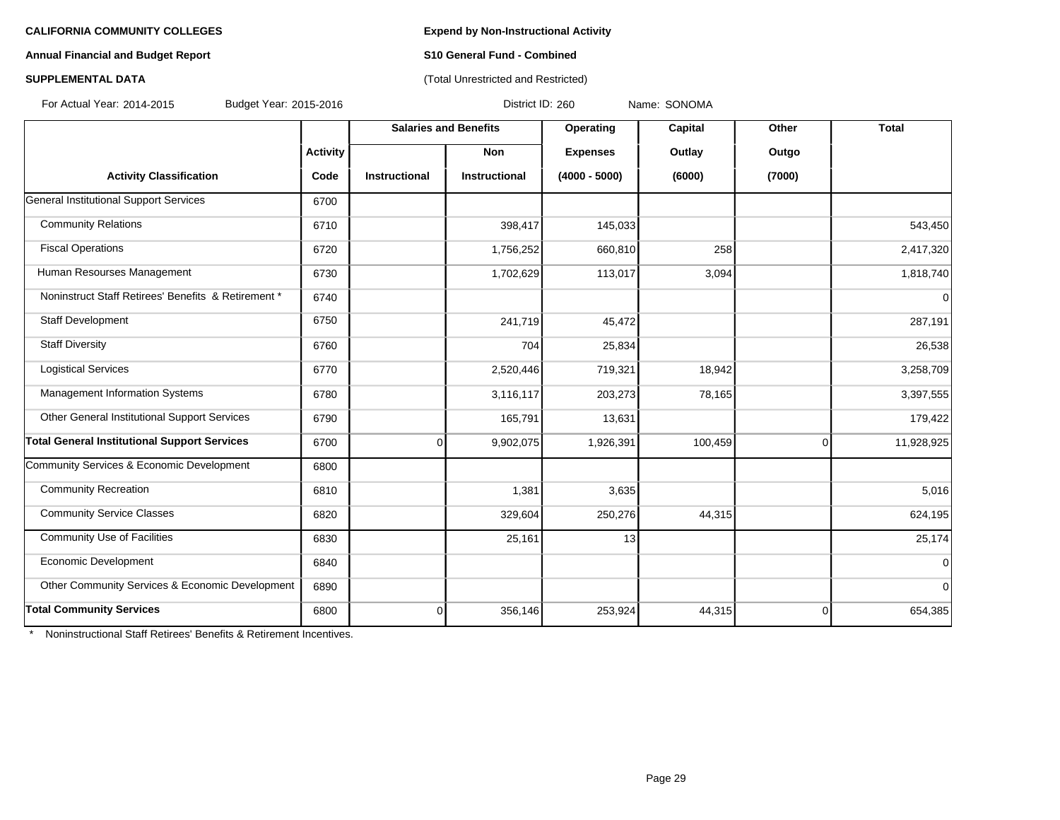**CALIFORNIA COMMUNITY COLLEGES**

**Annual Financial and Budget Report**

**SUPPLEMENTAL DATA**

**Expend by Non-Instructional Activity**

**S10 General Fund - Combined**

(Total Unrestricted and Restricted)

For Actual Year: 2014-2015 Budget Year: 2015-2016 District ID: 260 Name: SONOMA

| Activity Classification | Activity Code | Salaries and Benefits Instructional | Salaries and Benefits Non Instructional | Operating Expenses (4000 - 5000) | Capital Outlay (6000) | Other Outgo (7000) | Total |
|---|---|---|---|---|---|---|---|
| General Institutional Support Services | 6700 | | | | | | |
| Community Relations | 6710 | | 398,417 | 145,033 | | | 543,450 |
| Fiscal Operations | 6720 | | 1,756,252 | 660,810 | 258 | | 2,417,320 |
| Human Resourses Management | 6730 | | 1,702,629 | 113,017 | 3,094 | | 1,818,740 |
| Noninstruct Staff Retirees' Benefits & Retirement * | 6740 | | | | | | 0 |
| Staff Development | 6750 | | 241,719 | 45,472 | | | 287,191 |
| Staff Diversity | 6760 | | 704 | 25,834 | | | 26,538 |
| Logistical Services | 6770 | | 2,520,446 | 719,321 | 18,942 | | 3,258,709 |
| Management Information Systems | 6780 | | 3,116,117 | 203,273 | 78,165 | | 3,397,555 |
| Other General Institutional Support Services | 6790 | | 165,791 | 13,631 | | | 179,422 |
| **Total General Institutional Support Services** | 6700 | 0 | 9,902,075 | 1,926,391 | 100,459 | 0 | 11,928,925 |
| Community Services & Economic Development | 6800 | | | | | | |
| Community Recreation | 6810 | | 1,381 | 3,635 | | | 5,016 |
| Community Service Classes | 6820 | | 329,604 | 250,276 | 44,315 | | 624,195 |
| Community Use of Facilities | 6830 | | 25,161 | 13 | | | 25,174 |
| Economic Development | 6840 | | | | | | 0 |
| Other Community Services & Economic Development | 6890 | | | | | | 0 |
| **Total Community Services** | 6800 | 0 | 356,146 | 253,924 | 44,315 | 0 | 654,385 |

\* Noninstructional Staff Retirees' Benefits & Retirement Incentives.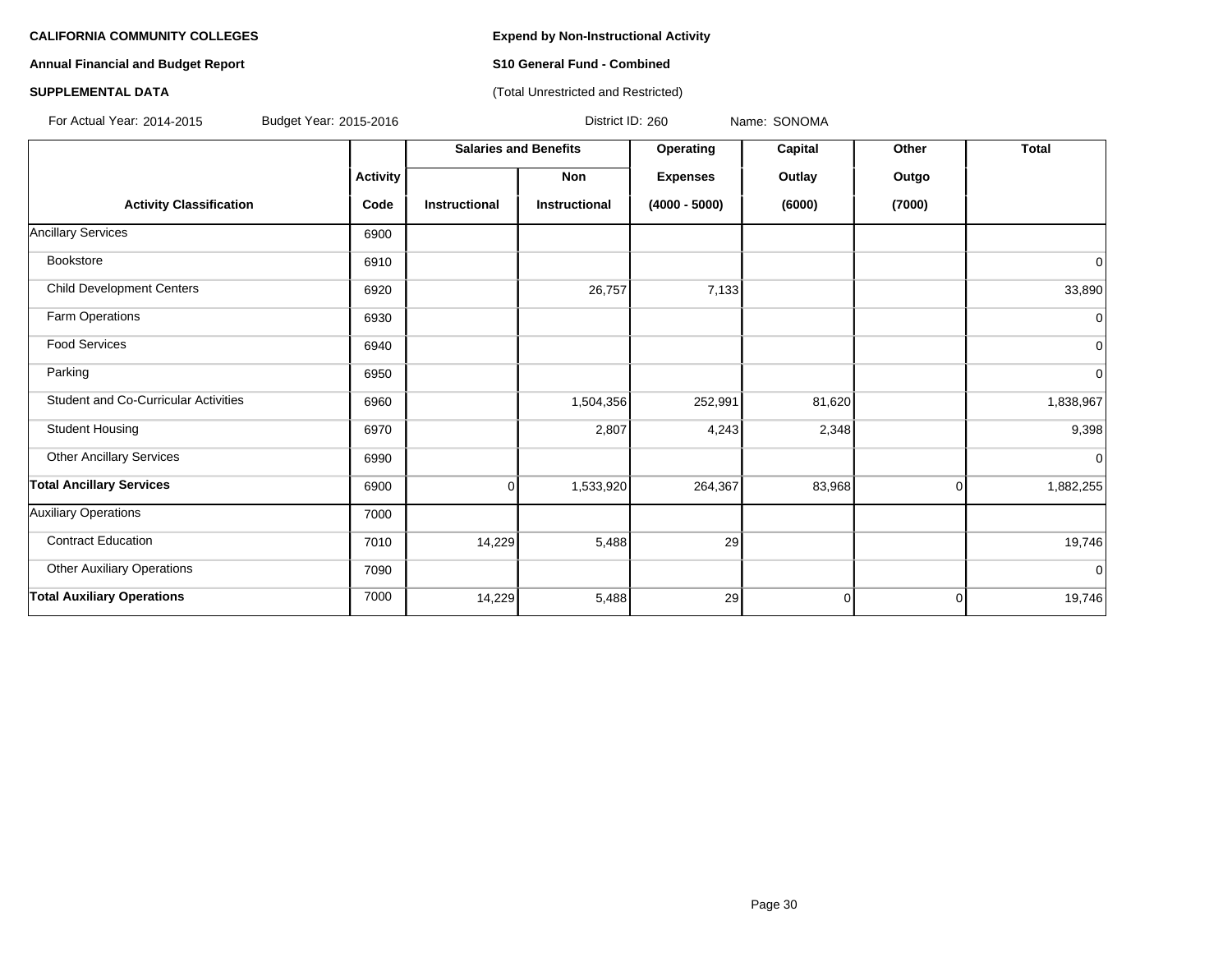**CALIFORNIA COMMUNITY COLLEGES**

**Annual Financial and Budget Report**

**SUPPLEMENTAL DATA**

**Expend by Non-Instructional Activity**

**S10 General Fund - Combined**

(Total Unrestricted and Restricted)

For Actual Year: 2014-2015 Budget Year: 2015-2016 District ID: 260 Name: SONOMA

| | | Salaries and Benefits | | Operating | Capital | Other | Total |
|---|---|---|---|---|---|---|---|
| | Activity | | Non | Expenses | Outlay | Outgo | |
| Activity Classification | Code | Instructional | Instructional | (4000 - 5000) | (6000) | (7000) | |
| Ancillary Services | 6900 | | | | | | |
| Bookstore | 6910 | | | | | | 0 |
| Child Development Centers | 6920 | | 26,757 | 7,133 | | | 33,890 |
| Farm Operations | 6930 | | | | | | 0 |
| Food Services | 6940 | | | | | | 0 |
| Parking | 6950 | | | | | | 0 |
| Student and Co-Curricular Activities | 6960 | | 1,504,356 | 252,991 | 81,620 | | 1,838,967 |
| Student Housing | 6970 | | 2,807 | 4,243 | 2,348 | | 9,398 |
| Other Ancillary Services | 6990 | | | | | | 0 |
| **Total Ancillary Services** | 6900 | 0 | 1,533,920 | 264,367 | 83,968 | 0 | 1,882,255 |
| Auxiliary Operations | 7000 | | | | | | |
| Contract Education | 7010 | 14,229 | 5,488 | 29 | | | 19,746 |
| Other Auxiliary Operations | 7090 | | | | | | 0 |
| **Total Auxiliary Operations** | 7000 | 14,229 | 5,488 | 29 | 0 | 0 | 19,746 |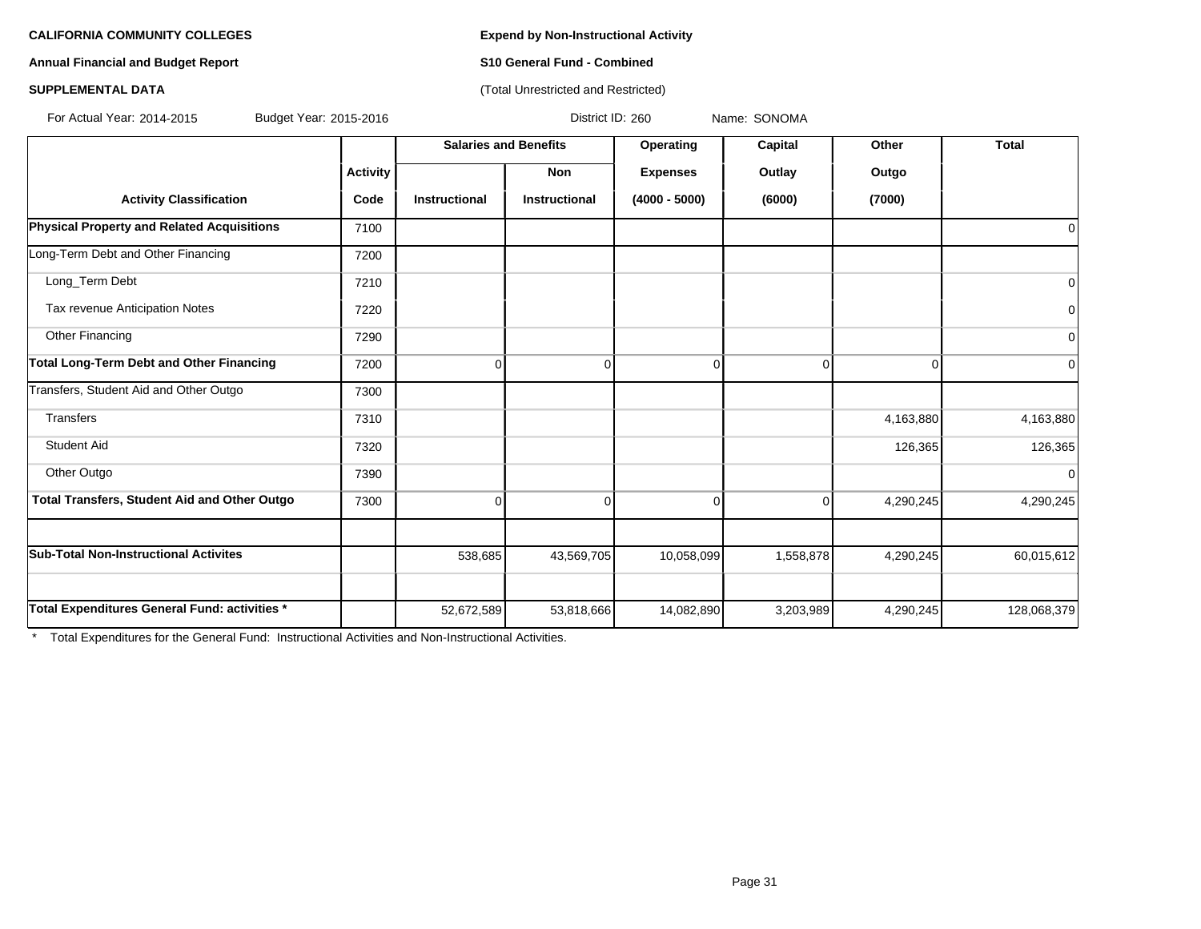**CALIFORNIA COMMUNITY COLLEGES**

**Annual Financial and Budget Report**

**SUPPLEMENTAL DATA**

**Expend by Non-Instructional Activity**

**S10 General Fund - Combined**

(Total Unrestricted and Restricted)

For Actual Year: 2014-2015 Budget Year: 2015-2016 District ID: 260 Name: SONOMA

| Activity Classification | Activity Code | Salaries and Benefits | | Operating Expenses (4000 - 5000) | Capital Outlay (6000) | Other Outgo (7000) | Total |
|---|---|---|---|---|---|---|---|
| | | Instructional | Non Instructional | | | | |
| **Physical Property and Related Acquisitions** | 7100 | | | | | | 0 |
| Long-Term Debt and Other Financing | 7200 | | | | | | |
| Long_Term Debt | 7210 | | | | | | 0 |
| Tax revenue Anticipation Notes | 7220 | | | | | | 0 |
| Other Financing | 7290 | | | | | | 0 |
| **Total Long-Term Debt and Other Financing** | 7200 | 0 | 0 | 0 | 0 | 0 | 0 |
| Transfers, Student Aid and Other Outgo | 7300 | | | | | | |
| Transfers | 7310 | | | | | 4,163,880 | 4,163,880 |
| Student Aid | 7320 | | | | | 126,365 | 126,365 |
| Other Outgo | 7390 | | | | | | 0 |
| **Total Transfers, Student Aid and Other Outgo** | 7300 | 0 | 0 | 0 | 0 | 4,290,245 | 4,290,245 |
| | | | | | | | |
| **Sub-Total Non-Instructional Activites** | | 538,685 | 43,569,705 | 10,058,099 | 1,558,878 | 4,290,245 | 60,015,612 |
| | | | | | | | |
| **Total Expenditures General Fund: activities *** | | 52,672,589 | 53,818,666 | 14,082,890 | 3,203,989 | 4,290,245 | 128,068,379 |

* Total Expenditures for the General Fund: Instructional Activities and Non-Instructional Activities.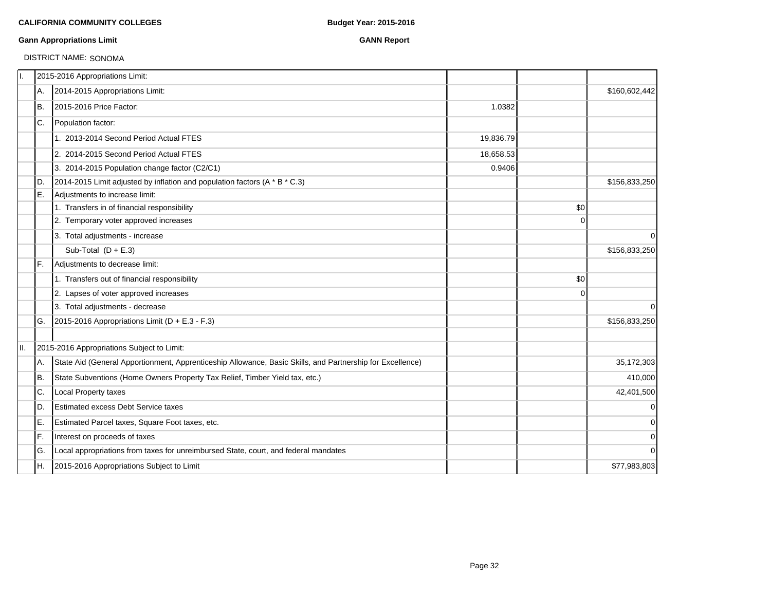**CALIFORNIA COMMUNITY COLLEGES** **Budget Year: 2015-2016**

**Gann Appropriations Limit** **GANN Report**

DISTRICT NAME: SONOMA

| | | | | | |
|---|---|---|---|---|---|
| I. | | 2015-2016 Appropriations Limit: | | | |
| | A. | 2014-2015 Appropriations Limit: | | | $160,602,442 |
| | B. | 2015-2016 Price Factor: | 1.0382 | | |
| | C. | Population factor: | | | |
| | | 1. 2013-2014 Second Period Actual FTES | 19,836.79 | | |
| | | 2. 2014-2015 Second Period Actual FTES | 18,658.53 | | |
| | | 3. 2014-2015 Population change factor (C2/C1) | 0.9406 | | |
| | D. | 2014-2015 Limit adjusted by inflation and population factors (A * B * C.3) | | | $156,833,250 |
| | E. | Adjustments to increase limit: | | | |
| | | 1. Transfers in of financial responsibility | | $0 | |
| | | 2. Temporary voter approved increases | | 0 | |
| | | 3. Total adjustments - increase | | | 0 |
| | | Sub-Total (D + E.3) | | | $156,833,250 |
| | F. | Adjustments to decrease limit: | | | |
| | | 1. Transfers out of financial responsibility | | $0 | |
| | | 2. Lapses of voter approved increases | | 0 | |
| | | 3. Total adjustments - decrease | | | 0 |
| | G. | 2015-2016 Appropriations Limit (D + E.3 - F.3) | | | $156,833,250 |
| | | | | | |
| II. | | 2015-2016 Appropriations Subject to Limit: | | | |
| | A. | State Aid (General Apportionment, Apprenticeship Allowance, Basic Skills, and Partnership for Excellence) | | | 35,172,303 |
| | B. | State Subventions (Home Owners Property Tax Relief, Timber Yield tax, etc.) | | | 410,000 |
| | C. | Local Property taxes | | | 42,401,500 |
| | D. | Estimated excess Debt Service taxes | | | 0 |
| | E. | Estimated Parcel taxes, Square Foot taxes, etc. | | | 0 |
| | F. | Interest on proceeds of taxes | | | 0 |
| | G. | Local appropriations from taxes for unreimbursed State, court, and federal mandates | | | 0 |
| | H. | 2015-2016 Appropriations Subject to Limit | | | $77,983,803 |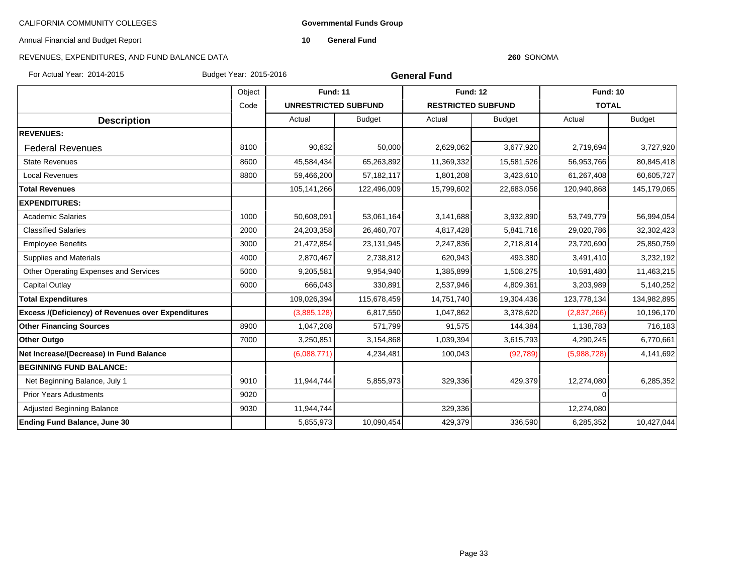CALIFORNIA COMMUNITY COLLEGES

Annual Financial and Budget Report

REVENUES, EXPENDITURES, AND FUND BALANCE DATA

**Governmental Funds Group**

**10** **General Fund**

**260** SONOMA

For Actual Year: 2014-2015 Budget Year: 2015-2016

## General Fund

| Description | Object Code | Fund: 11 UNRESTRICTED SUBFUND | | Fund: 12 RESTRICTED SUBFUND | | Fund: 10 TOTAL | |
|---|---|---|---|---|---|---|---|
| | | Actual | Budget | Actual | Budget | Actual | Budget |
| **REVENUES:** | | | | | | | |
| Federal Revenues | 8100 | 90,632 | 50,000 | 2,629,062 | 3,677,920 | 2,719,694 | 3,727,920 |
| State Revenues | 8600 | 45,584,434 | 65,263,892 | 11,369,332 | 15,581,526 | 56,953,766 | 80,845,418 |
| Local Revenues | 8800 | 59,466,200 | 57,182,117 | 1,801,208 | 3,423,610 | 61,267,408 | 60,605,727 |
| **Total Revenues** | | 105,141,266 | 122,496,009 | 15,799,602 | 22,683,056 | 120,940,868 | 145,179,065 |
| **EXPENDITURES:** | | | | | | | |
| Academic Salaries | 1000 | 50,608,091 | 53,061,164 | 3,141,688 | 3,932,890 | 53,749,779 | 56,994,054 |
| Classified Salaries | 2000 | 24,203,358 | 26,460,707 | 4,817,428 | 5,841,716 | 29,020,786 | 32,302,423 |
| Employee Benefits | 3000 | 21,472,854 | 23,131,945 | 2,247,836 | 2,718,814 | 23,720,690 | 25,850,759 |
| Supplies and Materials | 4000 | 2,870,467 | 2,738,812 | 620,943 | 493,380 | 3,491,410 | 3,232,192 |
| Other Operating Expenses and Services | 5000 | 9,205,581 | 9,954,940 | 1,385,899 | 1,508,275 | 10,591,480 | 11,463,215 |
| Capital Outlay | 6000 | 666,043 | 330,891 | 2,537,946 | 4,809,361 | 3,203,989 | 5,140,252 |
| **Total Expenditures** | | 109,026,394 | 115,678,459 | 14,751,740 | 19,304,436 | 123,778,134 | 134,982,895 |
| **Excess /(Deficiency) of Revenues over Expenditures** | | (3,885,128) | 6,817,550 | 1,047,862 | 3,378,620 | (2,837,266) | 10,196,170 |
| **Other Financing Sources** | 8900 | 1,047,208 | 571,799 | 91,575 | 144,384 | 1,138,783 | 716,183 |
| **Other Outgo** | 7000 | 3,250,851 | 3,154,868 | 1,039,394 | 3,615,793 | 4,290,245 | 6,770,661 |
| **Net Increase/(Decrease) in Fund Balance** | | (6,088,771) | 4,234,481 | 100,043 | (92,789) | (5,988,728) | 4,141,692 |
| **BEGINNING FUND BALANCE:** | | | | | | | |
| Net Beginning Balance, July 1 | 9010 | 11,944,744 | 5,855,973 | 329,336 | 429,379 | 12,274,080 | 6,285,352 |
| Prior Years Adustments | 9020 | | | | | 0 | |
| Adjusted Beginning Balance | 9030 | 11,944,744 | | 329,336 | | 12,274,080 | |
| **Ending Fund Balance, June 30** | | 5,855,973 | 10,090,454 | 429,379 | 336,590 | 6,285,352 | 10,427,044 |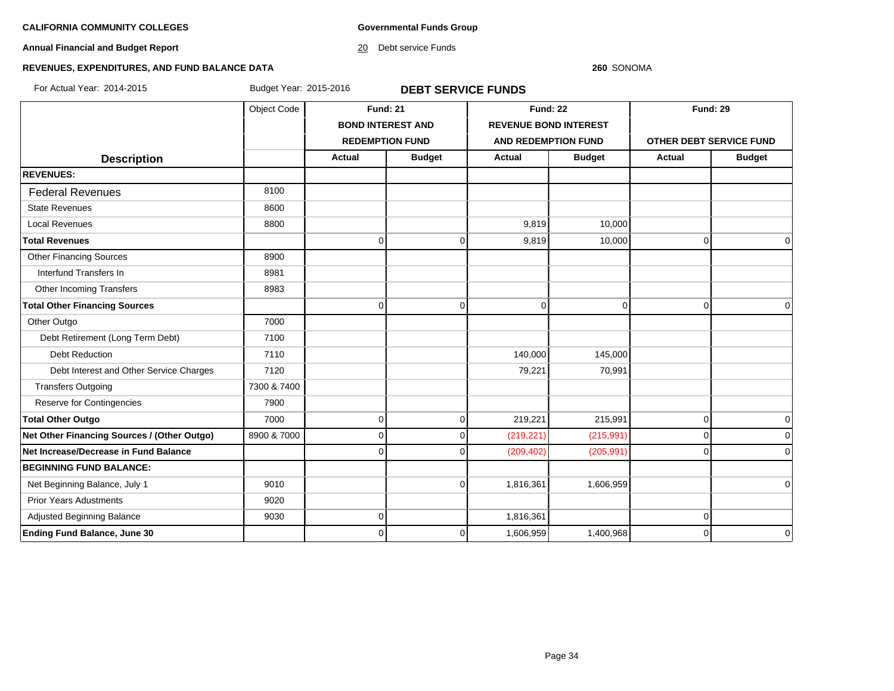**CALIFORNIA COMMUNITY COLLEGES**

**Annual Financial and Budget Report**

**REVENUES, EXPENDITURES, AND FUND BALANCE DATA**

**Governmental Funds Group**

20 Debt service Funds

**260** SONOMA

For Actual Year: 2014-2015 Budget Year: 2015-2016

## DEBT SERVICE FUNDS

| Description | Object Code | Fund: 21 BOND INTEREST AND REDEMPTION FUND | | Fund: 22 REVENUE BOND INTEREST AND REDEMPTION FUND | | Fund: 29 OTHER DEBT SERVICE FUND | |
|---|---|---|---|---|---|---|---|
| | | Actual | Budget | Actual | Budget | Actual | Budget |
| **REVENUES:** | | | | | | | |
| Federal Revenues | 8100 | | | | | | |
| State Revenues | 8600 | | | | | | |
| Local Revenues | 8800 | | | 9,819 | 10,000 | | |
| **Total Revenues** | | 0 | 0 | 9,819 | 10,000 | 0 | 0 |
| Other Financing Sources | 8900 | | | | | | |
| Interfund Transfers In | 8981 | | | | | | |
| Other Incoming Transfers | 8983 | | | | | | |
| **Total Other Financing Sources** | | 0 | 0 | 0 | 0 | 0 | 0 |
| Other Outgo | 7000 | | | | | | |
| Debt Retirement (Long Term Debt) | 7100 | | | | | | |
| Debt Reduction | 7110 | | | 140,000 | 145,000 | | |
| Debt Interest and Other Service Charges | 7120 | | | 79,221 | 70,991 | | |
| Transfers Outgoing | 7300 & 7400 | | | | | | |
| Reserve for Contingencies | 7900 | | | | | | |
| **Total Other Outgo** | 7000 | 0 | 0 | 219,221 | 215,991 | 0 | 0 |
| **Net Other Financing Sources / (Other Outgo)** | 8900 & 7000 | 0 | 0 | (219,221) | (215,991) | 0 | 0 |
| **Net Increase/Decrease in Fund Balance** | | 0 | 0 | (209,402) | (205,991) | 0 | 0 |
| **BEGINNING FUND BALANCE:** | | | | | | | |
| Net Beginning Balance, July 1 | 9010 | | 0 | 1,816,361 | 1,606,959 | | 0 |
| Prior Years Adustments | 9020 | | | | | | |
| Adjusted Beginning Balance | 9030 | 0 | | 1,816,361 | | 0 | |
| **Ending Fund Balance, June 30** | | 0 | 0 | 1,606,959 | 1,400,968 | 0 | 0 |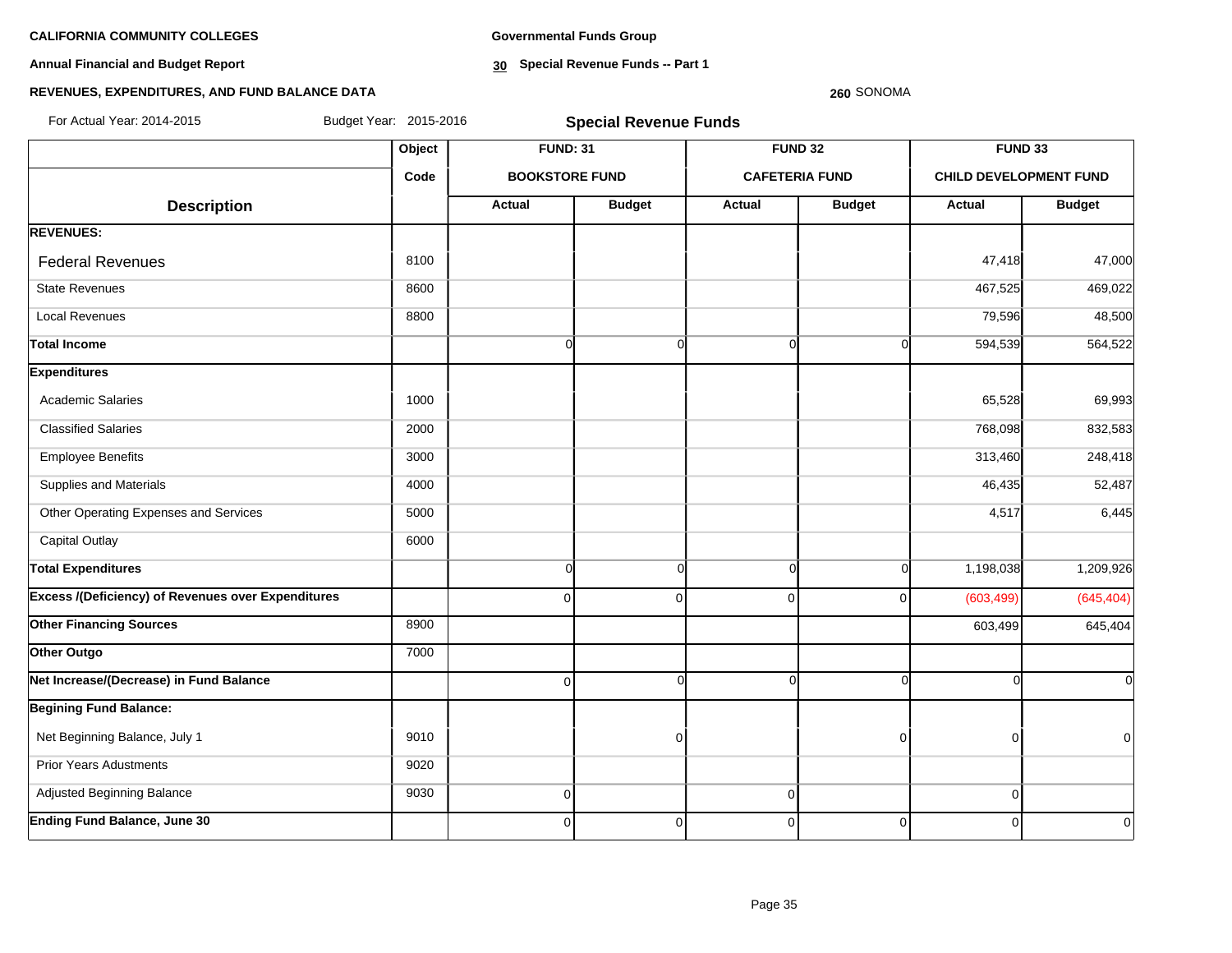**CALIFORNIA COMMUNITY COLLEGES**

**Annual Financial and Budget Report**

**REVENUES, EXPENDITURES, AND FUND BALANCE DATA**

**Governmental Funds Group**

**30 Special Revenue Funds -- Part 1**

**260** SONOMA

For Actual Year: 2014-2015 Budget Year: 2015-2016

## Special Revenue Funds

| Description | Object Code | FUND: 31 BOOKSTORE FUND | | FUND 32 CAFETERIA FUND | | FUND 33 CHILD DEVELOPMENT FUND | |
|---|---|---|---|---|---|---|---|
| | | Actual | Budget | Actual | Budget | Actual | Budget |
| **REVENUES:** | | | | | | | |
| Federal Revenues | 8100 | | | | | 47,418 | 47,000 |
| State Revenues | 8600 | | | | | 467,525 | 469,022 |
| Local Revenues | 8800 | | | | | 79,596 | 48,500 |
| **Total Income** | | 0 | 0 | 0 | 0 | 594,539 | 564,522 |
| **Expenditures** | | | | | | | |
| Academic Salaries | 1000 | | | | | 65,528 | 69,993 |
| Classified Salaries | 2000 | | | | | 768,098 | 832,583 |
| Employee Benefits | 3000 | | | | | 313,460 | 248,418 |
| Supplies and Materials | 4000 | | | | | 46,435 | 52,487 |
| Other Operating Expenses and Services | 5000 | | | | | 4,517 | 6,445 |
| Capital Outlay | 6000 | | | | | | |
| **Total Expenditures** | | 0 | 0 | 0 | 0 | 1,198,038 | 1,209,926 |
| **Excess /(Deficiency) of Revenues over Expenditures** | | 0 | 0 | 0 | 0 | (603,499) | (645,404) |
| **Other Financing Sources** | 8900 | | | | | 603,499 | 645,404 |
| **Other Outgo** | 7000 | | | | | | |
| **Net Increase/(Decrease) in Fund Balance** | | 0 | 0 | 0 | 0 | 0 | 0 |
| **Begining Fund Balance:** | | | | | | | |
| Net Beginning Balance, July 1 | 9010 | | 0 | | 0 | 0 | 0 |
| Prior Years Adustments | 9020 | | | | | | |
| Adjusted Beginning Balance | 9030 | 0 | | 0 | | 0 | |
| **Ending Fund Balance, June 30** | | 0 | 0 | 0 | 0 | 0 | 0 |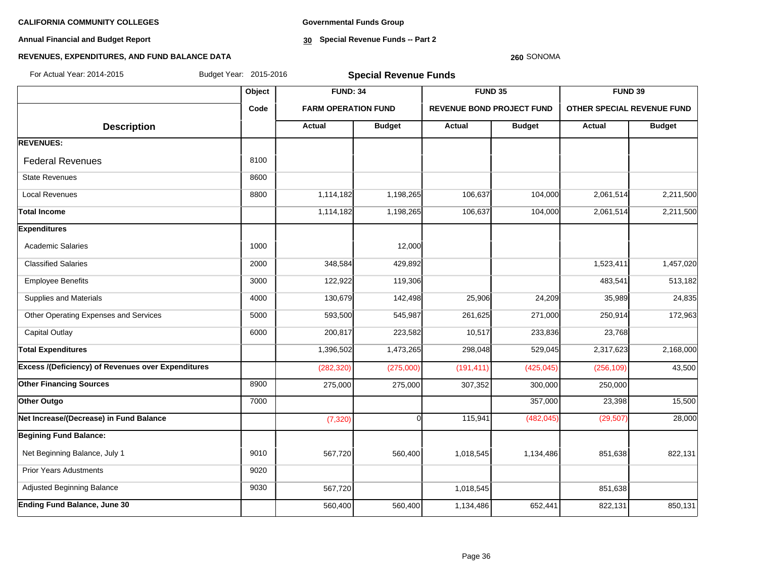**CALIFORNIA COMMUNITY COLLEGES**

**Annual Financial and Budget Report**

**REVENUES, EXPENDITURES, AND FUND BALANCE DATA**

**Governmental Funds Group**

**30 Special Revenue Funds -- Part 2**

**260** SONOMA

For Actual Year: 2014-2015 Budget Year: 2015-2016

## Special Revenue Funds

| Description | Object Code | FUND: 34 FARM OPERATION FUND | | FUND 35 REVENUE BOND PROJECT FUND | | FUND 39 OTHER SPECIAL REVENUE FUND | |
|---|---|---|---|---|---|---|---|
| | | Actual | Budget | Actual | Budget | Actual | Budget |
| **REVENUES:** | | | | | | | |
| Federal Revenues | 8100 | | | | | | |
| State Revenues | 8600 | | | | | | |
| Local Revenues | 8800 | 1,114,182 | 1,198,265 | 106,637 | 104,000 | 2,061,514 | 2,211,500 |
| **Total Income** | | 1,114,182 | 1,198,265 | 106,637 | 104,000 | 2,061,514 | 2,211,500 |
| **Expenditures** | | | | | | | |
| Academic Salaries | 1000 | | 12,000 | | | | |
| Classified Salaries | 2000 | 348,584 | 429,892 | | | 1,523,411 | 1,457,020 |
| Employee Benefits | 3000 | 122,922 | 119,306 | | | 483,541 | 513,182 |
| Supplies and Materials | 4000 | 130,679 | 142,498 | 25,906 | 24,209 | 35,989 | 24,835 |
| Other Operating Expenses and Services | 5000 | 593,500 | 545,987 | 261,625 | 271,000 | 250,914 | 172,963 |
| Capital Outlay | 6000 | 200,817 | 223,582 | 10,517 | 233,836 | 23,768 | |
| **Total Expenditures** | | 1,396,502 | 1,473,265 | 298,048 | 529,045 | 2,317,623 | 2,168,000 |
| **Excess /(Deficiency) of Revenues over Expenditures** | | (282,320) | (275,000) | (191,411) | (425,045) | (256,109) | 43,500 |
| **Other Financing Sources** | 8900 | 275,000 | 275,000 | 307,352 | 300,000 | 250,000 | |
| **Other Outgo** | 7000 | | | | 357,000 | 23,398 | 15,500 |
| **Net Increase/(Decrease) in Fund Balance** | | (7,320) | 0 | 115,941 | (482,045) | (29,507) | 28,000 |
| **Begining Fund Balance:** | | | | | | | |
| Net Beginning Balance, July 1 | 9010 | 567,720 | 560,400 | 1,018,545 | 1,134,486 | 851,638 | 822,131 |
| Prior Years Adustments | 9020 | | | | | | |
| Adjusted Beginning Balance | 9030 | 567,720 | | 1,018,545 | | 851,638 | |
| **Ending Fund Balance, June 30** | | 560,400 | 560,400 | 1,134,486 | 652,441 | 822,131 | 850,131 |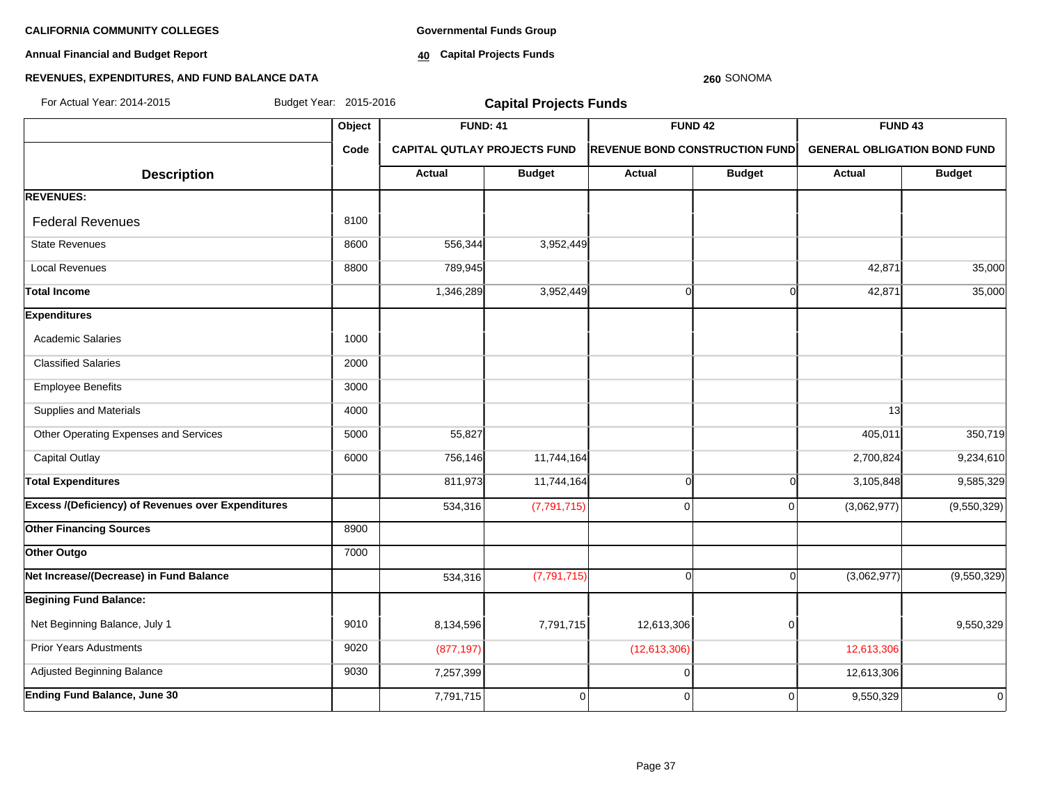**CALIFORNIA COMMUNITY COLLEGES**

**Annual Financial and Budget Report**

**REVENUES, EXPENDITURES, AND FUND BALANCE DATA**

**Governmental Funds Group**

**40 Capital Projects Funds**

**260** SONOMA

For Actual Year: 2014-2015 Budget Year: 2015-2016

## Capital Projects Funds

| | Object | FUND: 41 | | FUND 42 | | FUND 43 | |
|---|---|---|---|---|---|---|---|
| | Code | CAPITAL QUTLAY PROJECTS FUND | | REVENUE BOND CONSTRUCTION FUND | | GENERAL OBLIGATION BOND FUND | |
| **Description** | | **Actual** | **Budget** | **Actual** | **Budget** | **Actual** | **Budget** |
| **REVENUES:** | | | | | | | |
| Federal Revenues | 8100 | | | | | | |
| State Revenues | 8600 | 556,344 | 3,952,449 | | | | |
| Local Revenues | 8800 | 789,945 | | | | 42,871 | 35,000 |
| **Total Income** | | 1,346,289 | 3,952,449 | 0 | 0 | 42,871 | 35,000 |
| **Expenditures** | | | | | | | |
| Academic Salaries | 1000 | | | | | | |
| Classified Salaries | 2000 | | | | | | |
| Employee Benefits | 3000 | | | | | | |
| Supplies and Materials | 4000 | | | | | 13 | |
| Other Operating Expenses and Services | 5000 | 55,827 | | | | 405,011 | 350,719 |
| Capital Outlay | 6000 | 756,146 | 11,744,164 | | | 2,700,824 | 9,234,610 |
| **Total Expenditures** | | 811,973 | 11,744,164 | 0 | 0 | 3,105,848 | 9,585,329 |
| **Excess /(Deficiency) of Revenues over Expenditures** | | 534,316 | (7,791,715) | 0 | 0 | (3,062,977) | (9,550,329) |
| **Other Financing Sources** | 8900 | | | | | | |
| **Other Outgo** | 7000 | | | | | | |
| **Net Increase/(Decrease) in Fund Balance** | | 534,316 | (7,791,715) | 0 | 0 | (3,062,977) | (9,550,329) |
| **Begining Fund Balance:** | | | | | | | |
| Net Beginning Balance, July 1 | 9010 | 8,134,596 | 7,791,715 | 12,613,306 | 0 | | 9,550,329 |
| Prior Years Adustments | 9020 | (877,197) | | (12,613,306) | | 12,613,306 | |
| Adjusted Beginning Balance | 9030 | 7,257,399 | | 0 | | 12,613,306 | |
| **Ending Fund Balance, June 30** | | 7,791,715 | 0 | 0 | 0 | 9,550,329 | 0 |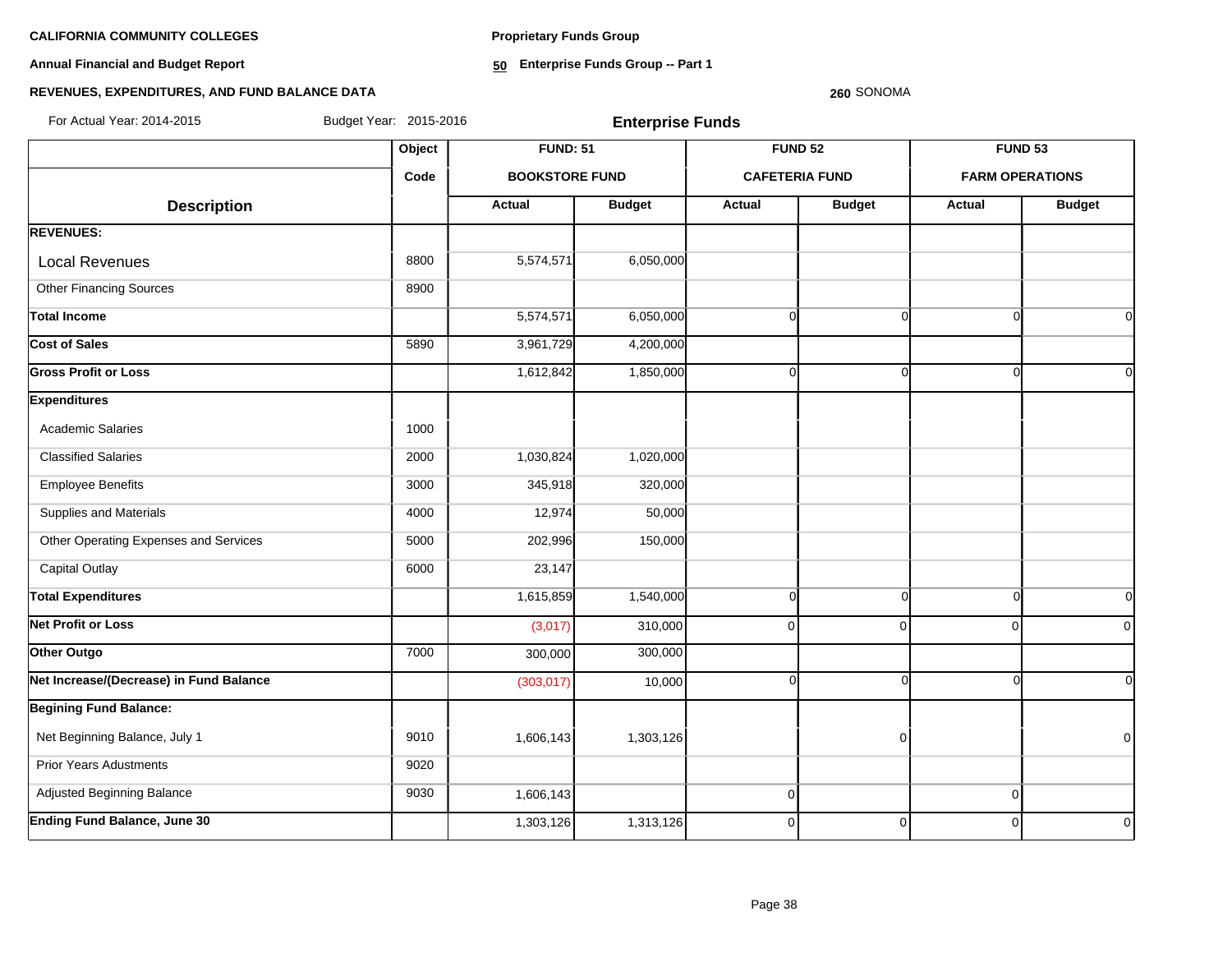**CALIFORNIA COMMUNITY COLLEGES**

**Annual Financial and Budget Report**

**REVENUES, EXPENDITURES, AND FUND BALANCE DATA**

**Proprietary Funds Group**

**50 Enterprise Funds Group -- Part 1**

**260** SONOMA

For Actual Year: 2014-2015 Budget Year: 2015-2016

**Enterprise Funds**

| Description | Object Code | FUND: 51 BOOKSTORE FUND Actual | FUND: 51 BOOKSTORE FUND Budget | FUND 52 CAFETERIA FUND Actual | FUND 52 CAFETERIA FUND Budget | FUND 53 FARM OPERATIONS Actual | FUND 53 FARM OPERATIONS Budget |
|---|---|---|---|---|---|---|---|
| **REVENUES:** | | | | | | | |
| Local Revenues | 8800 | 5,574,571 | 6,050,000 | | | | |
| Other Financing Sources | 8900 | | | | | | |
| **Total Income** | | 5,574,571 | 6,050,000 | 0 | 0 | 0 | 0 |
| **Cost of Sales** | 5890 | 3,961,729 | 4,200,000 | | | | |
| **Gross Profit or Loss** | | 1,612,842 | 1,850,000 | 0 | 0 | 0 | 0 |
| **Expenditures** | | | | | | | |
| Academic Salaries | 1000 | | | | | | |
| Classified Salaries | 2000 | 1,030,824 | 1,020,000 | | | | |
| Employee Benefits | 3000 | 345,918 | 320,000 | | | | |
| Supplies and Materials | 4000 | 12,974 | 50,000 | | | | |
| Other Operating Expenses and Services | 5000 | 202,996 | 150,000 | | | | |
| Capital Outlay | 6000 | 23,147 | | | | | |
| **Total Expenditures** | | 1,615,859 | 1,540,000 | 0 | 0 | 0 | 0 |
| **Net Profit or Loss** | | (3,017) | 310,000 | 0 | 0 | 0 | 0 |
| **Other Outgo** | 7000 | 300,000 | 300,000 | | | | |
| **Net Increase/(Decrease) in Fund Balance** | | (303,017) | 10,000 | 0 | 0 | 0 | 0 |
| **Begining Fund Balance:** | | | | | | | |
| Net Beginning Balance, July 1 | 9010 | 1,606,143 | 1,303,126 | | 0 | | 0 |
| Prior Years Adustments | 9020 | | | | | | |
| Adjusted Beginning Balance | 9030 | 1,606,143 | | 0 | | 0 | |
| **Ending Fund Balance, June 30** | | 1,303,126 | 1,313,126 | 0 | 0 | 0 | 0 |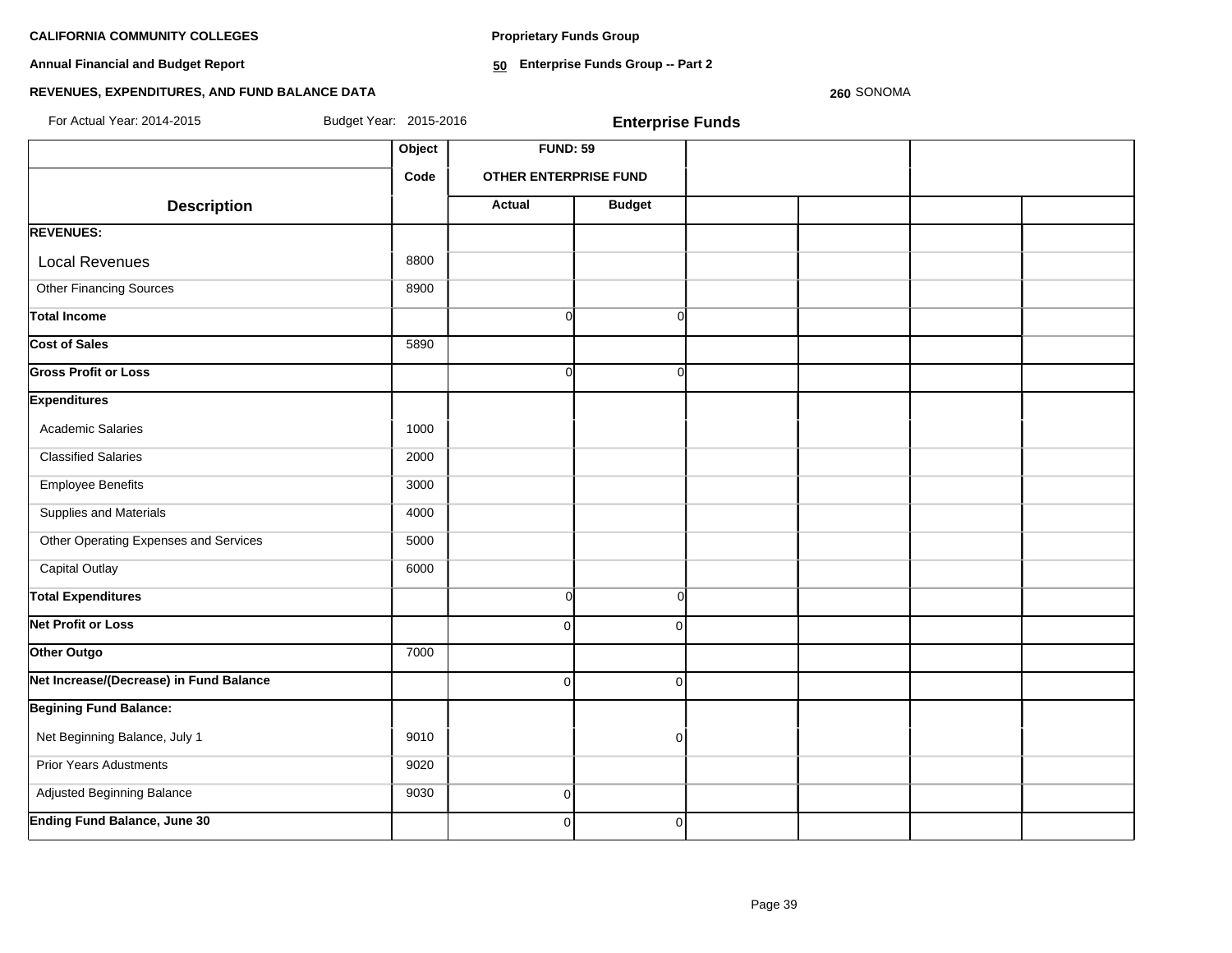**CALIFORNIA COMMUNITY COLLEGES**

**Annual Financial and Budget Report**

**REVENUES, EXPENDITURES, AND FUND BALANCE DATA**

For Actual Year: 2014-2015 Budget Year: 2015-2016

**Proprietary Funds Group**

**50 Enterprise Funds Group -- Part 2**

**260** SONOMA

**Enterprise Funds**

| | Object | FUND: 59 | | | | | |
|---|---|---|---|---|---|---|---|
| | Code | OTHER ENTERPRISE FUND | | | | | |
| **Description** | | **Actual** | **Budget** | | | | |
| **REVENUES:** | | | | | | | |
| Local Revenues | 8800 | | | | | | |
| Other Financing Sources | 8900 | | | | | | |
| **Total Income** | | 0 | 0 | | | | |
| **Cost of Sales** | 5890 | | | | | | |
| **Gross Profit or Loss** | | 0 | 0 | | | | |
| **Expenditures** | | | | | | | |
| Academic Salaries | 1000 | | | | | | |
| Classified Salaries | 2000 | | | | | | |
| Employee Benefits | 3000 | | | | | | |
| Supplies and Materials | 4000 | | | | | | |
| Other Operating Expenses and Services | 5000 | | | | | | |
| Capital Outlay | 6000 | | | | | | |
| **Total Expenditures** | | 0 | 0 | | | | |
| **Net Profit or Loss** | | 0 | 0 | | | | |
| **Other Outgo** | 7000 | | | | | | |
| **Net Increase/(Decrease) in Fund Balance** | | 0 | 0 | | | | |
| **Begining Fund Balance:** | | | | | | | |
| Net Beginning Balance, July 1 | 9010 | | 0 | | | | |
| Prior Years Adustments | 9020 | | | | | | |
| Adjusted Beginning Balance | 9030 | 0 | | | | | |
| **Ending Fund Balance, June 30** | | 0 | 0 | | | | |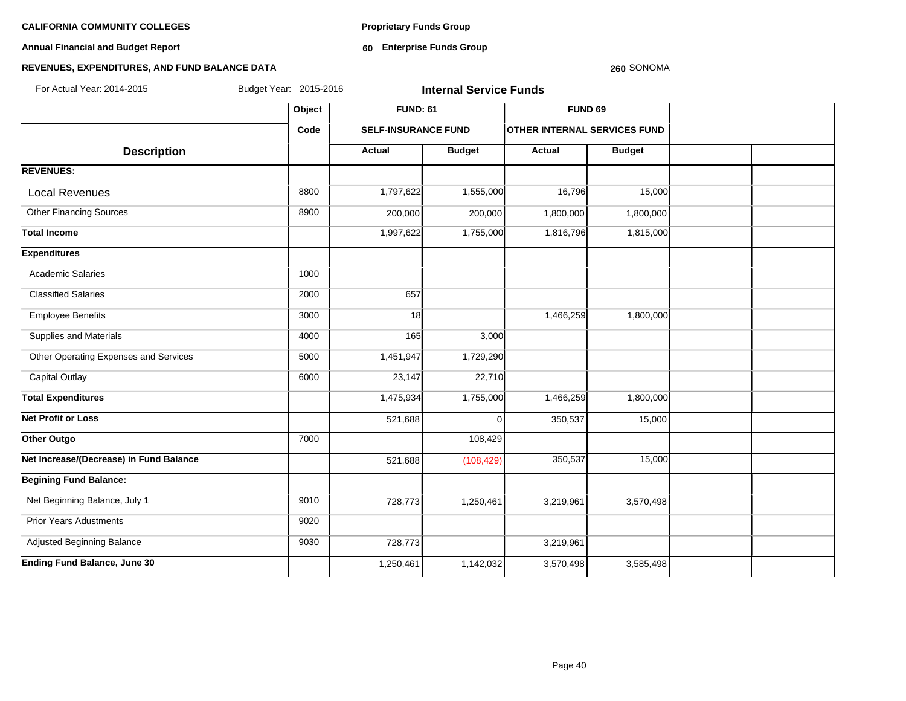**CALIFORNIA COMMUNITY COLLEGES**

**Annual Financial and Budget Report**

**REVENUES, EXPENDITURES, AND FUND BALANCE DATA**

**Proprietary Funds Group**

**60 Enterprise Funds Group**

**260** SONOMA

For Actual Year: 2014-2015 Budget Year: 2015-2016

## Internal Service Funds

| | Object | FUND: 61 | | FUND 69 | | | |
|---|---|---|---|---|---|---|---|
| | Code | SELF-INSURANCE FUND | | OTHER INTERNAL SERVICES FUND | | | |
| **Description** | | **Actual** | **Budget** | **Actual** | **Budget** | | |
| **REVENUES:** | | | | | | | |
| Local Revenues | 8800 | 1,797,622 | 1,555,000 | 16,796 | 15,000 | | |
| Other Financing Sources | 8900 | 200,000 | 200,000 | 1,800,000 | 1,800,000 | | |
| **Total Income** | | 1,997,622 | 1,755,000 | 1,816,796 | 1,815,000 | | |
| **Expenditures** | | | | | | | |
| Academic Salaries | 1000 | | | | | | |
| Classified Salaries | 2000 | 657 | | | | | |
| Employee Benefits | 3000 | 18 | | 1,466,259 | 1,800,000 | | |
| Supplies and Materials | 4000 | 165 | 3,000 | | | | |
| Other Operating Expenses and Services | 5000 | 1,451,947 | 1,729,290 | | | | |
| Capital Outlay | 6000 | 23,147 | 22,710 | | | | |
| **Total Expenditures** | | 1,475,934 | 1,755,000 | 1,466,259 | 1,800,000 | | |
| **Net Profit or Loss** | | 521,688 | 0 | 350,537 | 15,000 | | |
| **Other Outgo** | 7000 | | 108,429 | | | | |
| **Net Increase/(Decrease) in Fund Balance** | | 521,688 | (108,429) | 350,537 | 15,000 | | |
| **Begining Fund Balance:** | | | | | | | |
| Net Beginning Balance, July 1 | 9010 | 728,773 | 1,250,461 | 3,219,961 | 3,570,498 | | |
| Prior Years Adustments | 9020 | | | | | | |
| Adjusted Beginning Balance | 9030 | 728,773 | | 3,219,961 | | | |
| **Ending Fund Balance, June 30** | | 1,250,461 | 1,142,032 | 3,570,498 | 3,585,498 | | |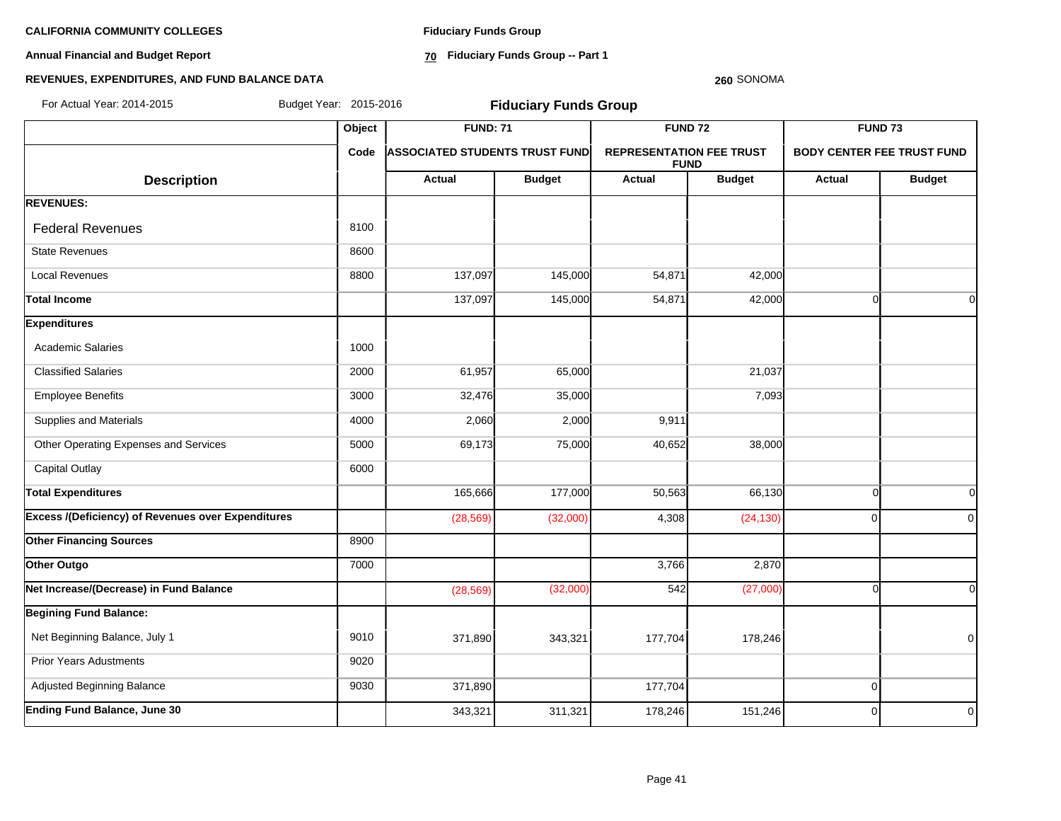**CALIFORNIA COMMUNITY COLLEGES**

**Annual Financial and Budget Report**

**REVENUES, EXPENDITURES, AND FUND BALANCE DATA**

**Fiduciary Funds Group**

**70 Fiduciary Funds Group -- Part 1**

**260** SONOMA

For Actual Year: 2014-2015 Budget Year: 2015-2016

## Fiduciary Funds Group

| Description | Object Code | FUND: 71 ASSOCIATED STUDENTS TRUST FUND | | FUND 72 REPRESENTATION FEE TRUST FUND | | FUND 73 BODY CENTER FEE TRUST FUND | |
|---|---|---|---|---|---|---|---|
| | | Actual | Budget | Actual | Budget | Actual | Budget |
| **REVENUES:** | | | | | | | |
| Federal Revenues | 8100 | | | | | | |
| State Revenues | 8600 | | | | | | |
| Local Revenues | 8800 | 137,097 | 145,000 | 54,871 | 42,000 | | |
| **Total Income** | | 137,097 | 145,000 | 54,871 | 42,000 | 0 | 0 |
| **Expenditures** | | | | | | | |
| Academic Salaries | 1000 | | | | | | |
| Classified Salaries | 2000 | 61,957 | 65,000 | | 21,037 | | |
| Employee Benefits | 3000 | 32,476 | 35,000 | | 7,093 | | |
| Supplies and Materials | 4000 | 2,060 | 2,000 | 9,911 | | | |
| Other Operating Expenses and Services | 5000 | 69,173 | 75,000 | 40,652 | 38,000 | | |
| Capital Outlay | 6000 | | | | | | |
| **Total Expenditures** | | 165,666 | 177,000 | 50,563 | 66,130 | 0 | 0 |
| **Excess /(Deficiency) of Revenues over Expenditures** | | (28,569) | (32,000) | 4,308 | (24,130) | 0 | 0 |
| **Other Financing Sources** | 8900 | | | | | | |
| **Other Outgo** | 7000 | | | 3,766 | 2,870 | | |
| **Net Increase/(Decrease) in Fund Balance** | | (28,569) | (32,000) | 542 | (27,000) | 0 | 0 |
| **Begining Fund Balance:** | | | | | | | |
| Net Beginning Balance, July 1 | 9010 | 371,890 | 343,321 | 177,704 | 178,246 | | 0 |
| Prior Years Adjustments | 9020 | | | | | | |
| Adjusted Beginning Balance | 9030 | 371,890 | | 177,704 | | 0 | |
| **Ending Fund Balance, June 30** | | 343,321 | 311,321 | 178,246 | 151,246 | 0 | 0 |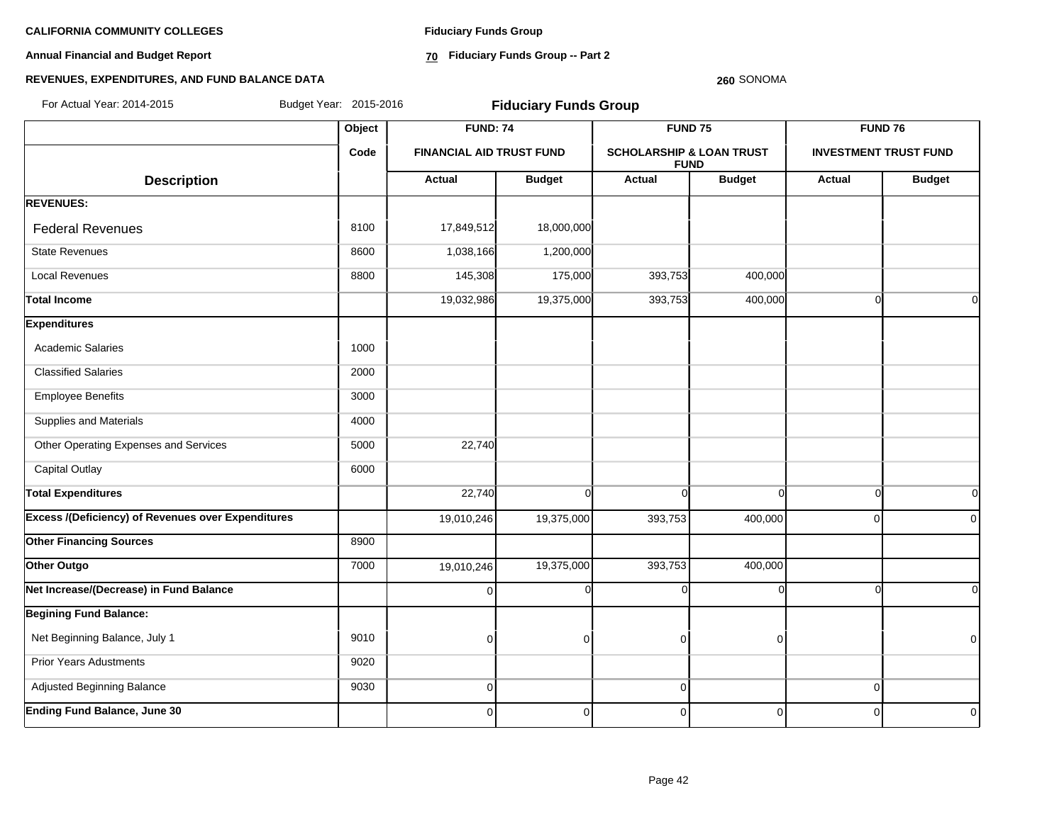**CALIFORNIA COMMUNITY COLLEGES**

**Annual Financial and Budget Report**

**REVENUES, EXPENDITURES, AND FUND BALANCE DATA**

**Fiduciary Funds Group**

**70 Fiduciary Funds Group -- Part 2**

**260** SONOMA

For Actual Year: 2014-2015 Budget Year: 2015-2016

## Fiduciary Funds Group

| Description | Object Code | FUND: 74 FINANCIAL AID TRUST FUND | | FUND 75 SCHOLARSHIP & LOAN TRUST FUND | | FUND 76 INVESTMENT TRUST FUND | |
|---|---|---|---|---|---|---|---|
| | | Actual | Budget | Actual | Budget | Actual | Budget |
| **REVENUES:** | | | | | | | |
| Federal Revenues | 8100 | 17,849,512 | 18,000,000 | | | | |
| State Revenues | 8600 | 1,038,166 | 1,200,000 | | | | |
| Local Revenues | 8800 | 145,308 | 175,000 | 393,753 | 400,000 | | |
| **Total Income** | | 19,032,986 | 19,375,000 | 393,753 | 400,000 | 0 | 0 |
| **Expenditures** | | | | | | | |
| Academic Salaries | 1000 | | | | | | |
| Classified Salaries | 2000 | | | | | | |
| Employee Benefits | 3000 | | | | | | |
| Supplies and Materials | 4000 | | | | | | |
| Other Operating Expenses and Services | 5000 | 22,740 | | | | | |
| Capital Outlay | 6000 | | | | | | |
| **Total Expenditures** | | 22,740 | 0 | 0 | 0 | 0 | 0 |
| **Excess /(Deficiency) of Revenues over Expenditures** | | 19,010,246 | 19,375,000 | 393,753 | 400,000 | 0 | 0 |
| **Other Financing Sources** | 8900 | | | | | | |
| **Other Outgo** | 7000 | 19,010,246 | 19,375,000 | 393,753 | 400,000 | | |
| **Net Increase/(Decrease) in Fund Balance** | | 0 | 0 | 0 | 0 | 0 | 0 |
| **Begining Fund Balance:** | | | | | | | |
| Net Beginning Balance, July 1 | 9010 | 0 | 0 | 0 | 0 | | 0 |
| Prior Years Adustments | 9020 | | | | | | |
| Adjusted Beginning Balance | 9030 | 0 | | 0 | | 0 | |
| **Ending Fund Balance, June 30** | | 0 | 0 | 0 | 0 | 0 | 0 |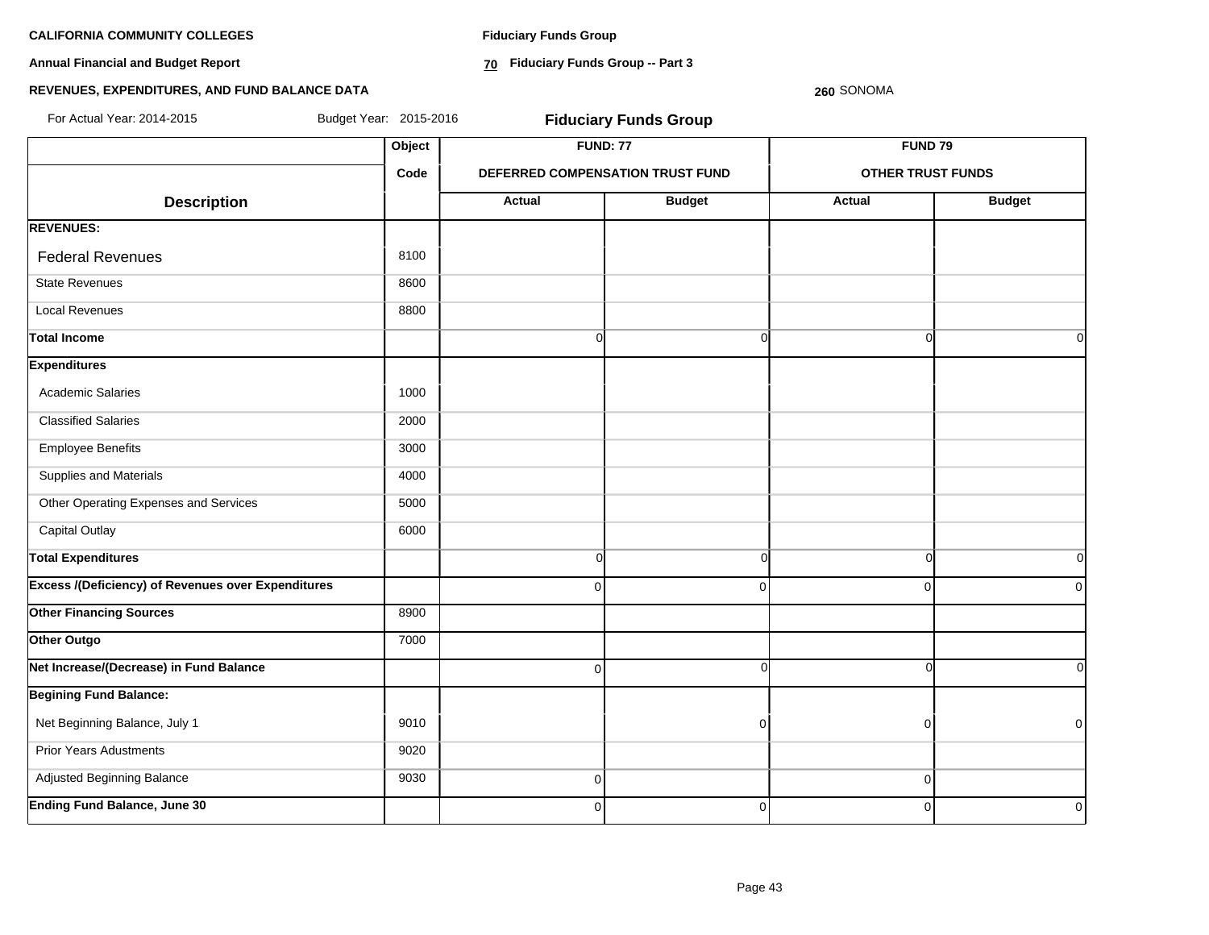**CALIFORNIA COMMUNITY COLLEGES**

**Annual Financial and Budget Report**

**REVENUES, EXPENDITURES, AND FUND BALANCE DATA**

**Fiduciary Funds Group**

**70 Fiduciary Funds Group -- Part 3**

**260** SONOMA

For Actual Year: 2014-2015 Budget Year: 2015-2016

## Fiduciary Funds Group

| | Object | FUND: 77 | | FUND 79 | |
|---|---|---|---|---|---|
| | Code | DEFERRED COMPENSATION TRUST FUND | | OTHER TRUST FUNDS | |
| **Description** | | **Actual** | **Budget** | **Actual** | **Budget** |
| **REVENUES:** | | | | | |
| Federal Revenues | 8100 | | | | |
| State Revenues | 8600 | | | | |
| Local Revenues | 8800 | | | | |
| **Total Income** | | 0 | 0 | 0 | 0 |
| **Expenditures** | | | | | |
| Academic Salaries | 1000 | | | | |
| Classified Salaries | 2000 | | | | |
| Employee Benefits | 3000 | | | | |
| Supplies and Materials | 4000 | | | | |
| Other Operating Expenses and Services | 5000 | | | | |
| Capital Outlay | 6000 | | | | |
| **Total Expenditures** | | 0 | 0 | 0 | 0 |
| **Excess /(Deficiency) of Revenues over Expenditures** | | 0 | 0 | 0 | 0 |
| **Other Financing Sources** | 8900 | | | | |
| **Other Outgo** | 7000 | | | | |
| **Net Increase/(Decrease) in Fund Balance** | | 0 | 0 | 0 | 0 |
| **Begining Fund Balance:** | | | | | |
| Net Beginning Balance, July 1 | 9010 | | 0 | 0 | 0 |
| Prior Years Adustments | 9020 | | | | |
| Adjusted Beginning Balance | 9030 | 0 | | 0 | |
| **Ending Fund Balance, June 30** | | 0 | 0 | 0 | 0 |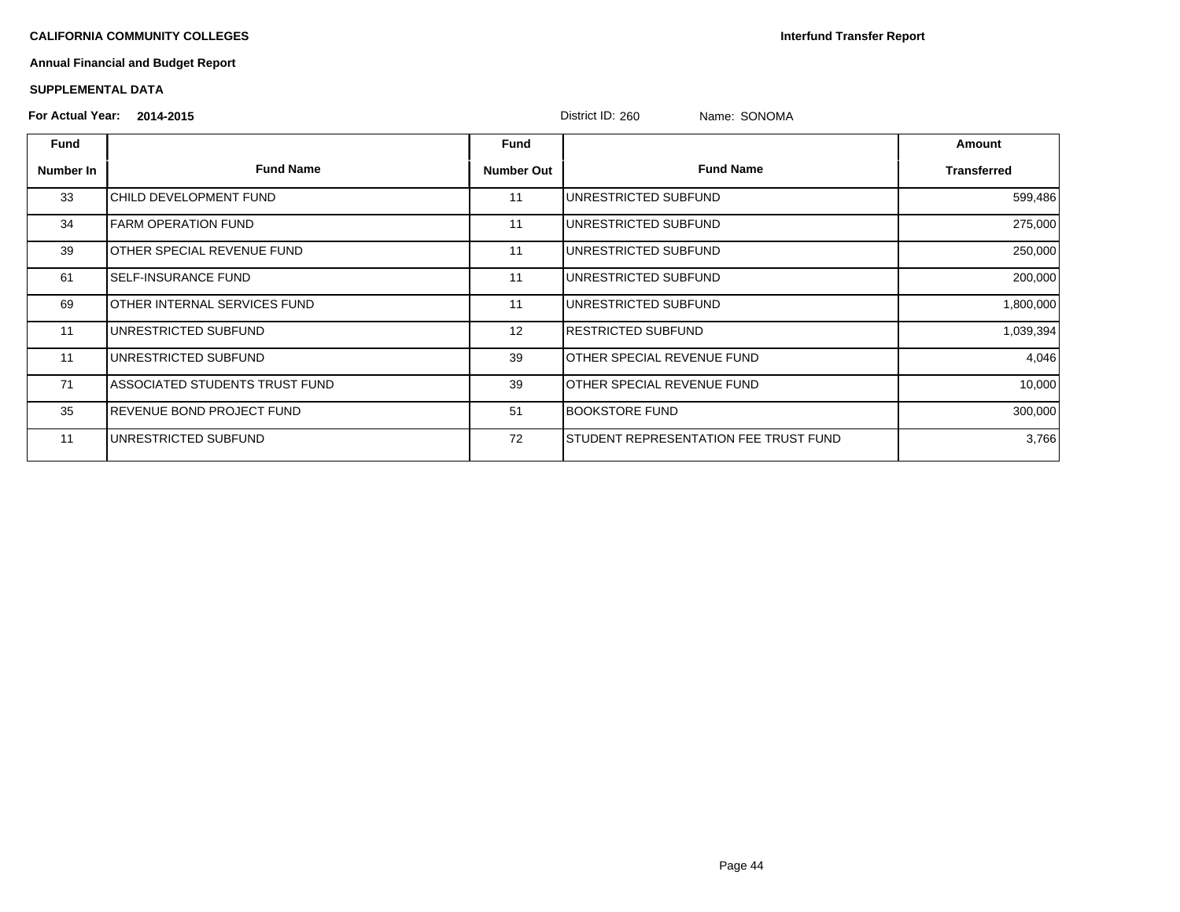**CALIFORNIA COMMUNITY COLLEGES**

**Interfund Transfer Report**

**Annual Financial and Budget Report**

**SUPPLEMENTAL DATA**

**For Actual Year: 2014-2015** District ID: 260 Name: SONOMA

| Fund Number In | Fund Name | Fund Number Out | Fund Name | Amount Transferred |
|---|---|---|---|---|
| 33 | CHILD DEVELOPMENT FUND | 11 | UNRESTRICTED SUBFUND | 599,486 |
| 34 | FARM OPERATION FUND | 11 | UNRESTRICTED SUBFUND | 275,000 |
| 39 | OTHER SPECIAL REVENUE FUND | 11 | UNRESTRICTED SUBFUND | 250,000 |
| 61 | SELF-INSURANCE FUND | 11 | UNRESTRICTED SUBFUND | 200,000 |
| 69 | OTHER INTERNAL SERVICES FUND | 11 | UNRESTRICTED SUBFUND | 1,800,000 |
| 11 | UNRESTRICTED SUBFUND | 12 | RESTRICTED SUBFUND | 1,039,394 |
| 11 | UNRESTRICTED SUBFUND | 39 | OTHER SPECIAL REVENUE FUND | 4,046 |
| 71 | ASSOCIATED STUDENTS TRUST FUND | 39 | OTHER SPECIAL REVENUE FUND | 10,000 |
| 35 | REVENUE BOND PROJECT FUND | 51 | BOOKSTORE FUND | 300,000 |
| 11 | UNRESTRICTED SUBFUND | 72 | STUDENT REPRESENTATION FEE TRUST FUND | 3,766 |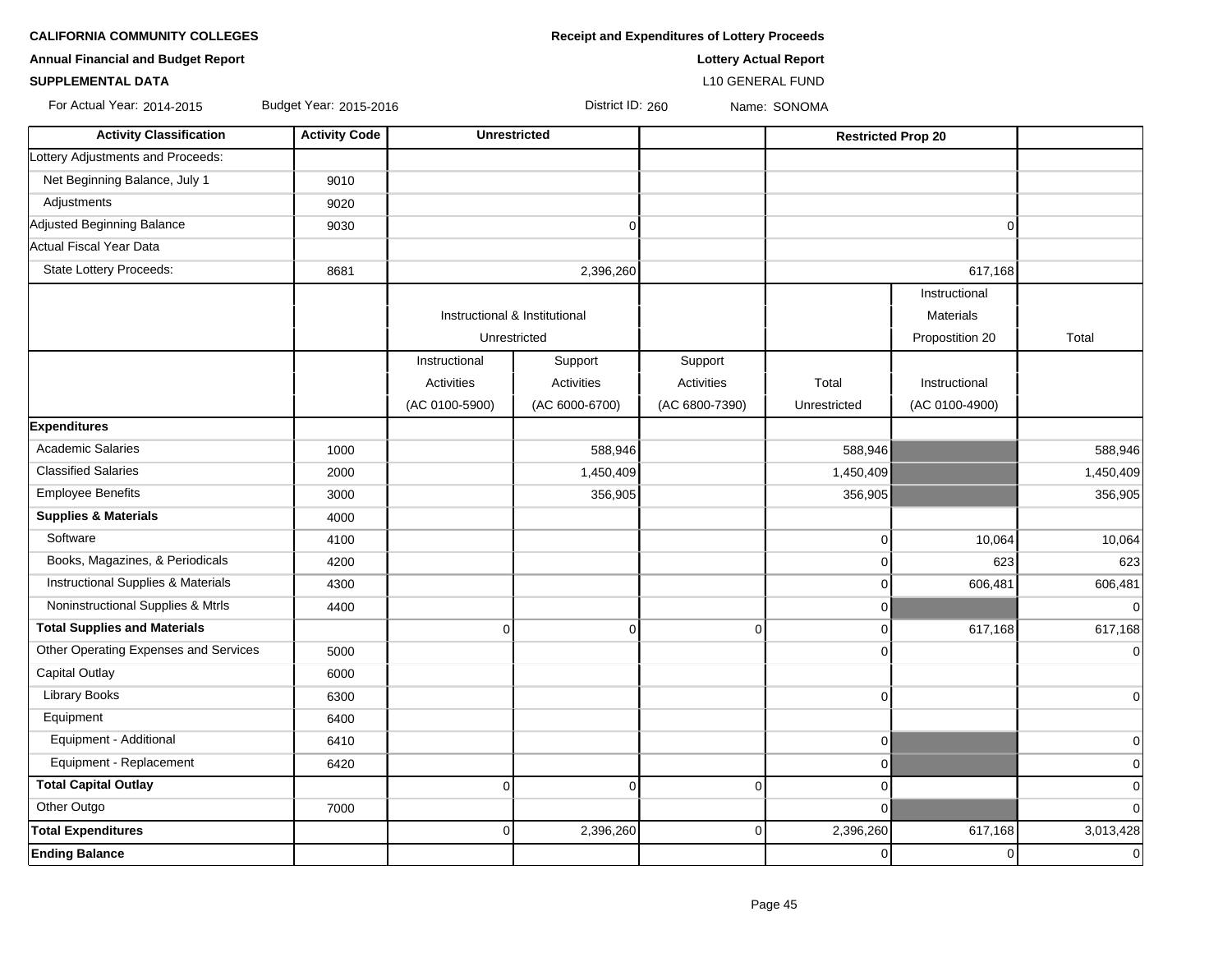**CALIFORNIA COMMUNITY COLLEGES**

**Annual Financial and Budget Report**

**SUPPLEMENTAL DATA**

**Receipt and Expenditures of Lottery Proceeds**

**Lottery Actual Report**

L10 GENERAL FUND

For Actual Year: 2014-2015 Budget Year: 2015-2016 District ID: 260 Name: SONOMA

| Activity Classification | Activity Code | Unrestricted | | | Restricted Prop 20 | | |
|---|---|---|---|---|---|---|---|
| Lottery Adjustments and Proceeds: | | | | | | | |
| Net Beginning Balance, July 1 | 9010 | | | | | | |
| Adjustments | 9020 | | | | | | |
| Adjusted Beginning Balance | 9030 | | 0 | | | 0 | |
| Actual Fiscal Year Data | | | | | | | |
| State Lottery Proceeds: | 8681 | | 2,396,260 | | | 617,168 | |
| | | Instructional & Institutional Unrestricted | | | | Instructional Materials Propostition 20 | Total |
| | | Instructional Activities (AC 0100-5900) | Support Activities (AC 6000-6700) | Support Activities (AC 6800-7390) | Total Unrestricted | Instructional (AC 0100-4900) | |
| **Expenditures** | | | | | | | |
| Academic Salaries | 1000 | | 588,946 | | 588,946 | | 588,946 |
| Classified Salaries | 2000 | | 1,450,409 | | 1,450,409 | | 1,450,409 |
| Employee Benefits | 3000 | | 356,905 | | 356,905 | | 356,905 |
| **Supplies & Materials** | 4000 | | | | | | |
| Software | 4100 | | | | 0 | 10,064 | 10,064 |
| Books, Magazines, & Periodicals | 4200 | | | | 0 | 623 | 623 |
| Instructional Supplies & Materials | 4300 | | | | 0 | 606,481 | 606,481 |
| Noninstructional Supplies & Mtrls | 4400 | | | | 0 | | 0 |
| **Total Supplies and Materials** | | 0 | 0 | 0 | 0 | 617,168 | 617,168 |
| Other Operating Expenses and Services | 5000 | | | | 0 | | 0 |
| Capital Outlay | 6000 | | | | | | |
| Library Books | 6300 | | | | 0 | | 0 |
| Equipment | 6400 | | | | | | |
| Equipment - Additional | 6410 | | | | 0 | | 0 |
| Equipment - Replacement | 6420 | | | | 0 | | 0 |
| **Total Capital Outlay** | | 0 | 0 | 0 | 0 | | 0 |
| Other Outgo | 7000 | | | | 0 | | 0 |
| **Total Expenditures** | | 0 | 2,396,260 | 0 | 2,396,260 | 617,168 | 3,013,428 |
| **Ending Balance** | | | | | 0 | 0 | 0 |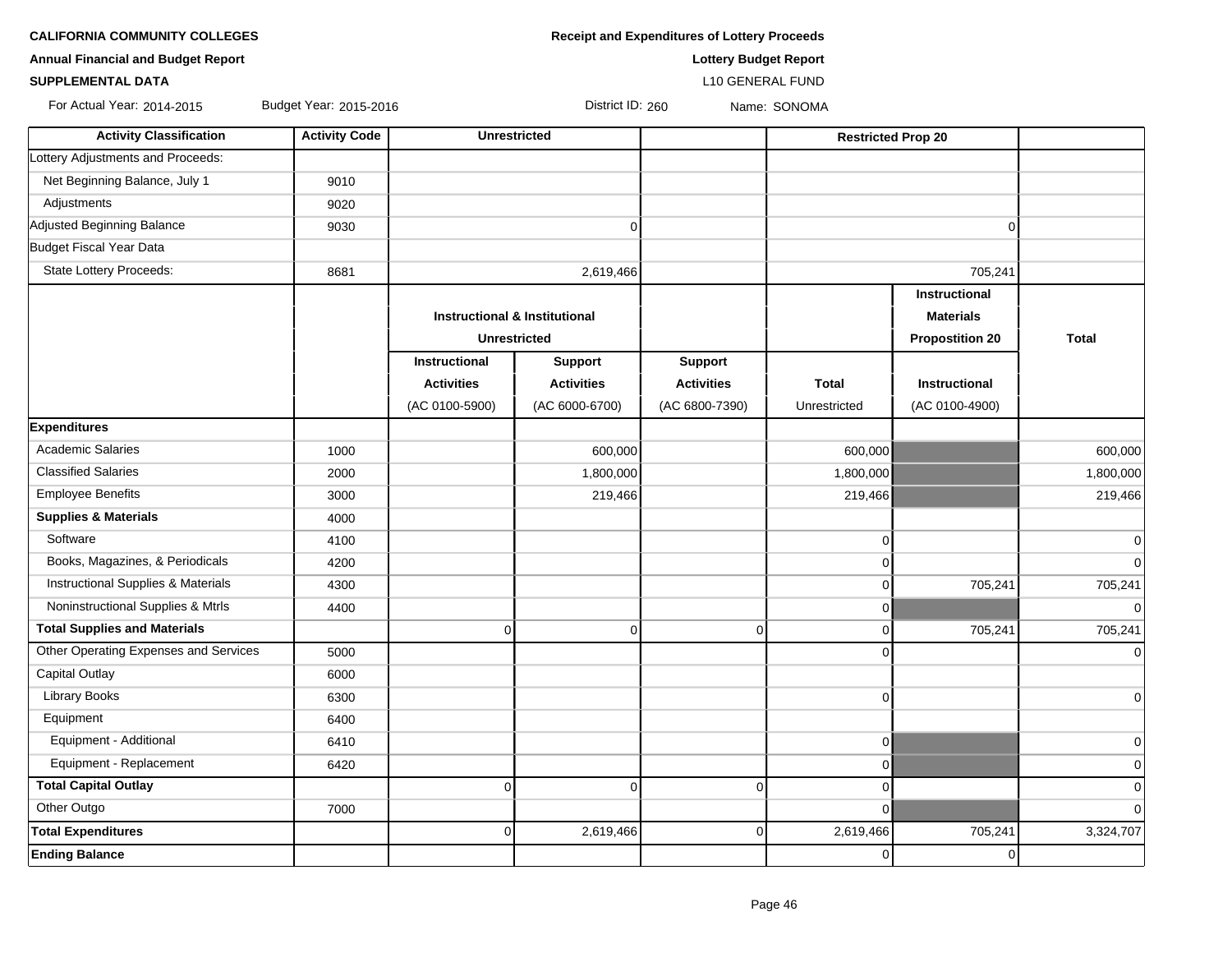**CALIFORNIA COMMUNITY COLLEGES**

**Annual Financial and Budget Report**

**SUPPLEMENTAL DATA**

**Receipt and Expenditures of Lottery Proceeds**

**Lottery Budget Report**

L10 GENERAL FUND

For Actual Year: 2014-2015 Budget Year: 2015-2016 District ID: 260 Name: SONOMA

| Activity Classification | Activity Code | Unrestricted | | | | Restricted Prop 20 | |
|---|---|---|---|---|---|---|---|
| Lottery Adjustments and Proceeds: | | | | | | | |
| Net Beginning Balance, July 1 | 9010 | | | | | | |
| Adjustments | 9020 | | | | | | |
| Adjusted Beginning Balance | 9030 | | 0 | | | 0 | |
| Budget Fiscal Year Data | | | | | | | |
| State Lottery Proceeds: | 8681 | | 2,619,466 | | | 705,241 | |
| | | Instructional & Institutional Unrestricted | | | | Instructional Materials Propostition 20 | Total |
| | | Instructional Activities (AC 0100-5900) | Support Activities (AC 6000-6700) | Support Activities (AC 6800-7390) | Total Unrestricted | Instructional (AC 0100-4900) | |
| **Expenditures** | | | | | | | |
| Academic Salaries | 1000 | | 600,000 | | 600,000 | | 600,000 |
| Classified Salaries | 2000 | | 1,800,000 | | 1,800,000 | | 1,800,000 |
| Employee Benefits | 3000 | | 219,466 | | 219,466 | | 219,466 |
| **Supplies & Materials** | 4000 | | | | | | |
| Software | 4100 | | | | 0 | | 0 |
| Books, Magazines, & Periodicals | 4200 | | | | 0 | | 0 |
| Instructional Supplies & Materials | 4300 | | | | 0 | 705,241 | 705,241 |
| Noninstructional Supplies & Mtrls | 4400 | | | | 0 | | 0 |
| **Total Supplies and Materials** | | 0 | 0 | 0 | 0 | 705,241 | 705,241 |
| Other Operating Expenses and Services | 5000 | | | | 0 | | 0 |
| Capital Outlay | 6000 | | | | | | |
| Library Books | 6300 | | | | 0 | | 0 |
| Equipment | 6400 | | | | | | |
| Equipment - Additional | 6410 | | | | 0 | | 0 |
| Equipment - Replacement | 6420 | | | | 0 | | 0 |
| **Total Capital Outlay** | | 0 | 0 | 0 | 0 | | 0 |
| Other Outgo | 7000 | | | | 0 | | 0 |
| **Total Expenditures** | | 0 | 2,619,466 | 0 | 2,619,466 | 705,241 | 3,324,707 |
| **Ending Balance** | | | | | 0 | 0 | |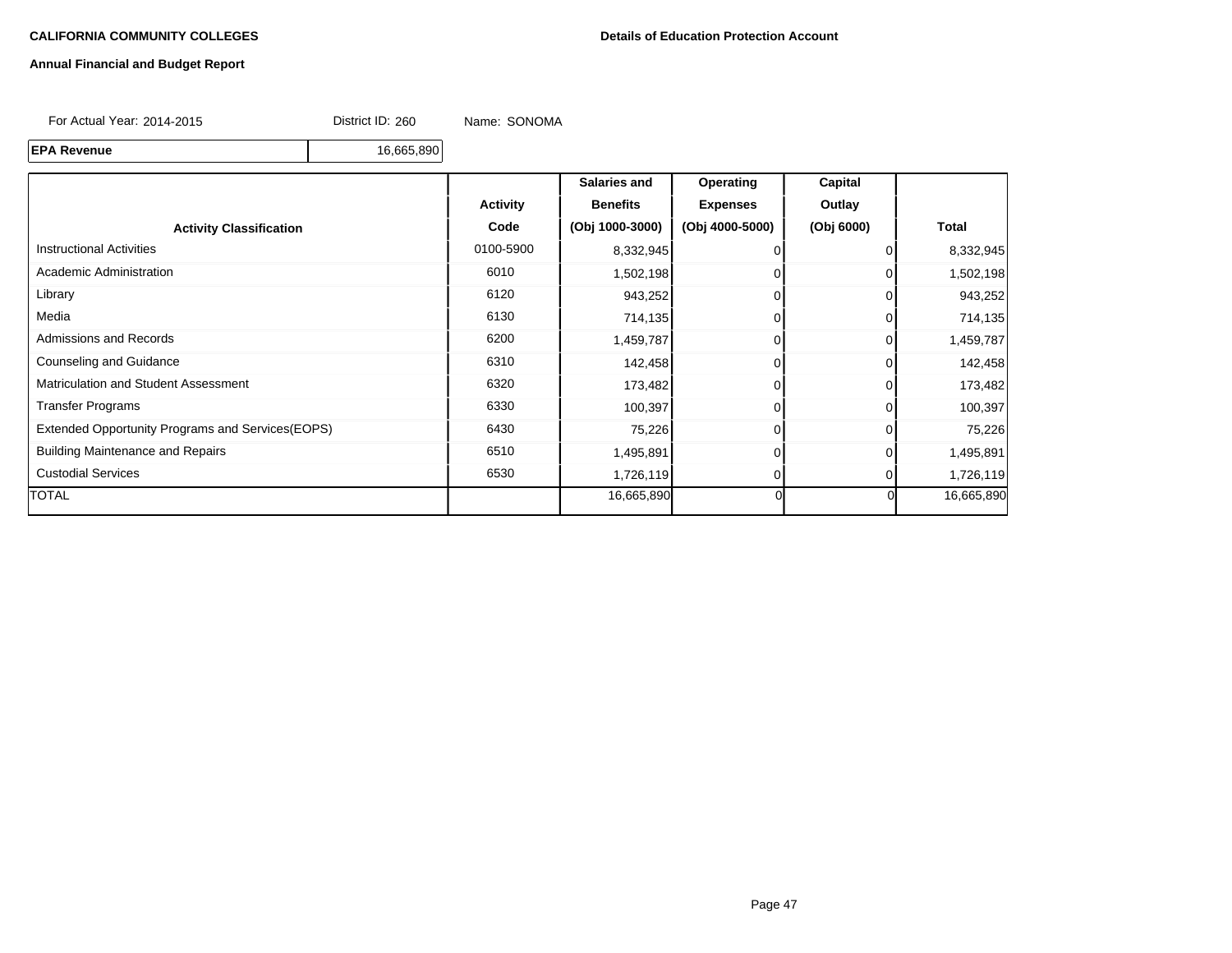**CALIFORNIA COMMUNITY COLLEGES**

**Details of Education Protection Account**

**Annual Financial and Budget Report**

For Actual Year: 2014-2015 District ID: 260 Name: SONOMA

| **EPA Revenue** | 16,665,890 |
|---|---|

| **Activity Classification** | **Activity Code** | **Salaries and Benefits (Obj 1000-3000)** | **Operating Expenses (Obj 4000-5000)** | **Capital Outlay (Obj 6000)** | **Total** |
|---|---|---|---|---|---|
| Instructional Activities | 0100-5900 | 8,332,945 | 0 | 0 | 8,332,945 |
| Academic Administration | 6010 | 1,502,198 | 0 | 0 | 1,502,198 |
| Library | 6120 | 943,252 | 0 | 0 | 943,252 |
| Media | 6130 | 714,135 | 0 | 0 | 714,135 |
| Admissions and Records | 6200 | 1,459,787 | 0 | 0 | 1,459,787 |
| Counseling and Guidance | 6310 | 142,458 | 0 | 0 | 142,458 |
| Matriculation and Student Assessment | 6320 | 173,482 | 0 | 0 | 173,482 |
| Transfer Programs | 6330 | 100,397 | 0 | 0 | 100,397 |
| Extended Opportunity Programs and Services(EOPS) | 6430 | 75,226 | 0 | 0 | 75,226 |
| Building Maintenance and Repairs | 6510 | 1,495,891 | 0 | 0 | 1,495,891 |
| Custodial Services | 6530 | 1,726,119 | 0 | 0 | 1,726,119 |
| TOTAL | | 16,665,890 | 0 | 0 | 16,665,890 |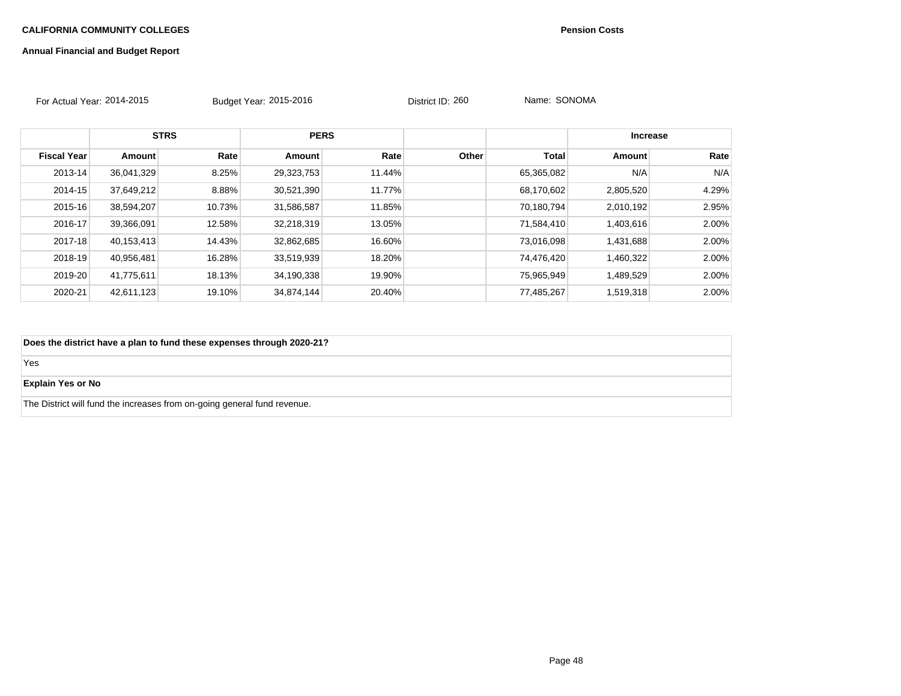**CALIFORNIA COMMUNITY COLLEGES**

**Pension Costs**

**Annual Financial and Budget Report**

For Actual Year: 2014-2015 Budget Year: 2015-2016 District ID: 260 Name: SONOMA

| | STRS | | PERS | | | | Increase | |
|---|---|---|---|---|---|---|---|---|
| **Fiscal Year** | **Amount** | **Rate** | **Amount** | **Rate** | **Other** | **Total** | **Amount** | **Rate** |
| 2013-14 | 36,041,329 | 8.25% | 29,323,753 | 11.44% | | 65,365,082 | N/A | N/A |
| 2014-15 | 37,649,212 | 8.88% | 30,521,390 | 11.77% | | 68,170,602 | 2,805,520 | 4.29% |
| 2015-16 | 38,594,207 | 10.73% | 31,586,587 | 11.85% | | 70,180,794 | 2,010,192 | 2.95% |
| 2016-17 | 39,366,091 | 12.58% | 32,218,319 | 13.05% | | 71,584,410 | 1,403,616 | 2.00% |
| 2017-18 | 40,153,413 | 14.43% | 32,862,685 | 16.60% | | 73,016,098 | 1,431,688 | 2.00% |
| 2018-19 | 40,956,481 | 16.28% | 33,519,939 | 18.20% | | 74,476,420 | 1,460,322 | 2.00% |
| 2019-20 | 41,775,611 | 18.13% | 34,190,338 | 19.90% | | 75,965,949 | 1,489,529 | 2.00% |
| 2020-21 | 42,611,123 | 19.10% | 34,874,144 | 20.40% | | 77,485,267 | 1,519,318 | 2.00% |

**Does the district have a plan to fund these expenses through 2020-21?**

Yes

**Explain Yes or No**

The District will fund the increases from on-going general fund revenue.